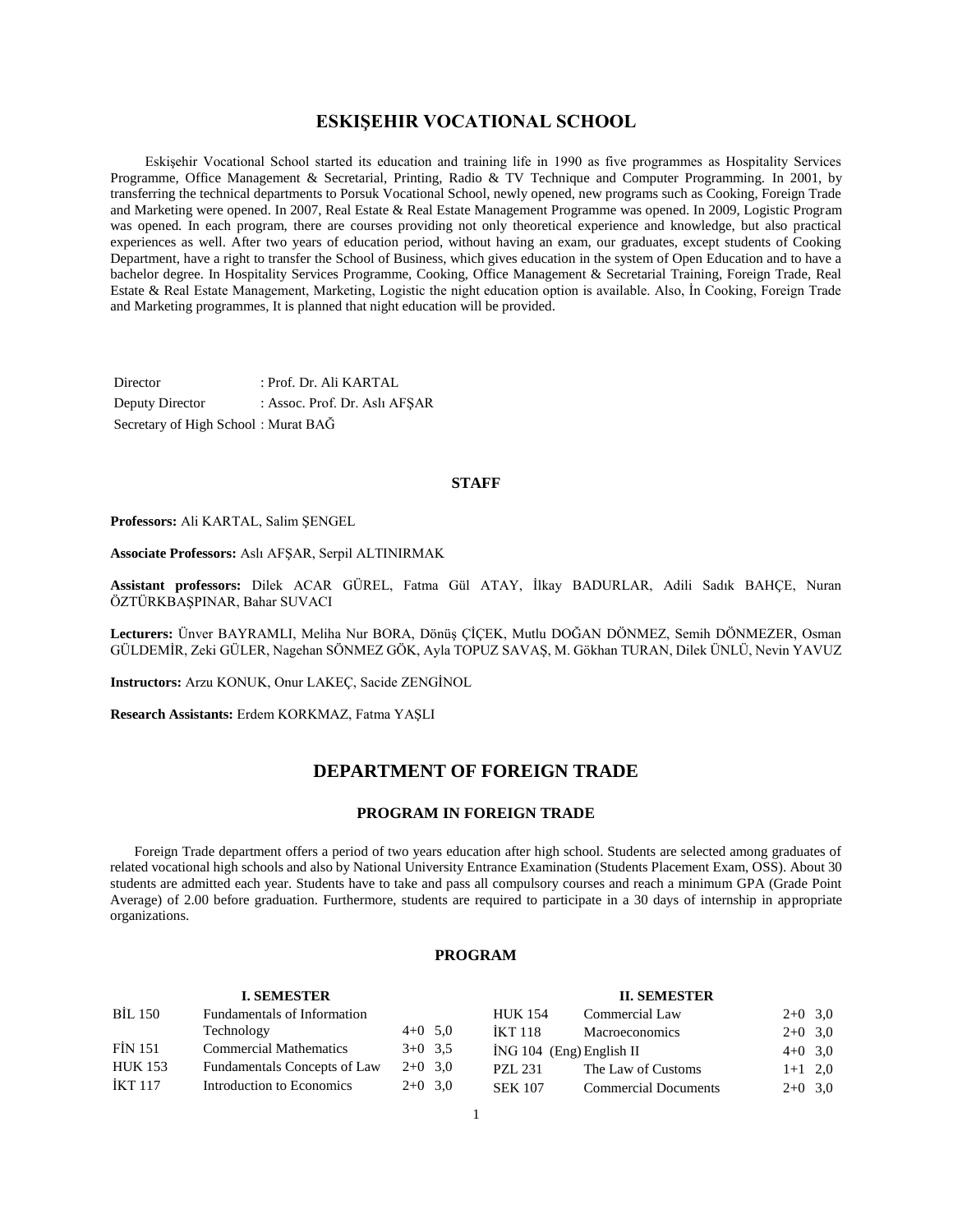# ESKIŞEHIR VOCATIONAL SCHOOL

Eskişehir Vocational School started its education and training life in 1990 as five programmes as Hospitality Services Programme, Office Management & Secretarial, Printing, Radio & TV Technique and Computer Programming. In 2001, by transferring the technical departments to Porsuk Vocational School, newly opened, new programs such as Cooking, Foreign Trade and Marketing were opened. In 2007, Real Estate & Real Estate Management Programme was opened. In 2009, Logistic Program was opened. In each program, there are courses providing not only theoretical experience and knowledge, but also practical experiences as well. After two years of education period, without having an exam, our graduates, except students of Cooking Department, have a right to transfer the School of Business, which gives education in the system of Open Education and to have a bachelor degree. In Hospitality Services Programme, Cooking, Office Management & Secretarial Training, Foreign Trade, Real Estate & Real Estate Management, Marketing, Logistic the night education option is available. Also, İn Cooking, Foreign Trade and Marketing programmes, It is planned that night education will be provided.

Director : Prof. Dr. Ali KARTAL
Deputy Director : Assoc. Prof. Dr. Aslı AFŞAR
Secretary of High School : Murat BAĞ

## STAFF

**Professors:** Ali KARTAL, Salim ŞENGEL

**Associate Professors:** Aslı AFŞAR, Serpil ALTINIRMAK

**Assistant professors:** Dilek ACAR GÜREL, Fatma Gül ATAY, İlkay BADURLAR, Adili Sadık BAHÇE, Nuran ÖZTÜRKBAŞPINAR, Bahar SUVACI

**Lecturers:** Ünver BAYRAMLI, Meliha Nur BORA, Dönüş ÇİÇEK, Mutlu DOĞAN DÖNMEZ, Semih DÖNMEZER, Osman GÜLDEMİR, Zeki GÜLER, Nagehan SÖNMEZ GÖK, Ayla TOPUZ SAVAŞ, M. Gökhan TURAN, Dilek ÜNLÜ, Nevin YAVUZ

**Instructors:** Arzu KONUK, Onur LAKEÇ, Sacide ZENGİNOL

**Research Assistants:** Erdem KORKMAZ, Fatma YAŞLI

# DEPARTMENT OF FOREIGN TRADE

## PROGRAM IN FOREIGN TRADE

Foreign Trade department offers a period of two years education after high school. Students are selected among graduates of related vocational high schools and also by National University Entrance Examination (Students Placement Exam, OSS). About 30 students are admitted each year. Students have to take and pass all compulsory courses and reach a minimum GPA (Grade Point Average) of 2.00 before graduation. Furthermore, students are required to participate in a 30 days of internship in appropriate organizations.

## PROGRAM

**I. SEMESTER**

| Code | Course | Hours | Credits |
|---|---|---|---|
| BİL 150 | Fundamentals of Information Technology | 4+0 | 5,0 |
| FİN 151 | Commercial Mathematics | 3+0 | 3,5 |
| HUK 153 | Fundamentals Concepts of Law | 2+0 | 3,0 |
| İKT 117 | Introduction to Economics | 2+0 | 3,0 |

**II. SEMESTER**

| Code | Course | Hours | Credits |
|---|---|---|---|
| HUK 154 | Commercial Law | 2+0 | 3,0 |
| İKT 118 | Macroeconomics | 2+0 | 3,0 |
| İNG 104 (Eng) | English II | 4+0 | 3,0 |
| PZL 231 | The Law of Customs | 1+1 | 2,0 |
| SEK 107 | Commercial Documents | 2+0 | 3,0 |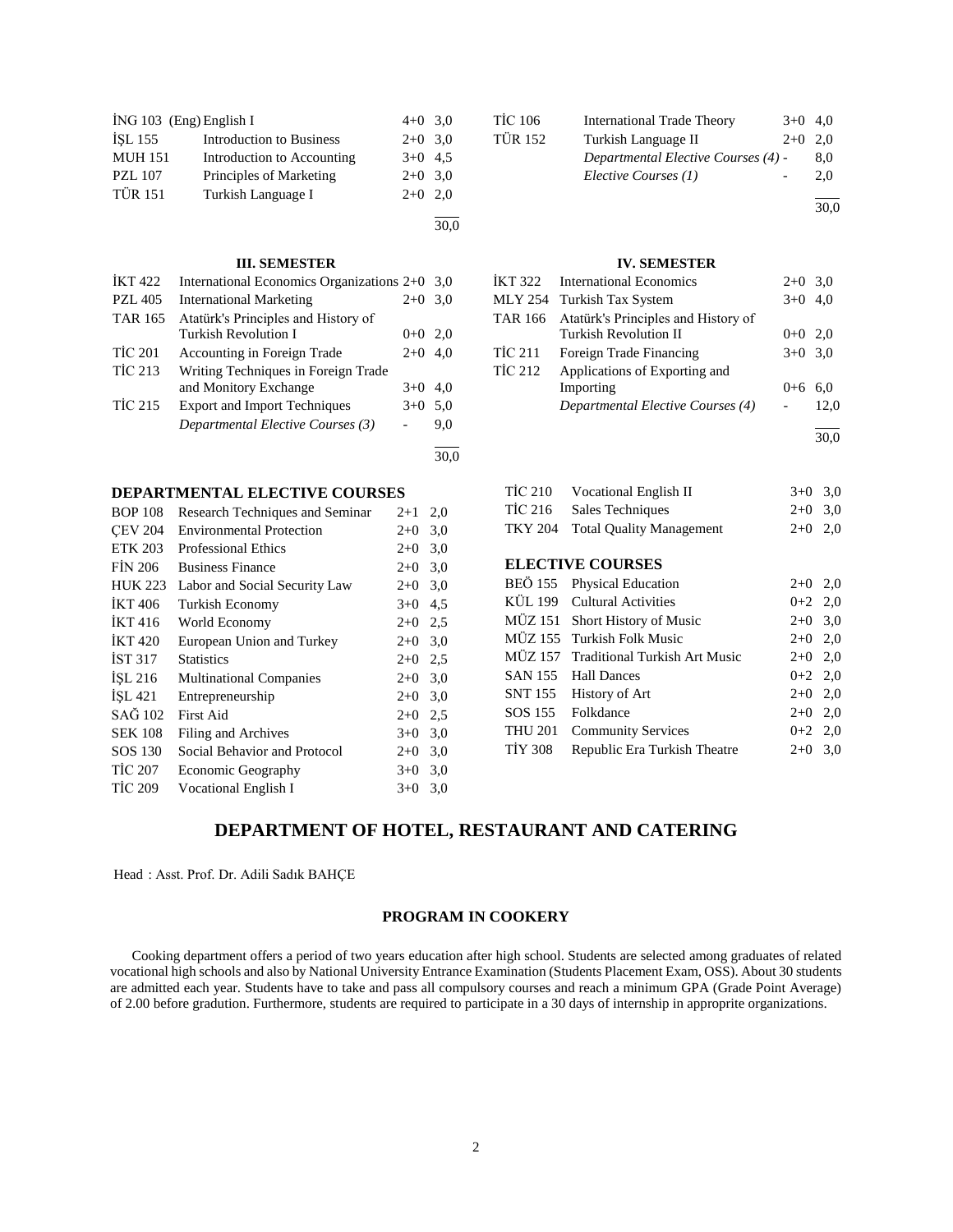| | | | |
|---|---|---|---|
| İNG 103 (Eng) | English I | 4+0 | 3,0 |
| İŞL 155 | Introduction to Business | 2+0 | 3,0 |
| MUH 151 | Introduction to Accounting | 3+0 | 4,5 |
| PZL 107 | Principles of Marketing | 2+0 | 3,0 |
| TÜR 151 | Turkish Language I | 2+0 | 2,0 |
| | | | 30,0 |

| | | | |
|---|---|---|---|
| TİC 106 | International Trade Theory | 3+0 | 4,0 |
| TÜR 152 | Turkish Language II | 2+0 | 2,0 |
| | *Departmental Elective Courses (4)* | - | 8,0 |
| | *Elective Courses (1)* | - | 2,0 |
| | | | 30,0 |

### III. SEMESTER

| | | | |
|---|---|---|---|
| İKT 422 | International Economics Organizations | 2+0 | 3,0 |
| PZL 405 | International Marketing | 2+0 | 3,0 |
| TAR 165 | Atatürk's Principles and History of Turkish Revolution I | 0+0 | 2,0 |
| TİC 201 | Accounting in Foreign Trade | 2+0 | 4,0 |
| TİC 213 | Writing Techniques in Foreign Trade and Monitory Exchange | 3+0 | 4,0 |
| TİC 215 | Export and Import Techniques | 3+0 | 5,0 |
| | *Departmental Elective Courses (3)* | - | 9,0 |
| | | | 30,0 |

### IV. SEMESTER

| | | | |
|---|---|---|---|
| İKT 322 | International Economics | 2+0 | 3,0 |
| MLY 254 | Turkish Tax System | 3+0 | 4,0 |
| TAR 166 | Atatürk's Principles and History of Turkish Revolution II | 0+0 | 2,0 |
| TİC 211 | Foreign Trade Financing | 3+0 | 3,0 |
| TİC 212 | Applications of Exporting and Importing | 0+6 | 6,0 |
| | *Departmental Elective Courses (4)* | - | 12,0 |
| | | | 30,0 |

### DEPARTMENTAL ELECTIVE COURSES

| | | | |
|---|---|---|---|
| BOP 108 | Research Techniques and Seminar | 2+1 | 2,0 |
| ÇEV 204 | Environmental Protection | 2+0 | 3,0 |
| ETK 203 | Professional Ethics | 2+0 | 3,0 |
| FİN 206 | Business Finance | 2+0 | 3,0 |
| HUK 223 | Labor and Social Security Law | 2+0 | 3,0 |
| İKT 406 | Turkish Economy | 3+0 | 4,5 |
| İKT 416 | World Economy | 2+0 | 2,5 |
| İKT 420 | European Union and Turkey | 2+0 | 3,0 |
| İST 317 | Statistics | 2+0 | 2,5 |
| İŞL 216 | Multinational Companies | 2+0 | 3,0 |
| İŞL 421 | Entrepreneurship | 2+0 | 3,0 |
| SAĞ 102 | First Aid | 2+0 | 2,5 |
| SEK 108 | Filing and Archives | 3+0 | 3,0 |
| SOS 130 | Social Behavior and Protocol | 2+0 | 3,0 |
| TİC 207 | Economic Geography | 3+0 | 3,0 |
| TİC 209 | Vocational English I | 3+0 | 3,0 |
| TİC 210 | Vocational English II | 3+0 | 3,0 |
| TİC 216 | Sales Techniques | 2+0 | 3,0 |
| TKY 204 | Total Quality Management | 2+0 | 2,0 |

### ELECTIVE COURSES

| | | | |
|---|---|---|---|
| BEÖ 155 | Physical Education | 2+0 | 2,0 |
| KÜL 199 | Cultural Activities | 0+2 | 2,0 |
| MÜZ 151 | Short History of Music | 2+0 | 3,0 |
| MÜZ 155 | Turkish Folk Music | 2+0 | 2,0 |
| MÜZ 157 | Traditional Turkish Art Music | 2+0 | 2,0 |
| SAN 155 | Hall Dances | 0+2 | 2,0 |
| SNT 155 | History of Art | 2+0 | 2,0 |
| SOS 155 | Folkdance | 2+0 | 2,0 |
| THU 201 | Community Services | 0+2 | 2,0 |
| TİY 308 | Republic Era Turkish Theatre | 2+0 | 3,0 |

## DEPARTMENT OF HOTEL, RESTAURANT AND CATERING

Head : Asst. Prof. Dr. Adili Sadık BAHÇE

### PROGRAM IN COOKERY

Cooking department offers a period of two years education after high school. Students are selected among graduates of related vocational high schools and also by National University Entrance Examination (Students Placement Exam, OSS). About 30 students are admitted each year. Students have to take and pass all compulsory courses and reach a minimum GPA (Grade Point Average) of 2.00 before gradution. Furthermore, students are required to participate in a 30 days of internship in approprite organizations.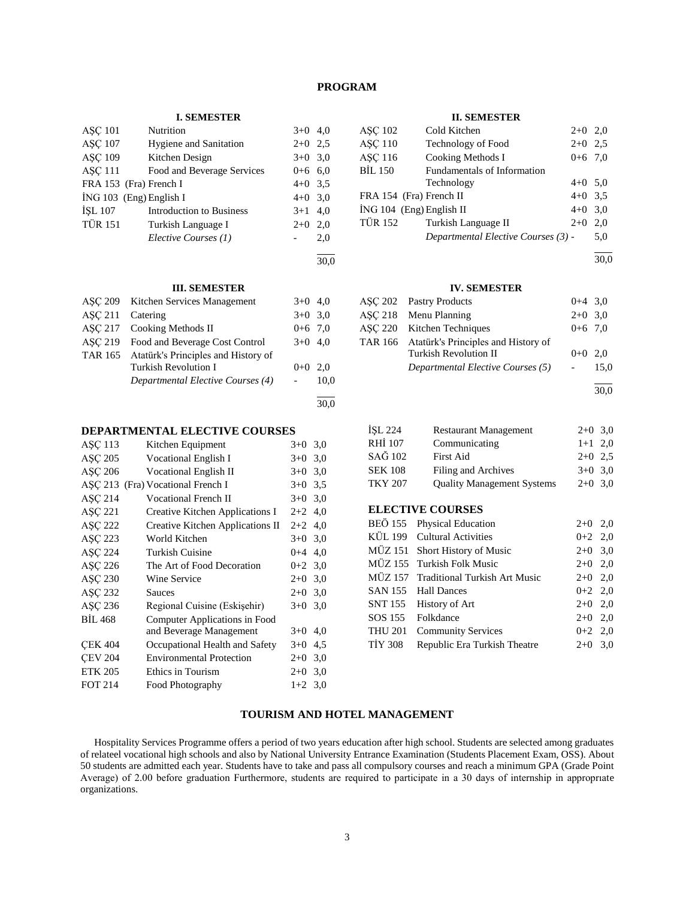# PROGRAM

### I. SEMESTER

| Code | Course | Hours | ECTS |
|---|---|---|---|
| AŞÇ 101 | Nutrition | 3+0 | 4,0 |
| AŞÇ 107 | Hygiene and Sanitation | 2+0 | 2,5 |
| AŞÇ 109 | Kitchen Design | 3+0 | 3,0 |
| AŞÇ 111 | Food and Beverage Services | 0+6 | 6,0 |
| FRA 153 | (Fra) French I | 4+0 | 3,5 |
| İNG 103 | (Eng) English I | 4+0 | 3,0 |
| İŞL 107 | Introduction to Business | 3+1 | 4,0 |
| TÜR 151 | Turkish Language I | 2+0 | 2,0 |
| | *Elective Courses (1)* | - | 2,0 |
| | | | 30,0 |

### II. SEMESTER

| Code | Course | Hours | ECTS |
|---|---|---|---|
| AŞÇ 102 | Cold Kitchen | 2+0 | 2,0 |
| AŞÇ 110 | Technology of Food | 2+0 | 2,5 |
| AŞÇ 116 | Cooking Methods I | 0+6 | 7,0 |
| BİL 150 | Fundamentals of Information Technology | 4+0 | 5,0 |
| FRA 154 | (Fra) French II | 4+0 | 3,5 |
| İNG 104 | (Eng) English II | 4+0 | 3,0 |
| TÜR 152 | Turkish Language II | 2+0 | 2,0 |
| | *Departmental Elective Courses (3)* | - | 5,0 |
| | | | 30,0 |

### III. SEMESTER

| Code | Course | Hours | ECTS |
|---|---|---|---|
| AŞÇ 209 | Kitchen Services Management | 3+0 | 4,0 |
| AŞÇ 211 | Catering | 3+0 | 3,0 |
| AŞÇ 217 | Cooking Methods II | 0+6 | 7,0 |
| AŞÇ 219 | Food and Beverage Cost Control | 3+0 | 4,0 |
| TAR 165 | Atatürk's Principles and History of Turkish Revolution I | 0+0 | 2,0 |
| | *Departmental Elective Courses (4)* | - | 10,0 |
| | | | 30,0 |

### IV. SEMESTER

| Code | Course | Hours | ECTS |
|---|---|---|---|
| AŞÇ 202 | Pastry Products | 0+4 | 3,0 |
| AŞÇ 218 | Menu Planning | 2+0 | 3,0 |
| AŞÇ 220 | Kitchen Techniques | 0+6 | 7,0 |
| TAR 166 | Atatürk's Principles and History of Turkish Revolution II | 0+0 | 2,0 |
| | *Departmental Elective Courses (5)* | - | 15,0 |
| | | | 30,0 |

## DEPARTMENTAL ELECTIVE COURSES

| Code | Course | Hours | ECTS |
|---|---|---|---|
| AŞÇ 113 | Kitchen Equipment | 3+0 | 3,0 |
| AŞÇ 205 | Vocational English I | 3+0 | 3,0 |
| AŞÇ 206 | Vocational English II | 3+0 | 3,0 |
| AŞÇ 213 | (Fra) Vocational French I | 3+0 | 3,5 |
| AŞÇ 214 | Vocational French II | 3+0 | 3,0 |
| AŞÇ 221 | Creative Kitchen Applications I | 2+2 | 4,0 |
| AŞÇ 222 | Creative Kitchen Applications II | 2+2 | 4,0 |
| AŞÇ 223 | World Kitchen | 3+0 | 3,0 |
| AŞÇ 224 | Turkish Cuisine | 0+4 | 4,0 |
| AŞÇ 226 | The Art of Food Decoration | 0+2 | 3,0 |
| AŞÇ 230 | Wine Service | 2+0 | 3,0 |
| AŞÇ 232 | Sauces | 2+0 | 3,0 |
| AŞÇ 236 | Regional Cuisine (Eskişehir) | 3+0 | 3,0 |
| BİL 468 | Computer Applications in Food and Beverage Management | 3+0 | 4,0 |
| ÇEK 404 | Occupational Health and Safety | 3+0 | 4,5 |
| ÇEV 204 | Environmental Protection | 2+0 | 3,0 |
| ETK 205 | Ethics in Tourism | 2+0 | 3,0 |
| FOT 214 | Food Photography | 1+2 | 3,0 |
| İŞL 224 | Restaurant Management | 2+0 | 3,0 |
| RHİ 107 | Communicating | 1+1 | 2,0 |
| SAĞ 102 | First Aid | 2+0 | 2,5 |
| SEK 108 | Filing and Archives | 3+0 | 3,0 |
| TKY 207 | Quality Management Systems | 2+0 | 3,0 |

## ELECTIVE COURSES

| Code | Course | Hours | ECTS |
|---|---|---|---|
| BEÖ 155 | Physical Education | 2+0 | 2,0 |
| KÜL 199 | Cultural Activities | 0+2 | 2,0 |
| MÜZ 151 | Short History of Music | 2+0 | 3,0 |
| MÜZ 155 | Turkish Folk Music | 2+0 | 2,0 |
| MÜZ 157 | Traditional Turkish Art Music | 2+0 | 2,0 |
| SAN 155 | Hall Dances | 0+2 | 2,0 |
| SNT 155 | History of Art | 2+0 | 2,0 |
| SOS 155 | Folkdance | 2+0 | 2,0 |
| THU 201 | Community Services | 0+2 | 2,0 |
| TİY 308 | Republic Era Turkish Theatre | 2+0 | 3,0 |

# TOURISM AND HOTEL MANAGEMENT

Hospitality Services Programme offers a period of two years education after high school. Students are selected among graduates of relateel vocational high schools and also by National University Entrance Examination (Students Placement Exam, OSS). About 50 students are admitted each year. Students have to take and pass all compulsory courses and reach a minimum GPA (Grade Point Average) of 2.00 before graduation Furthermore, students are required to participate in a 30 days of internship in approprıate organizations.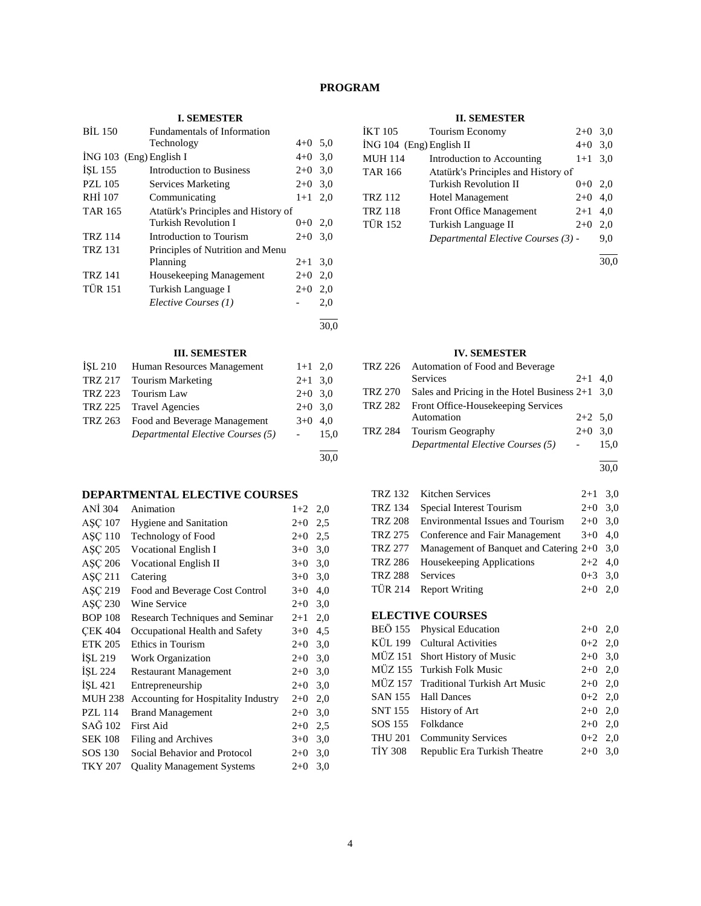# PROGRAM

### I. SEMESTER

| Code | Course | | Credit |
|---|---|---|---|
| BİL 150 | Fundamentals of Information Technology | 4+0 | 5,0 |
| İNG 103 (Eng) | English I | 4+0 | 3,0 |
| İŞL 155 | Introduction to Business | 2+0 | 3,0 |
| PZL 105 | Services Marketing | 2+0 | 3,0 |
| RHİ 107 | Communicating | 1+1 | 2,0 |
| TAR 165 | Atatürk's Principles and History of Turkish Revolution I | 0+0 | 2,0 |
| TRZ 114 | Introduction to Tourism | 2+0 | 3,0 |
| TRZ 131 | Principles of Nutrition and Menu Planning | 2+1 | 3,0 |
| TRZ 141 | Housekeeping Management | 2+0 | 2,0 |
| TÜR 151 | Turkish Language I | 2+0 | 2,0 |
| | *Elective Courses (1)* | - | 2,0 |
| | | | 30,0 |

### II. SEMESTER

| Code | Course | | Credit |
|---|---|---|---|
| İKT 105 | Tourism Economy | 2+0 | 3,0 |
| İNG 104 (Eng) | English II | 4+0 | 3,0 |
| MUH 114 | Introduction to Accounting | 1+1 | 3,0 |
| TAR 166 | Atatürk's Principles and History of Turkish Revolution II | 0+0 | 2,0 |
| TRZ 112 | Hotel Management | 2+0 | 4,0 |
| TRZ 118 | Front Office Management | 2+1 | 4,0 |
| TÜR 152 | Turkish Language II | 2+0 | 2,0 |
| | *Departmental Elective Courses (3)* | - | 9,0 |
| | | | 30,0 |

### III. SEMESTER

| Code | Course | | Credit |
|---|---|---|---|
| İŞL 210 | Human Resources Management | 1+1 | 2,0 |
| TRZ 217 | Tourism Marketing | 2+1 | 3,0 |
| TRZ 223 | Tourism Law | 2+0 | 3,0 |
| TRZ 225 | Travel Agencies | 2+0 | 3,0 |
| TRZ 263 | Food and Beverage Management | 3+0 | 4,0 |
| | *Departmental Elective Courses (5)* | - | 15,0 |
| | | | 30,0 |

### IV. SEMESTER

| Code | Course | | Credit |
|---|---|---|---|
| TRZ 226 | Automation of Food and Beverage Services | 2+1 | 4,0 |
| TRZ 270 | Sales and Pricing in the Hotel Business | 2+1 | 3,0 |
| TRZ 282 | Front Office-Housekeeping Services Automation | 2+2 | 5,0 |
| TRZ 284 | Tourism Geography | 2+0 | 3,0 |
| | *Departmental Elective Courses (5)* | - | 15,0 |
| | | | 30,0 |

## DEPARTMENTAL ELECTIVE COURSES

| Code | Course | | Credit |
|---|---|---|---|
| ANİ 304 | Animation | 1+2 | 2,0 |
| AŞÇ 107 | Hygiene and Sanitation | 2+0 | 2,5 |
| AŞÇ 110 | Technology of Food | 2+0 | 2,5 |
| AŞÇ 205 | Vocational English I | 3+0 | 3,0 |
| AŞÇ 206 | Vocational English II | 3+0 | 3,0 |
| AŞÇ 211 | Catering | 3+0 | 3,0 |
| AŞÇ 219 | Food and Beverage Cost Control | 3+0 | 4,0 |
| AŞÇ 230 | Wine Service | 2+0 | 3,0 |
| BOP 108 | Research Techniques and Seminar | 2+1 | 2,0 |
| ÇEK 404 | Occupational Health and Safety | 3+0 | 4,5 |
| ETK 205 | Ethics in Tourism | 2+0 | 3,0 |
| İŞL 219 | Work Organization | 2+0 | 3,0 |
| İŞL 224 | Restaurant Management | 2+0 | 3,0 |
| İŞL 421 | Entrepreneurship | 2+0 | 3,0 |
| MUH 238 | Accounting for Hospitality Industry | 2+0 | 2,0 |
| PZL 114 | Brand Management | 2+0 | 3,0 |
| SAĞ 102 | First Aid | 2+0 | 2,5 |
| SEK 108 | Filing and Archives | 3+0 | 3,0 |
| SOS 130 | Social Behavior and Protocol | 2+0 | 3,0 |
| TKY 207 | Quality Management Systems | 2+0 | 3,0 |
| TRZ 132 | Kitchen Services | 2+1 | 3,0 |
| TRZ 134 | Special Interest Tourism | 2+0 | 3,0 |
| TRZ 208 | Environmental Issues and Tourism | 2+0 | 3,0 |
| TRZ 275 | Conference and Fair Management | 3+0 | 4,0 |
| TRZ 277 | Management of Banquet and Catering | 2+0 | 3,0 |
| TRZ 286 | Housekeeping Applications | 2+2 | 4,0 |
| TRZ 288 | Services | 0+3 | 3,0 |
| TÜR 214 | Report Writing | 2+0 | 2,0 |

## ELECTIVE COURSES

| Code | Course | | Credit |
|---|---|---|---|
| BEÖ 155 | Physical Education | 2+0 | 2,0 |
| KÜL 199 | Cultural Activities | 0+2 | 2,0 |
| MÜZ 151 | Short History of Music | 2+0 | 3,0 |
| MÜZ 155 | Turkish Folk Music | 2+0 | 2,0 |
| MÜZ 157 | Traditional Turkish Art Music | 2+0 | 2,0 |
| SAN 155 | Hall Dances | 0+2 | 2,0 |
| SNT 155 | History of Art | 2+0 | 2,0 |
| SOS 155 | Folkdance | 2+0 | 2,0 |
| THU 201 | Community Services | 0+2 | 2,0 |
| TİY 308 | Republic Era Turkish Theatre | 2+0 | 3,0 |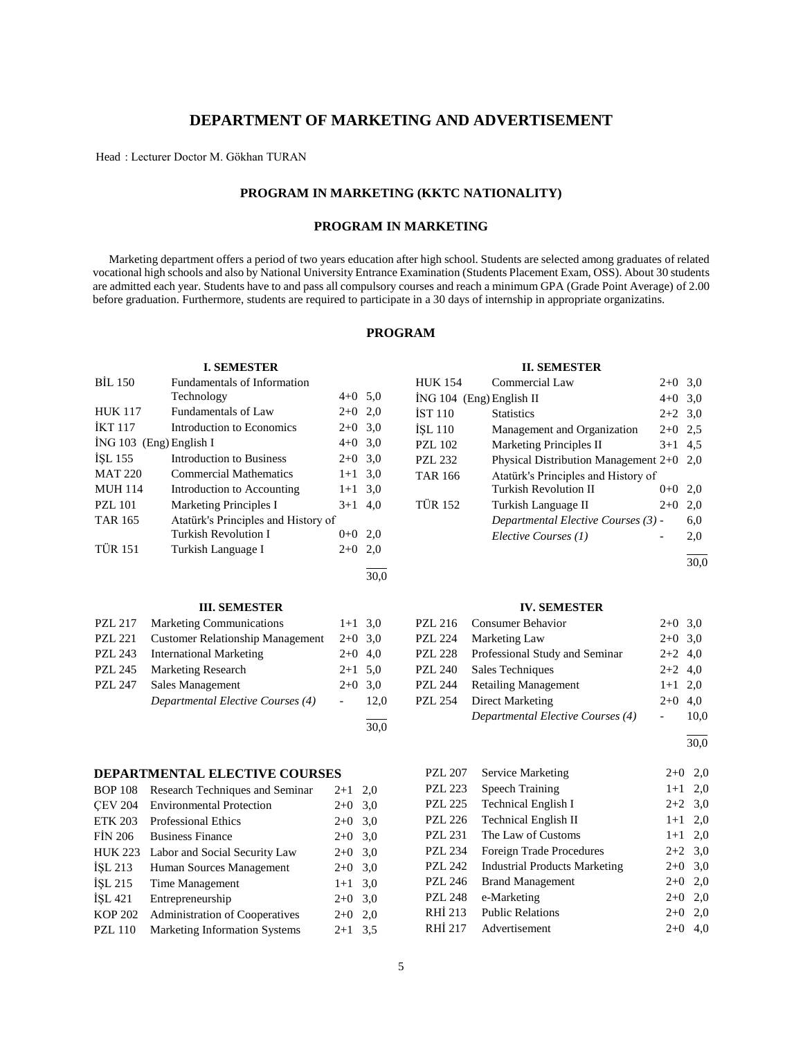# DEPARTMENT OF MARKETING AND ADVERTISEMENT

Head : Lecturer Doctor M. Gökhan TURAN

## PROGRAM IN MARKETING (KKTC NATIONALITY)

## PROGRAM IN MARKETING

Marketing department offers a period of two years education after high school. Students are selected among graduates of related vocational high schools and also by National University Entrance Examination (Students Placement Exam, OSS). About 30 students are admitted each year. Students have to and pass all compulsory courses and reach a minimum GPA (Grade Point Average) of 2.00 before graduation. Furthermore, students are required to participate in a 30 days of internship in appropriate organizatins.

### PROGRAM

#### I. SEMESTER

| Code | Course | Hours | Credit |
|---|---|---|---|
| BİL 150 | Fundamentals of Information Technology | 4+0 | 5,0 |
| HUK 117 | Fundamentals of Law | 2+0 | 2,0 |
| İKT 117 | Introduction to Economics | 2+0 | 3,0 |
| İNG 103 | (Eng) English I | 4+0 | 3,0 |
| İŞL 155 | Introduction to Business | 2+0 | 3,0 |
| MAT 220 | Commercial Mathematics | 1+1 | 3,0 |
| MUH 114 | Introduction to Accounting | 1+1 | 3,0 |
| PZL 101 | Marketing Principles I | 3+1 | 4,0 |
| TAR 165 | Atatürk's Principles and History of Turkish Revolution I | 0+0 | 2,0 |
| TÜR 151 | Turkish Language I | 2+0 | 2,0 |
| | | | 30,0 |

#### II. SEMESTER

| Code | Course | Hours | Credit |
|---|---|---|---|
| HUK 154 | Commercial Law | 2+0 | 3,0 |
| İNG 104 | (Eng) English II | 4+0 | 3,0 |
| İST 110 | Statistics | 2+2 | 3,0 |
| İŞL 110 | Management and Organization | 2+0 | 2,5 |
| PZL 102 | Marketing Principles II | 3+1 | 4,5 |
| PZL 232 | Physical Distribution Management | 2+0 | 2,0 |
| TAR 166 | Atatürk's Principles and History of Turkish Revolution II | 0+0 | 2,0 |
| TÜR 152 | Turkish Language II | 2+0 | 2,0 |
| | *Departmental Elective Courses (3)* | - | 6,0 |
| | *Elective Courses (1)* | - | 2,0 |
| | | | 30,0 |

#### III. SEMESTER

| Code | Course | Hours | Credit |
|---|---|---|---|
| PZL 217 | Marketing Communications | 1+1 | 3,0 |
| PZL 221 | Customer Relationship Management | 2+0 | 3,0 |
| PZL 243 | International Marketing | 2+0 | 4,0 |
| PZL 245 | Marketing Research | 2+1 | 5,0 |
| PZL 247 | Sales Management | 2+0 | 3,0 |
| | *Departmental Elective Courses (4)* | - | 12,0 |
| | | | 30,0 |

#### IV. SEMESTER

| Code | Course | Hours | Credit |
|---|---|---|---|
| PZL 216 | Consumer Behavior | 2+0 | 3,0 |
| PZL 224 | Marketing Law | 2+0 | 3,0 |
| PZL 228 | Professional Study and Seminar | 2+2 | 4,0 |
| PZL 240 | Sales Techniques | 2+2 | 4,0 |
| PZL 244 | Retailing Management | 1+1 | 2,0 |
| PZL 254 | Direct Marketing | 2+0 | 4,0 |
| | *Departmental Elective Courses (4)* | - | 10,0 |
| | | | 30,0 |

### DEPARTMENTAL ELECTIVE COURSES

| Code | Course | Hours | Credit |
|---|---|---|---|
| BOP 108 | Research Techniques and Seminar | 2+1 | 2,0 |
| ÇEV 204 | Environmental Protection | 2+0 | 3,0 |
| ETK 203 | Professional Ethics | 2+0 | 3,0 |
| FİN 206 | Business Finance | 2+0 | 3,0 |
| HUK 223 | Labor and Social Security Law | 2+0 | 3,0 |
| İŞL 213 | Human Sources Management | 2+0 | 3,0 |
| İŞL 215 | Time Management | 1+1 | 3,0 |
| İŞL 421 | Entrepreneurship | 2+0 | 3,0 |
| KOP 202 | Administration of Cooperatives | 2+0 | 2,0 |
| PZL 110 | Marketing Information Systems | 2+1 | 3,5 |
| PZL 207 | Service Marketing | 2+0 | 2,0 |
| PZL 223 | Speech Training | 1+1 | 2,0 |
| PZL 225 | Technical English I | 2+2 | 3,0 |
| PZL 226 | Technical English II | 1+1 | 2,0 |
| PZL 231 | The Law of Customs | 1+1 | 2,0 |
| PZL 234 | Foreign Trade Procedures | 2+2 | 3,0 |
| PZL 242 | Industrial Products Marketing | 2+0 | 3,0 |
| PZL 246 | Brand Management | 2+0 | 2,0 |
| PZL 248 | e-Marketing | 2+0 | 2,0 |
| RHİ 213 | Public Relations | 2+0 | 2,0 |
| RHİ 217 | Advertisement | 2+0 | 4,0 |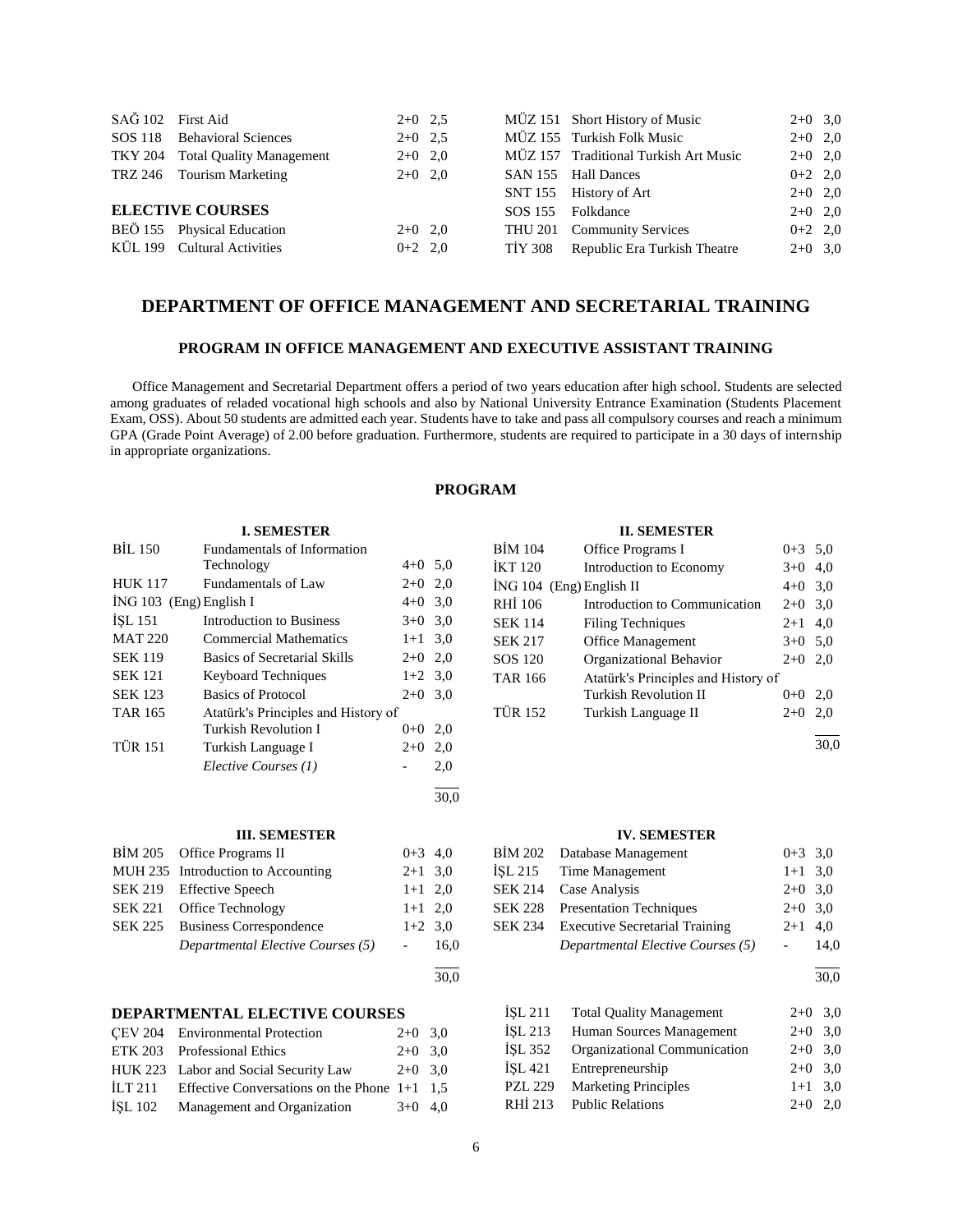| | | | |
|---|---|---|---|
| SAĞ 102 | First Aid | 2+0 | 2,5 |
| SOS 118 | Behavioral Sciences | 2+0 | 2,5 |
| TKY 204 | Total Quality Management | 2+0 | 2,0 |
| TRZ 246 | Tourism Marketing | 2+0 | 2,0 |

**ELECTIVE COURSES**

| | | | |
|---|---|---|---|
| BEÖ 155 | Physical Education | 2+0 | 2,0 |
| KÜL 199 | Cultural Activities | 0+2 | 2,0 |
| MÜZ 151 | Short History of Music | 2+0 | 3,0 |
| MÜZ 155 | Turkish Folk Music | 2+0 | 2,0 |
| MÜZ 157 | Traditional Turkish Art Music | 2+0 | 2,0 |
| SAN 155 | Hall Dances | 0+2 | 2,0 |
| SNT 155 | History of Art | 2+0 | 2,0 |
| SOS 155 | Folkdance | 2+0 | 2,0 |
| THU 201 | Community Services | 0+2 | 2,0 |
| TİY 308 | Republic Era Turkish Theatre | 2+0 | 3,0 |

## DEPARTMENT OF OFFICE MANAGEMENT AND SECRETARIAL TRAINING

### PROGRAM IN OFFICE MANAGEMENT AND EXECUTIVE ASSISTANT TRAINING

Office Management and Secretarial Department offers a period of two years education after high school. Students are selected among graduates of reladed vocational high schools and also by National University Entrance Examination (Students Placement Exam, OSS). About 50 students are admitted each year. Students have to take and pass all compulsory courses and reach a minimum GPA (Grade Point Average) of 2.00 before graduation. Furthermore, students are required to participate in a 30 days of internship in appropriate organizations.

### PROGRAM

**I. SEMESTER**

| | | | |
|---|---|---|---|
| BİL 150 | Fundamentals of Information Technology | 4+0 | 5,0 |
| HUK 117 | Fundamentals of Law | 2+0 | 2,0 |
| İNG 103 (Eng) | English I | 4+0 | 3,0 |
| İŞL 151 | Introduction to Business | 3+0 | 3,0 |
| MAT 220 | Commercial Mathematics | 1+1 | 3,0 |
| SEK 119 | Basics of Secretarial Skills | 2+0 | 2,0 |
| SEK 121 | Keyboard Techniques | 1+2 | 3,0 |
| SEK 123 | Basics of Protocol | 2+0 | 3,0 |
| TAR 165 | Atatürk's Principles and History of Turkish Revolution I | 0+0 | 2,0 |
| TÜR 151 | Turkish Language I | 2+0 | 2,0 |
| | *Elective Courses (1)* | - | 2,0 |
| | | | 30,0 |

**II. SEMESTER**

| | | | |
|---|---|---|---|
| BİM 104 | Office Programs I | 0+3 | 5,0 |
| İKT 120 | Introduction to Economy | 3+0 | 4,0 |
| İNG 104 (Eng) | English II | 4+0 | 3,0 |
| RHİ 106 | Introduction to Communication | 2+0 | 3,0 |
| SEK 114 | Filing Techniques | 2+1 | 4,0 |
| SEK 217 | Office Management | 3+0 | 5,0 |
| SOS 120 | Organizational Behavior | 2+0 | 2,0 |
| TAR 166 | Atatürk's Principles and History of Turkish Revolution II | 0+0 | 2,0 |
| TÜR 152 | Turkish Language II | 2+0 | 2,0 |
| | | | 30,0 |

**III. SEMESTER**

| | | | |
|---|---|---|---|
| BİM 205 | Office Programs II | 0+3 | 4,0 |
| MUH 235 | Introduction to Accounting | 2+1 | 3,0 |
| SEK 219 | Effective Speech | 1+1 | 2,0 |
| SEK 221 | Office Technology | 1+1 | 2,0 |
| SEK 225 | Business Correspondence | 1+2 | 3,0 |
| | *Departmental Elective Courses (5)* | - | 16,0 |
| | | | 30,0 |

**IV. SEMESTER**

| | | | |
|---|---|---|---|
| BİM 202 | Database Management | 0+3 | 3,0 |
| İŞL 215 | Time Management | 1+1 | 3,0 |
| SEK 214 | Case Analysis | 2+0 | 3,0 |
| SEK 228 | Presentation Techniques | 2+0 | 3,0 |
| SEK 234 | Executive Secretarial Training | 2+1 | 4,0 |
| | *Departmental Elective Courses (5)* | - | 14,0 |
| | | | 30,0 |

**DEPARTMENTAL ELECTIVE COURSES**

| | | | |
|---|---|---|---|
| ÇEV 204 | Environmental Protection | 2+0 | 3,0 |
| ETK 203 | Professional Ethics | 2+0 | 3,0 |
| HUK 223 | Labor and Social Security Law | 2+0 | 3,0 |
| İLT 211 | Effective Conversations on the Phone | 1+1 | 1,5 |
| İŞL 102 | Management and Organization | 3+0 | 4,0 |
| İŞL 211 | Total Quality Management | 2+0 | 3,0 |
| İŞL 213 | Human Sources Management | 2+0 | 3,0 |
| İŞL 352 | Organizational Communication | 2+0 | 3,0 |
| İŞL 421 | Entrepreneurship | 2+0 | 3,0 |
| PZL 229 | Marketing Principles | 1+1 | 3,0 |
| RHİ 213 | Public Relations | 2+0 | 2,0 |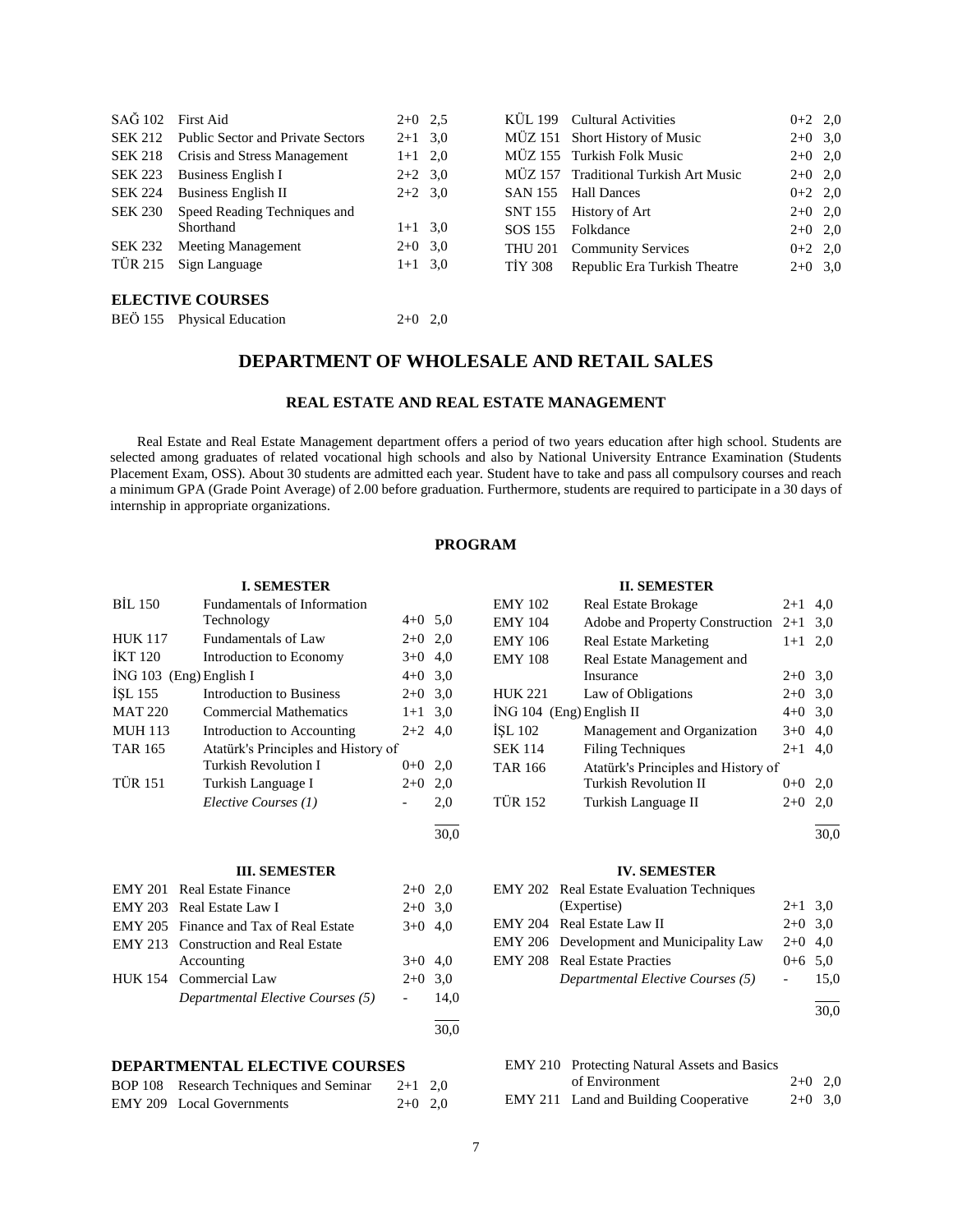| | | | |
|---|---|---|---|
| SAĞ 102 | First Aid | 2+0 | 2,5 |
| SEK 212 | Public Sector and Private Sectors | 2+1 | 3,0 |
| SEK 218 | Crisis and Stress Management | 1+1 | 2,0 |
| SEK 223 | Business English I | 2+2 | 3,0 |
| SEK 224 | Business English II | 2+2 | 3,0 |
| SEK 230 | Speed Reading Techniques and Shorthand | 1+1 | 3,0 |
| SEK 232 | Meeting Management | 2+0 | 3,0 |
| TÜR 215 | Sign Language | 1+1 | 3,0 |
| KÜL 199 | Cultural Activities | 0+2 | 2,0 |
| MÜZ 151 | Short History of Music | 2+0 | 3,0 |
| MÜZ 155 | Turkish Folk Music | 2+0 | 2,0 |
| MÜZ 157 | Traditional Turkish Art Music | 2+0 | 2,0 |
| SAN 155 | Hall Dances | 0+2 | 2,0 |
| SNT 155 | History of Art | 2+0 | 2,0 |
| SOS 155 | Folkdance | 2+0 | 2,0 |
| THU 201 | Community Services | 0+2 | 2,0 |
| TİY 308 | Republic Era Turkish Theatre | 2+0 | 3,0 |

### ELECTIVE COURSES

| | | | |
|---|---|---|---|
| BEÖ 155 | Physical Education | 2+0 | 2,0 |

## DEPARTMENT OF WHOLESALE AND RETAIL SALES

### REAL ESTATE AND REAL ESTATE MANAGEMENT

Real Estate and Real Estate Management department offers a period of two years education after high school. Students are selected among graduates of related vocational high schools and also by National University Entrance Examination (Students Placement Exam, OSS). About 30 students are admitted each year. Student have to take and pass all compulsory courses and reach a minimum GPA (Grade Point Average) of 2.00 before graduation. Furthermore, students are required to participate in a 30 days of internship in appropriate organizations.

### PROGRAM

**I. SEMESTER**

| | | | |
|---|---|---|---|
| BİL 150 | Fundamentals of Information Technology | 4+0 | 5,0 |
| HUK 117 | Fundamentals of Law | 2+0 | 2,0 |
| İKT 120 | Introduction to Economy | 3+0 | 4,0 |
| İNG 103 (Eng) | English I | 4+0 | 3,0 |
| İŞL 155 | Introduction to Business | 2+0 | 3,0 |
| MAT 220 | Commercial Mathematics | 1+1 | 3,0 |
| MUH 113 | Introduction to Accounting | 2+2 | 4,0 |
| TAR 165 | Atatürk's Principles and History of Turkish Revolution I | 0+0 | 2,0 |
| TÜR 151 | Turkish Language I | 2+0 | 2,0 |
| | *Elective Courses (1)* | - | 2,0 |
| | | | 30,0 |

**II. SEMESTER**

| | | | |
|---|---|---|---|
| EMY 102 | Real Estate Brokage | 2+1 | 4,0 |
| EMY 104 | Adobe and Property Construction | 2+1 | 3,0 |
| EMY 106 | Real Estate Marketing | 1+1 | 2,0 |
| EMY 108 | Real Estate Management and Insurance | 2+0 | 3,0 |
| HUK 221 | Law of Obligations | 2+0 | 3,0 |
| İNG 104 (Eng) | English II | 4+0 | 3,0 |
| İŞL 102 | Management and Organization | 3+0 | 4,0 |
| SEK 114 | Filing Techniques | 2+1 | 4,0 |
| TAR 166 | Atatürk's Principles and History of Turkish Revolution II | 0+0 | 2,0 |
| TÜR 152 | Turkish Language II | 2+0 | 2,0 |
| | | | 30,0 |

**III. SEMESTER**

| | | | |
|---|---|---|---|
| EMY 201 | Real Estate Finance | 2+0 | 2,0 |
| EMY 203 | Real Estate Law I | 2+0 | 3,0 |
| EMY 205 | Finance and Tax of Real Estate | 3+0 | 4,0 |
| EMY 213 | Construction and Real Estate Accounting | 3+0 | 4,0 |
| HUK 154 | Commercial Law | 2+0 | 3,0 |
| | *Departmental Elective Courses (5)* | - | 14,0 |
| | | | 30,0 |

**IV. SEMESTER**

| | | | |
|---|---|---|---|
| EMY 202 | Real Estate Evaluation Techniques (Expertise) | 2+1 | 3,0 |
| EMY 204 | Real Estate Law II | 2+0 | 3,0 |
| EMY 206 | Development and Municipality Law | 2+0 | 4,0 |
| EMY 208 | Real Estate Practies | 0+6 | 5,0 |
| | *Departmental Elective Courses (5)* | - | 15,0 |
| | | | 30,0 |

### DEPARTMENTAL ELECTIVE COURSES

| | | | |
|---|---|---|---|
| BOP 108 | Research Techniques and Seminar | 2+1 | 2,0 |
| EMY 209 | Local Governments | 2+0 | 2,0 |
| EMY 210 | Protecting Natural Assets and Basics of Environment | 2+0 | 2,0 |
| EMY 211 | Land and Building Cooperative | 2+0 | 3,0 |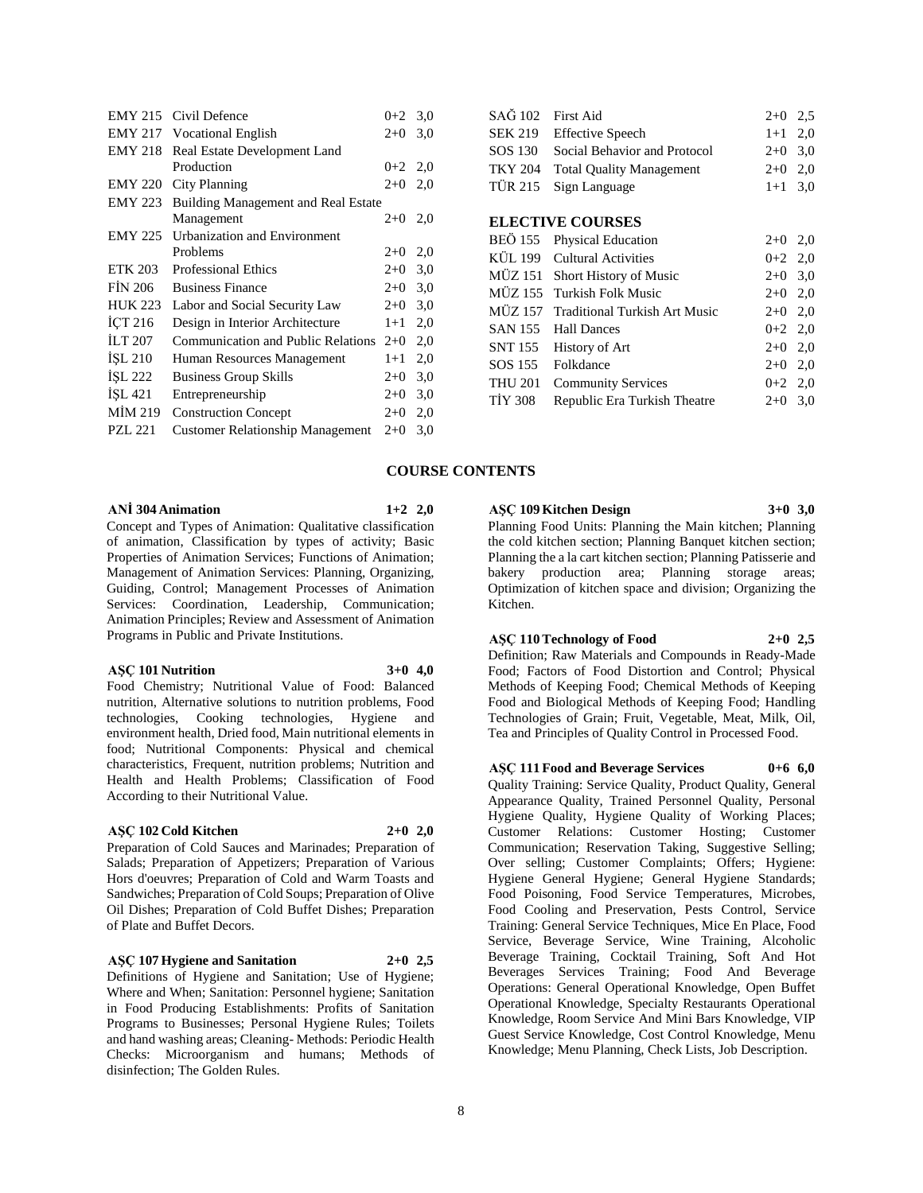| | | | |
|---|---|---|---|
| EMY 215 | Civil Defence | 0+2 | 3,0 |
| EMY 217 | Vocational English | 2+0 | 3,0 |
| EMY 218 | Real Estate Development Land Production | 0+2 | 2,0 |
| EMY 220 | City Planning | 2+0 | 2,0 |
| EMY 223 | Building Management and Real Estate Management | 2+0 | 2,0 |
| EMY 225 | Urbanization and Environment Problems | 2+0 | 2,0 |
| ETK 203 | Professional Ethics | 2+0 | 3,0 |
| FİN 206 | Business Finance | 2+0 | 3,0 |
| HUK 223 | Labor and Social Security Law | 2+0 | 3,0 |
| İÇT 216 | Design in Interior Architecture | 1+1 | 2,0 |
| İLT 207 | Communication and Public Relations | 2+0 | 2,0 |
| İŞL 210 | Human Resources Management | 1+1 | 2,0 |
| İŞL 222 | Business Group Skills | 2+0 | 3,0 |
| İŞL 421 | Entrepreneurship | 2+0 | 3,0 |
| MİM 219 | Construction Concept | 2+0 | 2,0 |
| PZL 221 | Customer Relationship Management | 2+0 | 3,0 |
| SAĞ 102 | First Aid | 2+0 | 2,5 |
| SEK 219 | Effective Speech | 1+1 | 2,0 |
| SOS 130 | Social Behavior and Protocol | 2+0 | 3,0 |
| TKY 204 | Total Quality Management | 2+0 | 2,0 |
| TÜR 215 | Sign Language | 1+1 | 3,0 |

## ELECTIVE COURSES

| | | | |
|---|---|---|---|
| BEÖ 155 | Physical Education | 2+0 | 2,0 |
| KÜL 199 | Cultural Activities | 0+2 | 2,0 |
| MÜZ 151 | Short History of Music | 2+0 | 3,0 |
| MÜZ 155 | Turkish Folk Music | 2+0 | 2,0 |
| MÜZ 157 | Traditional Turkish Art Music | 2+0 | 2,0 |
| SAN 155 | Hall Dances | 0+2 | 2,0 |
| SNT 155 | History of Art | 2+0 | 2,0 |
| SOS 155 | Folkdance | 2+0 | 2,0 |
| THU 201 | Community Services | 0+2 | 2,0 |
| TİY 308 | Republic Era Turkish Theatre | 2+0 | 3,0 |

## COURSE CONTENTS

**ANİ 304 Animation 1+2 2,0**
Concept and Types of Animation: Qualitative classification of animation, Classification by types of activity; Basic Properties of Animation Services; Functions of Animation; Management of Animation Services: Planning, Organizing, Guiding, Control; Management Processes of Animation Services: Coordination, Leadership, Communication; Animation Principles; Review and Assessment of Animation Programs in Public and Private Institutions.

**AŞÇ 101 Nutrition 3+0 4,0**
Food Chemistry; Nutritional Value of Food: Balanced nutrition, Alternative solutions to nutrition problems, Food technologies, Cooking technologies, Hygiene and environment health, Dried food, Main nutritional elements in food; Nutritional Components: Physical and chemical characteristics, Frequent, nutrition problems; Nutrition and Health and Health Problems; Classification of Food According to their Nutritional Value.

**AŞÇ 102 Cold Kitchen 2+0 2,0**
Preparation of Cold Sauces and Marinades; Preparation of Salads; Preparation of Appetizers; Preparation of Various Hors d'oeuvres; Preparation of Cold and Warm Toasts and Sandwiches; Preparation of Cold Soups; Preparation of Olive Oil Dishes; Preparation of Cold Buffet Dishes; Preparation of Plate and Buffet Decors.

**AŞÇ 107 Hygiene and Sanitation 2+0 2,5**
Definitions of Hygiene and Sanitation; Use of Hygiene; Where and When; Sanitation: Personnel hygiene; Sanitation in Food Producing Establishments: Profits of Sanitation Programs to Businesses; Personal Hygiene Rules; Toilets and hand washing areas; Cleaning- Methods: Periodic Health Checks: Microorganism and humans; Methods of disinfection; The Golden Rules.

**AŞÇ 109 Kitchen Design 3+0 3,0**
Planning Food Units: Planning the Main kitchen; Planning the cold kitchen section; Planning Banquet kitchen section; Planning the a la cart kitchen section; Planning Patisserie and bakery production area; Planning storage areas; Optimization of kitchen space and division; Organizing the Kitchen.

**AŞÇ 110 Technology of Food 2+0 2,5**
Definition; Raw Materials and Compounds in Ready-Made Food; Factors of Food Distortion and Control; Physical Methods of Keeping Food; Chemical Methods of Keeping Food and Biological Methods of Keeping Food; Handling Technologies of Grain; Fruit, Vegetable, Meat, Milk, Oil, Tea and Principles of Quality Control in Processed Food.

**AŞÇ 111 Food and Beverage Services 0+6 6,0**
Quality Training: Service Quality, Product Quality, General Appearance Quality, Trained Personnel Quality, Personal Hygiene Quality, Hygiene Quality of Working Places; Customer Relations: Customer Hosting; Customer Communication; Reservation Taking, Suggestive Selling; Over selling; Customer Complaints; Offers; Hygiene: Hygiene General Hygiene; General Hygiene Standards; Food Poisoning, Food Service Temperatures, Microbes, Food Cooling and Preservation, Pests Control, Service Training: General Service Techniques, Mice En Place, Food Service, Beverage Service, Wine Training, Alcoholic Beverage Training, Cocktail Training, Soft And Hot Beverages Services Training; Food And Beverage Operations: General Operational Knowledge, Open Buffet Operational Knowledge, Specialty Restaurants Operational Knowledge, Room Service And Mini Bars Knowledge, VIP Guest Service Knowledge, Cost Control Knowledge, Menu Knowledge; Menu Planning, Check Lists, Job Description.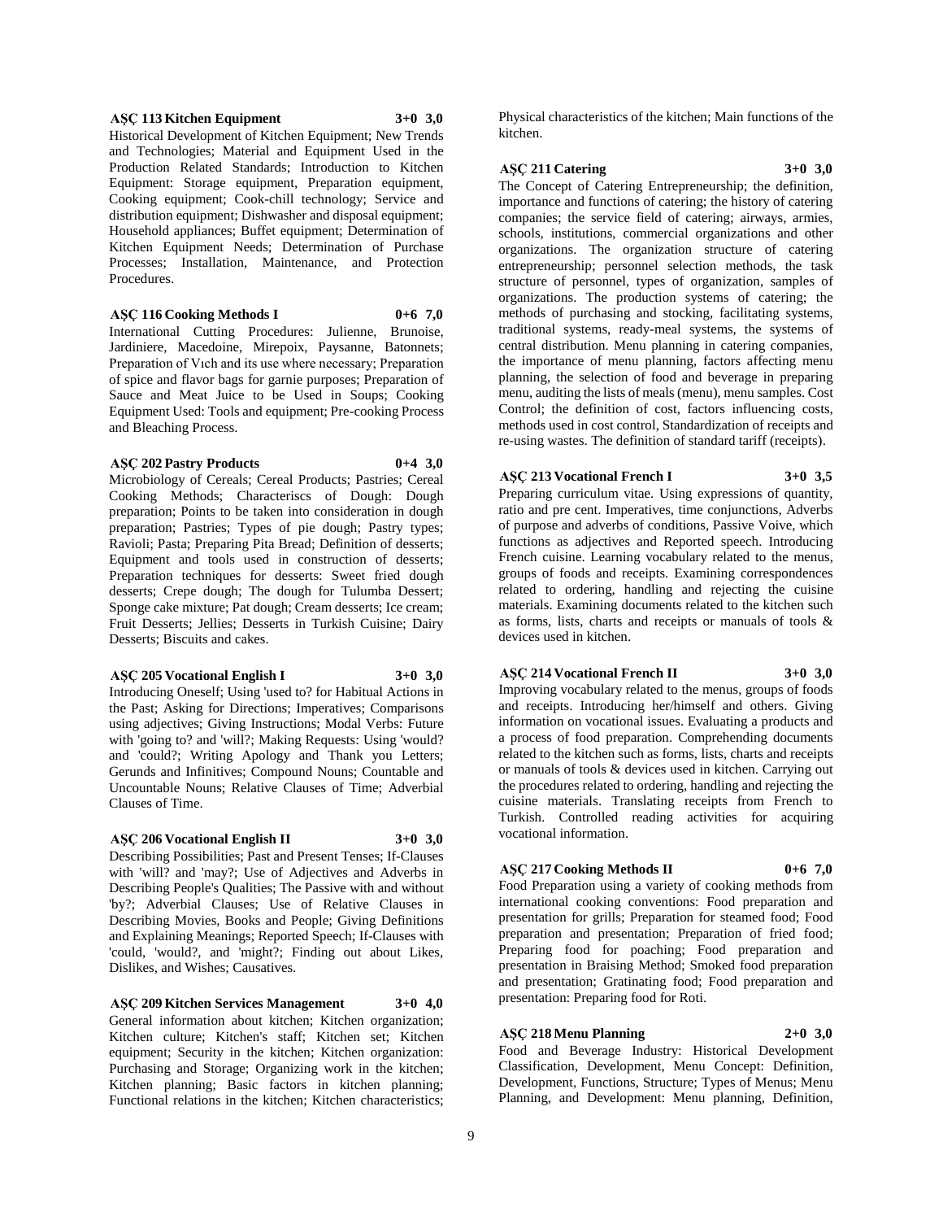**AŞÇ 113 Kitchen Equipment 3+0 3,0**

Historical Development of Kitchen Equipment; New Trends and Technologies; Material and Equipment Used in the Production Related Standards; Introduction to Kitchen Equipment: Storage equipment, Preparation equipment, Cooking equipment; Cook-chill technology; Service and distribution equipment; Dishwasher and disposal equipment; Household appliances; Buffet equipment; Determination of Kitchen Equipment Needs; Determination of Purchase Processes; Installation, Maintenance, and Protection Procedures.

**AŞÇ 116 Cooking Methods I 0+6 7,0**

International Cutting Procedures: Julienne, Brunoise, Jardiniere, Macedoine, Mirepoix, Paysanne, Batonnets; Preparation of Vıch and its use where necessary; Preparation of spice and flavor bags for garnie purposes; Preparation of Sauce and Meat Juice to be Used in Soups; Cooking Equipment Used: Tools and equipment; Pre-cooking Process and Bleaching Process.

**AŞÇ 202 Pastry Products 0+4 3,0**

Microbiology of Cereals; Cereal Products; Pastries; Cereal Cooking Methods; Characteriscs of Dough: Dough preparation; Points to be taken into consideration in dough preparation; Pastries; Types of pie dough; Pastry types; Ravioli; Pasta; Preparing Pita Bread; Definition of desserts; Equipment and tools used in construction of desserts; Preparation techniques for desserts: Sweet fried dough desserts; Crepe dough; The dough for Tulumba Dessert; Sponge cake mixture; Pat dough; Cream desserts; Ice cream; Fruit Desserts; Jellies; Desserts in Turkish Cuisine; Dairy Desserts; Biscuits and cakes.

**AŞÇ 205 Vocational English I 3+0 3,0**

Introducing Oneself; Using 'used to? for Habitual Actions in the Past; Asking for Directions; Imperatives; Comparisons using adjectives; Giving Instructions; Modal Verbs: Future with 'going to? and 'will?; Making Requests: Using 'would? and 'could?; Writing Apology and Thank you Letters; Gerunds and Infinitives; Compound Nouns; Countable and Uncountable Nouns; Relative Clauses of Time; Adverbial Clauses of Time.

**AŞÇ 206 Vocational English II 3+0 3,0**

Describing Possibilities; Past and Present Tenses; If-Clauses with 'will? and 'may?; Use of Adjectives and Adverbs in Describing People's Qualities; The Passive with and without 'by?; Adverbial Clauses; Use of Relative Clauses in Describing Movies, Books and People; Giving Definitions and Explaining Meanings; Reported Speech; If-Clauses with 'could, 'would?, and 'might?; Finding out about Likes, Dislikes, and Wishes; Causatives.

**AŞÇ 209 Kitchen Services Management 3+0 4,0**

General information about kitchen; Kitchen organization; Kitchen culture; Kitchen's staff; Kitchen set; Kitchen equipment; Security in the kitchen; Kitchen organization: Purchasing and Storage; Organizing work in the kitchen; Kitchen planning; Basic factors in kitchen planning; Functional relations in the kitchen; Kitchen characteristics; Physical characteristics of the kitchen; Main functions of the kitchen.

**AŞÇ 211 Catering 3+0 3,0**

The Concept of Catering Entrepreneurship; the definition, importance and functions of catering; the history of catering companies; the service field of catering; airways, armies, schools, institutions, commercial organizations and other organizations. The organization structure of catering entrepreneurship; personnel selection methods, the task structure of personnel, types of organization, samples of organizations. The production systems of catering; the methods of purchasing and stocking, facilitating systems, traditional systems, ready-meal systems, the systems of central distribution. Menu planning in catering companies, the importance of menu planning, factors affecting menu planning, the selection of food and beverage in preparing menu, auditing the lists of meals (menu), menu samples. Cost Control; the definition of cost, factors influencing costs, methods used in cost control, Standardization of receipts and re-using wastes. The definition of standard tariff (receipts).

**AŞÇ 213 Vocational French I 3+0 3,5**

Preparing curriculum vitae. Using expressions of quantity, ratio and pre cent. Imperatives, time conjunctions, Adverbs of purpose and adverbs of conditions, Passive Voive, which functions as adjectives and Reported speech. Introducing French cuisine. Learning vocabulary related to the menus, groups of foods and receipts. Examining correspondences related to ordering, handling and rejecting the cuisine materials. Examining documents related to the kitchen such as forms, lists, charts and receipts or manuals of tools & devices used in kitchen.

**AŞÇ 214 Vocational French II 3+0 3,0**

Improving vocabulary related to the menus, groups of foods and receipts. Introducing her/himself and others. Giving information on vocational issues. Evaluating a products and a process of food preparation. Comprehending documents related to the kitchen such as forms, lists, charts and receipts or manuals of tools & devices used in kitchen. Carrying out the procedures related to ordering, handling and rejecting the cuisine materials. Translating receipts from French to Turkish. Controlled reading activities for acquiring vocational information.

**AŞÇ 217 Cooking Methods II 0+6 7,0**

Food Preparation using a variety of cooking methods from international cooking conventions: Food preparation and presentation for grills; Preparation for steamed food; Food preparation and presentation; Preparation of fried food; Preparing food for poaching; Food preparation and presentation in Braising Method; Smoked food preparation and presentation; Gratinating food; Food preparation and presentation: Preparing food for Roti.

**AŞÇ 218 Menu Planning 2+0 3,0**

Food and Beverage Industry: Historical Development Classification, Development, Menu Concept: Definition, Development, Functions, Structure; Types of Menus; Menu Planning, and Development: Menu planning, Definition,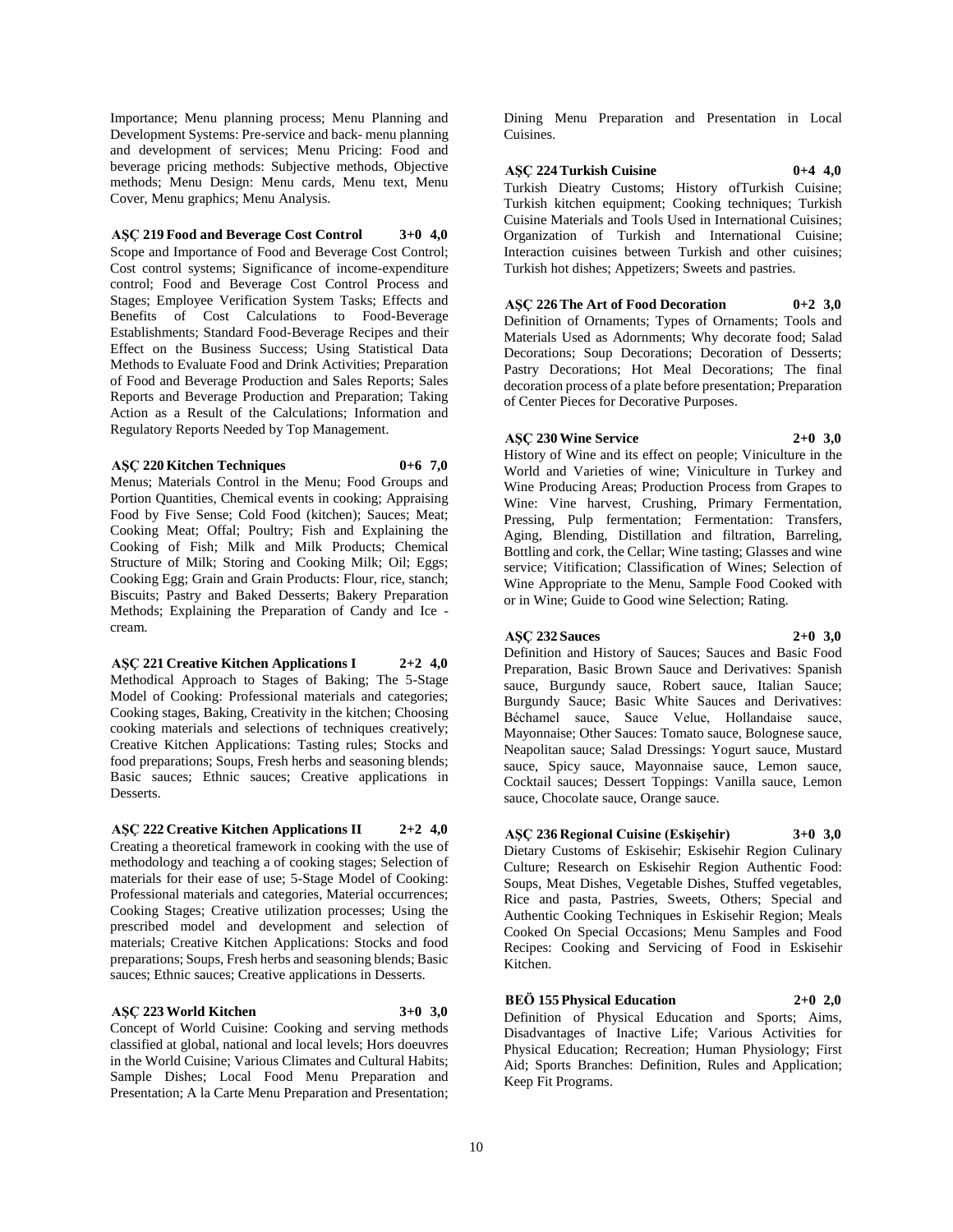Importance; Menu planning process; Menu Planning and Development Systems: Pre-service and back- menu planning and development of services; Menu Pricing: Food and beverage pricing methods: Subjective methods, Objective methods; Menu Design: Menu cards, Menu text, Menu Cover, Menu graphics; Menu Analysis.

**AŞÇ 219 Food and Beverage Cost Control 3+0 4,0**
Scope and Importance of Food and Beverage Cost Control; Cost control systems; Significance of income-expenditure control; Food and Beverage Cost Control Process and Stages; Employee Verification System Tasks; Effects and Benefits of Cost Calculations to Food-Beverage Establishments; Standard Food-Beverage Recipes and their Effect on the Business Success; Using Statistical Data Methods to Evaluate Food and Drink Activities; Preparation of Food and Beverage Production and Sales Reports; Sales Reports and Beverage Production and Preparation; Taking Action as a Result of the Calculations; Information and Regulatory Reports Needed by Top Management.

**AŞÇ 220 Kitchen Techniques 0+6 7,0**
Menus; Materials Control in the Menu; Food Groups and Portion Quantities, Chemical events in cooking; Appraising Food by Five Sense; Cold Food (kitchen); Sauces; Meat; Cooking Meat; Offal; Poultry; Fish and Explaining the Cooking of Fish; Milk and Milk Products; Chemical Structure of Milk; Storing and Cooking Milk; Oil; Eggs; Cooking Egg; Grain and Grain Products: Flour, rice, stanch; Biscuits; Pastry and Baked Desserts; Bakery Preparation Methods; Explaining the Preparation of Candy and Ice - cream.

**AŞÇ 221 Creative Kitchen Applications I 2+2 4,0**
Methodical Approach to Stages of Baking; The 5-Stage Model of Cooking: Professional materials and categories; Cooking stages, Baking, Creativity in the kitchen; Choosing cooking materials and selections of techniques creatively; Creative Kitchen Applications: Tasting rules; Stocks and food preparations; Soups, Fresh herbs and seasoning blends; Basic sauces; Ethnic sauces; Creative applications in Desserts.

**AŞÇ 222 Creative Kitchen Applications II 2+2 4,0**
Creating a theoretical framework in cooking with the use of methodology and teaching a of cooking stages; Selection of materials for their ease of use; 5-Stage Model of Cooking: Professional materials and categories, Material occurrences; Cooking Stages; Creative utilization processes; Using the prescribed model and development and selection of materials; Creative Kitchen Applications: Stocks and food preparations; Soups, Fresh herbs and seasoning blends; Basic sauces; Ethnic sauces; Creative applications in Desserts.

**AŞÇ 223 World Kitchen 3+0 3,0**
Concept of World Cuisine: Cooking and serving methods classified at global, national and local levels; Hors doeuvres in the World Cuisine; Various Climates and Cultural Habits; Sample Dishes; Local Food Menu Preparation and Presentation; A la Carte Menu Preparation and Presentation; Dining Menu Preparation and Presentation in Local Cuisines.

**AŞÇ 224 Turkish Cuisine 0+4 4,0**
Turkish Dieatry Customs; History ofTurkish Cuisine; Turkish kitchen equipment; Cooking techniques; Turkish Cuisine Materials and Tools Used in International Cuisines; Organization of Turkish and International Cuisine; Interaction cuisines between Turkish and other cuisines; Turkish hot dishes; Appetizers; Sweets and pastries.

**AŞÇ 226 The Art of Food Decoration 0+2 3,0**
Definition of Ornaments; Types of Ornaments; Tools and Materials Used as Adornments; Why decorate food; Salad Decorations; Soup Decorations; Decoration of Desserts; Pastry Decorations; Hot Meal Decorations; The final decoration process of a plate before presentation; Preparation of Center Pieces for Decorative Purposes.

**AŞÇ 230 Wine Service 2+0 3,0**
History of Wine and its effect on people; Viniculture in the World and Varieties of wine; Viniculture in Turkey and Wine Producing Areas; Production Process from Grapes to Wine: Vine harvest, Crushing, Primary Fermentation, Pressing, Pulp fermentation; Fermentation: Transfers, Aging, Blending, Distillation and filtration, Barreling, Bottling and cork, the Cellar; Wine tasting; Glasses and wine service; Vitification; Classification of Wines; Selection of Wine Appropriate to the Menu, Sample Food Cooked with or in Wine; Guide to Good wine Selection; Rating.

**AŞÇ 232 Sauces 2+0 3,0**
Definition and History of Sauces; Sauces and Basic Food Preparation, Basic Brown Sauce and Derivatives: Spanish sauce, Burgundy sauce, Robert sauce, Italian Sauce; Burgundy Sauce; Basic White Sauces and Derivatives: Béchamel sauce, Sauce Velue, Hollandaise sauce, Mayonnaise; Other Sauces: Tomato sauce, Bolognese sauce, Neapolitan sauce; Salad Dressings: Yogurt sauce, Mustard sauce, Spicy sauce, Mayonnaise sauce, Lemon sauce, Cocktail sauces; Dessert Toppings: Vanilla sauce, Lemon sauce, Chocolate sauce, Orange sauce.

**AŞÇ 236 Regional Cuisine (Eskişehir) 3+0 3,0**
Dietary Customs of Eskisehir; Eskisehir Region Culinary Culture; Research on Eskisehir Region Authentic Food: Soups, Meat Dishes, Vegetable Dishes, Stuffed vegetables, Rice and pasta, Pastries, Sweets, Others; Special and Authentic Cooking Techniques in Eskisehir Region; Meals Cooked On Special Occasions; Menu Samples and Food Recipes: Cooking and Servicing of Food in Eskisehir Kitchen.

**BEÖ 155 Physical Education 2+0 2,0**
Definition of Physical Education and Sports; Aims, Disadvantages of Inactive Life; Various Activities for Physical Education; Recreation; Human Physiology; First Aid; Sports Branches: Definition, Rules and Application; Keep Fit Programs.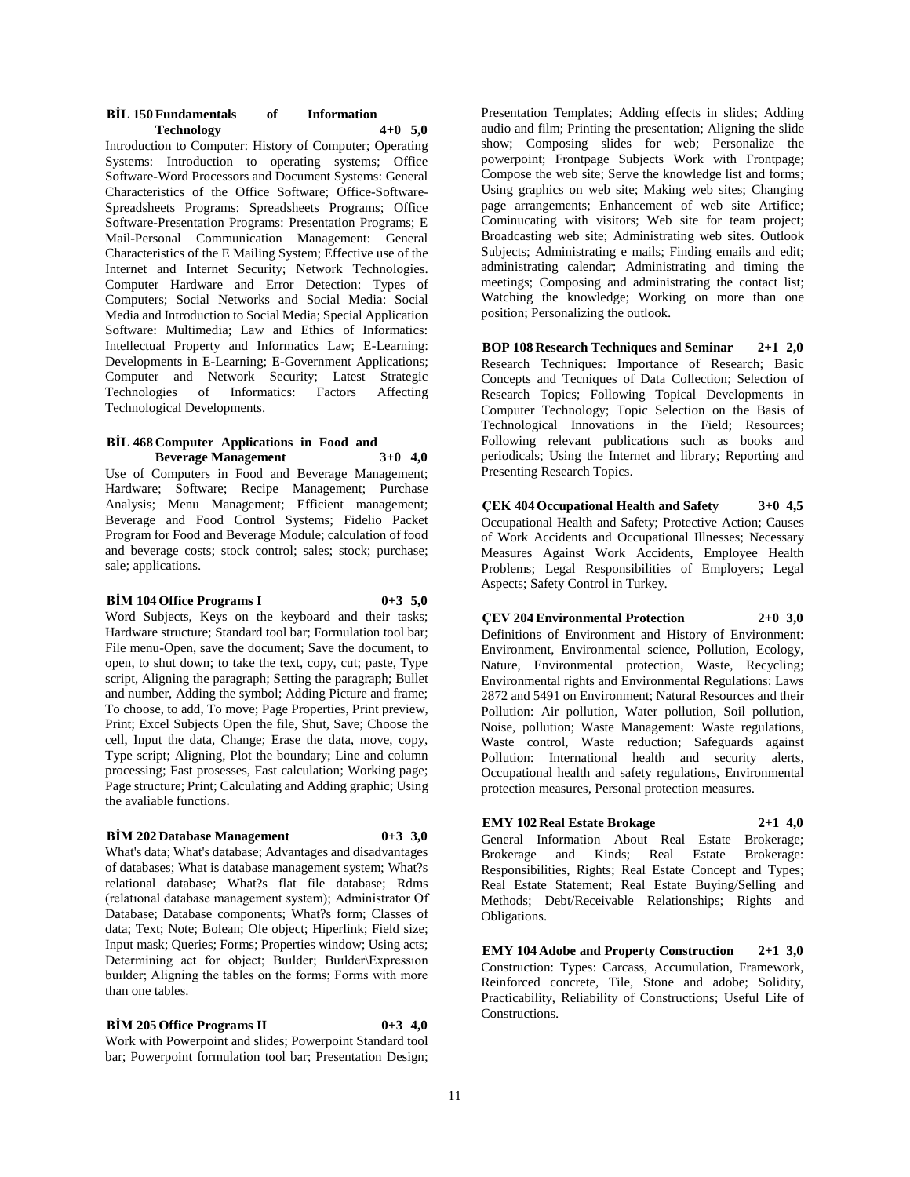**BİL 150 Fundamentals of Information Technology 4+0 5,0**

Introduction to Computer: History of Computer; Operating Systems: Introduction to operating systems; Office Software-Word Processors and Document Systems: General Characteristics of the Office Software; Office-Software-Spreadsheets Programs: Spreadsheets Programs; Office Software-Presentation Programs: Presentation Programs; E Mail-Personal Communication Management: General Characteristics of the E Mailing System; Effective use of the Internet and Internet Security; Network Technologies. Computer Hardware and Error Detection: Types of Computers; Social Networks and Social Media: Social Media and Introduction to Social Media; Special Application Software: Multimedia; Law and Ethics of Informatics: Intellectual Property and Informatics Law; E-Learning: Developments in E-Learning; E-Government Applications; Computer and Network Security; Latest Strategic Technologies of Informatics: Factors Affecting Technological Developments.

**BİL 468 Computer Applications in Food and Beverage Management 3+0 4,0**

Use of Computers in Food and Beverage Management; Hardware; Software; Recipe Management; Purchase Analysis; Menu Management; Efficient management; Beverage and Food Control Systems; Fidelio Packet Program for Food and Beverage Module; calculation of food and beverage costs; stock control; sales; stock; purchase; sale; applications.

**BİM 104 Office Programs I 0+3 5,0**

Word Subjects, Keys on the keyboard and their tasks; Hardware structure; Standard tool bar; Formulation tool bar; File menu-Open, save the document; Save the document, to open, to shut down; to take the text, copy, cut; paste, Type script, Aligning the paragraph; Setting the paragraph; Bullet and number, Adding the symbol; Adding Picture and frame; To choose, to add, To move; Page Properties, Print preview, Print; Excel Subjects Open the file, Shut, Save; Choose the cell, Input the data, Change; Erase the data, move, copy, Type script; Aligning, Plot the boundary; Line and column processing; Fast prosesses, Fast calculation; Working page; Page structure; Print; Calculating and Adding graphic; Using the avaliable functions.

**BİM 202 Database Management 0+3 3,0**

What's data; What's database; Advantages and disadvantages of databases; What is database management system; What?s relational database; What?s flat file database; Rdms (relatıonal database management system); Administrator Of Database; Database components; What?s form; Classes of data; Text; Note; Bolean; Ole object; Hiperlink; Field size; Input mask; Queries; Forms; Properties window; Using acts; Determining act for object; Buılder; Buılder\Expressıon buılder; Aligning the tables on the forms; Forms with more than one tables.

**BİM 205 Office Programs II 0+3 4,0**

Work with Powerpoint and slides; Powerpoint Standard tool bar; Powerpoint formulation tool bar; Presentation Design; Presentation Templates; Adding effects in slides; Adding audio and film; Printing the presentation; Aligning the slide show; Composing slides for web; Personalize the powerpoint; Frontpage Subjects Work with Frontpage; Compose the web site; Serve the knowledge list and forms; Using graphics on web site; Making web sites; Changing page arrangements; Enhancement of web site Artifice; Cominucating with visitors; Web site for team project; Broadcasting web site; Administrating web sites. Outlook Subjects; Administrating e mails; Finding emails and edit; administrating calendar; Administrating and timing the meetings; Composing and administrating the contact list; Watching the knowledge; Working on more than one position; Personalizing the outlook.

**BOP 108 Research Techniques and Seminar 2+1 2,0**

Research Techniques: Importance of Research; Basic Concepts and Tecniques of Data Collection; Selection of Research Topics; Following Topical Developments in Computer Technology; Topic Selection on the Basis of Technological Innovations in the Field; Resources; Following relevant publications such as books and periodicals; Using the Internet and library; Reporting and Presenting Research Topics.

**ÇEK 404 Occupational Health and Safety 3+0 4,5**

Occupational Health and Safety; Protective Action; Causes of Work Accidents and Occupational Illnesses; Necessary Measures Against Work Accidents, Employee Health Problems; Legal Responsibilities of Employers; Legal Aspects; Safety Control in Turkey.

**ÇEV 204 Environmental Protection 2+0 3,0**

Definitions of Environment and History of Environment: Environment, Environmental science, Pollution, Ecology, Nature, Environmental protection, Waste, Recycling; Environmental rights and Environmental Regulations: Laws 2872 and 5491 on Environment; Natural Resources and their Pollution: Air pollution, Water pollution, Soil pollution, Noise, pollution; Waste Management: Waste regulations, Waste control, Waste reduction; Safeguards against Pollution: International health and security alerts, Occupational health and safety regulations, Environmental protection measures, Personal protection measures.

**EMY 102 Real Estate Brokage 2+1 4,0**

General Information About Real Estate Brokerage; Brokerage and Kinds; Real Estate Brokerage: Responsibilities, Rights; Real Estate Concept and Types; Real Estate Statement; Real Estate Buying/Selling and Methods; Debt/Receivable Relationships; Rights and Obligations.

**EMY 104 Adobe and Property Construction 2+1 3,0**

Construction: Types: Carcass, Accumulation, Framework, Reinforced concrete, Tile, Stone and adobe; Solidity, Practicability, Reliability of Constructions; Useful Life of Constructions.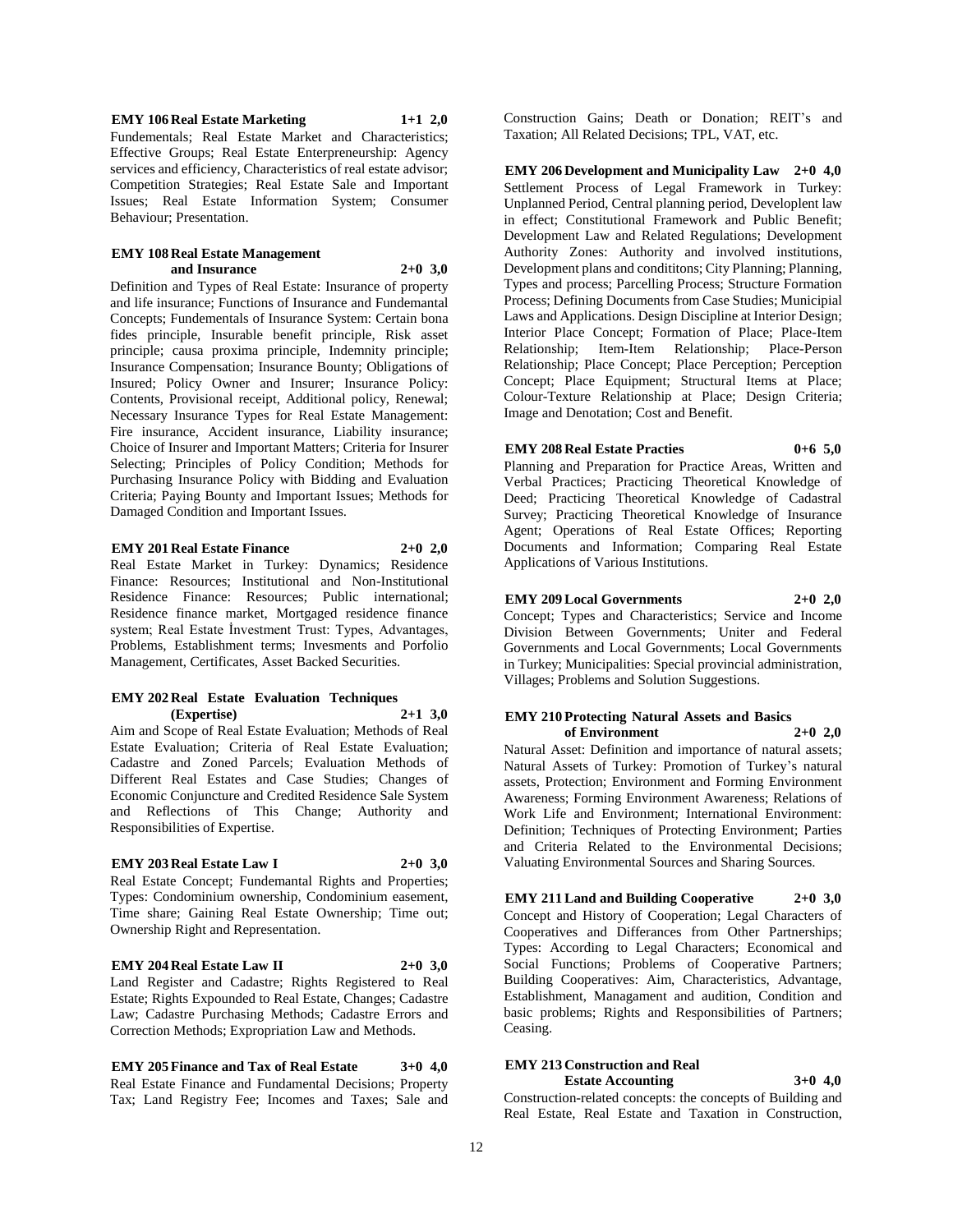**EMY 106 Real Estate Marketing 1+1 2,0**
Fundementals; Real Estate Market and Characteristics; Effective Groups; Real Estate Enterpreneurship: Agency services and efficiency, Characteristics of real estate advisor; Competition Strategies; Real Estate Sale and Important Issues; Real Estate Information System; Consumer Behaviour; Presentation.

**EMY 108 Real Estate Management and Insurance 2+0 3,0**
Definition and Types of Real Estate: Insurance of property and life insurance; Functions of Insurance and Fundemantal Concepts; Fundementals of Insurance System: Certain bona fides principle, Insurable benefit principle, Risk asset principle; causa proxima principle, Indemnity principle; Insurance Compensation; Insurance Bounty; Obligations of Insured; Policy Owner and Insurer; Insurance Policy: Contents, Provisional receipt, Additional policy, Renewal; Necessary Insurance Types for Real Estate Management: Fire insurance, Accident insurance, Liability insurance; Choice of Insurer and Important Matters; Criteria for Insurer Selecting; Principles of Policy Condition; Methods for Purchasing Insurance Policy with Bidding and Evaluation Criteria; Paying Bounty and Important Issues; Methods for Damaged Condition and Important Issues.

**EMY 201 Real Estate Finance 2+0 2,0**
Real Estate Market in Turkey: Dynamics; Residence Finance: Resources; Institutional and Non-Institutional Residence Finance: Resources; Public international; Residence finance market, Mortgaged residence finance system; Real Estate İnvestment Trust: Types, Advantages, Problems, Establishment terms; Invesments and Porfolio Management, Certificates, Asset Backed Securities.

**EMY 202 Real Estate Evaluation Techniques (Expertise) 2+1 3,0**
Aim and Scope of Real Estate Evaluation; Methods of Real Estate Evaluation; Criteria of Real Estate Evaluation; Cadastre and Zoned Parcels; Evaluation Methods of Different Real Estates and Case Studies; Changes of Economic Conjuncture and Credited Residence Sale System and Reflections of This Change; Authority and Responsibilities of Expertise.

**EMY 203 Real Estate Law I 2+0 3,0**
Real Estate Concept; Fundemantal Rights and Properties; Types: Condominium ownership, Condominium easement, Time share; Gaining Real Estate Ownership; Time out; Ownership Right and Representation.

**EMY 204 Real Estate Law II 2+0 3,0**
Land Register and Cadastre; Rights Registered to Real Estate; Rights Expounded to Real Estate, Changes; Cadastre Law; Cadastre Purchasing Methods; Cadastre Errors and Correction Methods; Expropriation Law and Methods.

**EMY 205 Finance and Tax of Real Estate 3+0 4,0**
Real Estate Finance and Fundamental Decisions; Property Tax; Land Registry Fee; Incomes and Taxes; Sale and Construction Gains; Death or Donation; REIT's and Taxation; All Related Decisions; TPL, VAT, etc.

**EMY 206 Development and Municipality Law 2+0 4,0**
Settlement Process of Legal Framework in Turkey: Unplanned Period, Central planning period, Developlent law in effect; Constitutional Framework and Public Benefit; Development Law and Related Regulations; Development Authority Zones: Authority and involved institutions, Development plans and condititons; City Planning; Planning, Types and process; Parcelling Process; Structure Formation Process; Defining Documents from Case Studies; Municipial Laws and Applications. Design Discipline at Interior Design; Interior Place Concept; Formation of Place; Place-Item Relationship; Item-Item Relationship; Place-Person Relationship; Place Concept; Place Perception; Perception Concept; Place Equipment; Structural Items at Place; Colour-Texture Relationship at Place; Design Criteria; Image and Denotation; Cost and Benefit.

**EMY 208 Real Estate Practies 0+6 5,0**
Planning and Preparation for Practice Areas, Written and Verbal Practices; Practicing Theoretical Knowledge of Deed; Practicing Theoretical Knowledge of Cadastral Survey; Practicing Theoretical Knowledge of Insurance Agent; Operations of Real Estate Offices; Reporting Documents and Information; Comparing Real Estate Applications of Various Institutions.

**EMY 209 Local Governments 2+0 2,0**
Concept; Types and Characteristics; Service and Income Division Between Governments; Uniter and Federal Governments and Local Governments; Local Governments in Turkey; Municipalities: Special provincial administration, Villages; Problems and Solution Suggestions.

**EMY 210 Protecting Natural Assets and Basics of Environment 2+0 2,0**
Natural Asset: Definition and importance of natural assets; Natural Assets of Turkey: Promotion of Turkey's natural assets, Protection; Environment and Forming Environment Awareness; Forming Environment Awareness; Relations of Work Life and Environment; International Environment: Definition; Techniques of Protecting Environment; Parties and Criteria Related to the Environmental Decisions; Valuating Environmental Sources and Sharing Sources.

**EMY 211 Land and Building Cooperative 2+0 3,0**
Concept and History of Cooperation; Legal Characters of Cooperatives and Differances from Other Partnerships; Types: According to Legal Characters; Economical and Social Functions; Problems of Cooperative Partners; Building Cooperatives: Aim, Characteristics, Advantage, Establishment, Managament and audition, Condition and basic problems; Rights and Responsibilities of Partners; Ceasing.

**EMY 213 Construction and Real Estate Accounting 3+0 4,0**
Construction-related concepts: the concepts of Building and Real Estate, Real Estate and Taxation in Construction,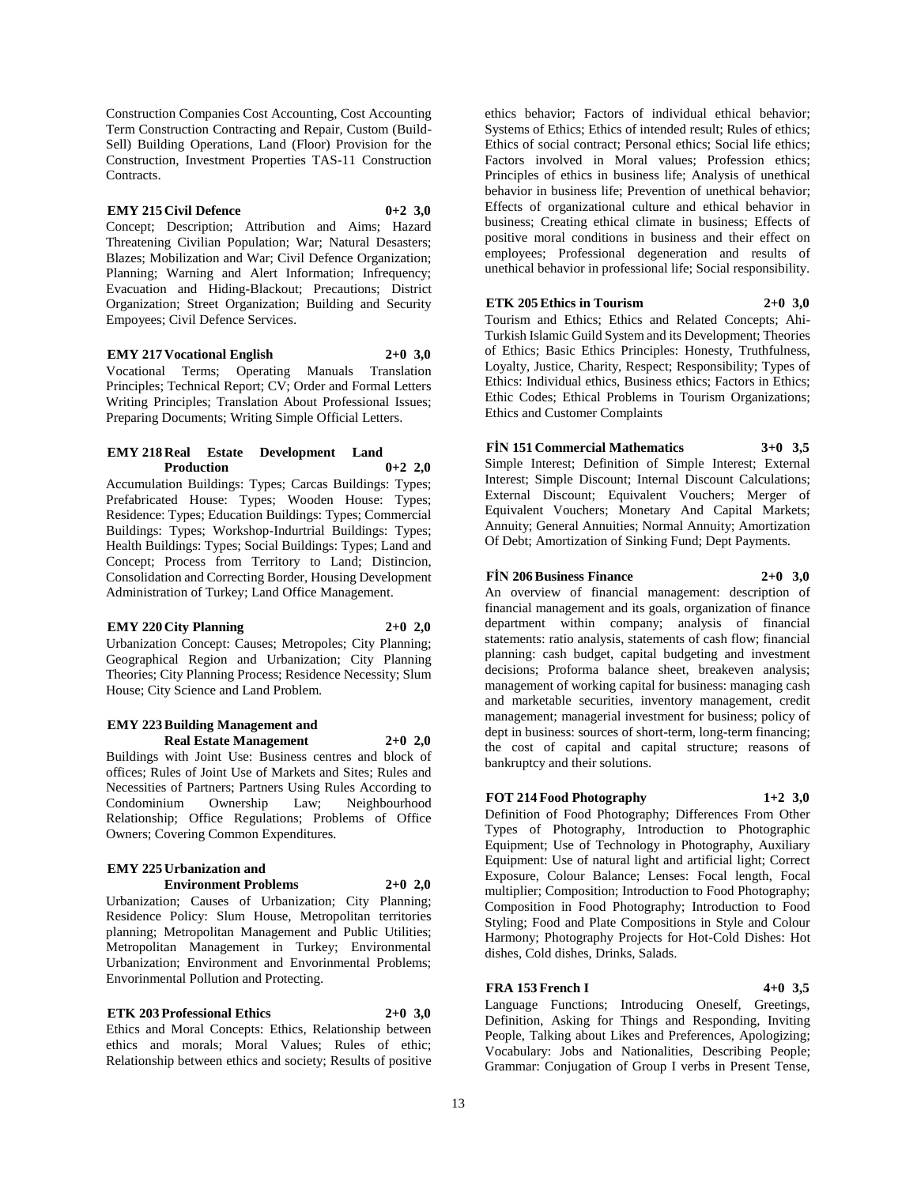Construction Companies Cost Accounting, Cost Accounting Term Construction Contracting and Repair, Custom (Build-Sell) Building Operations, Land (Floor) Provision for the Construction, Investment Properties TAS-11 Construction Contracts.

**EMY 215 Civil Defence 0+2 3,0**

Concept; Description; Attribution and Aims; Hazard Threatening Civilian Population; War; Natural Desasters; Blazes; Mobilization and War; Civil Defence Organization; Planning; Warning and Alert Information; Infrequency; Evacuation and Hiding-Blackout; Precautions; District Organization; Street Organization; Building and Security Empoyees; Civil Defence Services.

**EMY 217 Vocational English 2+0 3,0**

Vocational Terms; Operating Manuals Translation Principles; Technical Report; CV; Order and Formal Letters Writing Principles; Translation About Professional Issues; Preparing Documents; Writing Simple Official Letters.

**EMY 218 Real Estate Development Land Production 0+2 2,0**

Accumulation Buildings: Types; Carcas Buildings: Types; Prefabricated House: Types; Wooden House: Types; Residence: Types; Education Buildings: Types; Commercial Buildings: Types; Workshop-Indurtrial Buildings: Types; Health Buildings: Types; Social Buildings: Types; Land and Concept; Process from Territory to Land; Distincion, Consolidation and Correcting Border, Housing Development Administration of Turkey; Land Office Management.

**EMY 220 City Planning 2+0 2,0**

Urbanization Concept: Causes; Metropoles; City Planning; Geographical Region and Urbanization; City Planning Theories; City Planning Process; Residence Necessity; Slum House; City Science and Land Problem.

**EMY 223 Building Management and Real Estate Management 2+0 2,0**

Buildings with Joint Use: Business centres and block of offices; Rules of Joint Use of Markets and Sites; Rules and Necessities of Partners; Partners Using Rules According to Condominium Ownership Law; Neighbourhood Relationship; Office Regulations; Problems of Office Owners; Covering Common Expenditures.

**EMY 225 Urbanization and Environment Problems 2+0 2,0**

Urbanization; Causes of Urbanization; City Planning; Residence Policy: Slum House, Metropolitan territories planning; Metropolitan Management and Public Utilities; Metropolitan Management in Turkey; Environmental Urbanization; Environment and Envorinmental Problems; Envorinmental Pollution and Protecting.

**ETK 203 Professional Ethics 2+0 3,0**

Ethics and Moral Concepts: Ethics, Relationship between ethics and morals; Moral Values; Rules of ethic; Relationship between ethics and society; Results of positive ethics behavior; Factors of individual ethical behavior; Systems of Ethics; Ethics of intended result; Rules of ethics; Ethics of social contract; Personal ethics; Social life ethics; Factors involved in Moral values; Profession ethics; Principles of ethics in business life; Analysis of unethical behavior in business life; Prevention of unethical behavior; Effects of organizational culture and ethical behavior in business; Creating ethical climate in business; Effects of positive moral conditions in business and their effect on employees; Professional degeneration and results of unethical behavior in professional life; Social responsibility.

**ETK 205 Ethics in Tourism 2+0 3,0**

Tourism and Ethics; Ethics and Related Concepts; Ahi-Turkish Islamic Guild System and its Development; Theories of Ethics; Basic Ethics Principles: Honesty, Truthfulness, Loyalty, Justice, Charity, Respect; Responsibility; Types of Ethics: Individual ethics, Business ethics; Factors in Ethics; Ethic Codes; Ethical Problems in Tourism Organizations; Ethics and Customer Complaints

**FİN 151 Commercial Mathematics 3+0 3,5**

Simple Interest; Definition of Simple Interest; External Interest; Simple Discount; Internal Discount Calculations; External Discount; Equivalent Vouchers; Merger of Equivalent Vouchers; Monetary And Capital Markets; Annuity; General Annuities; Normal Annuity; Amortization Of Debt; Amortization of Sinking Fund; Dept Payments.

**FİN 206 Business Finance 2+0 3,0**

An overview of financial management: description of financial management and its goals, organization of finance department within company; analysis of financial statements: ratio analysis, statements of cash flow; financial planning: cash budget, capital budgeting and investment decisions; Proforma balance sheet, breakeven analysis; management of working capital for business: managing cash and marketable securities, inventory management, credit management; managerial investment for business; policy of dept in business: sources of short-term, long-term financing; the cost of capital and capital structure; reasons of bankruptcy and their solutions.

**FOT 214 Food Photography 1+2 3,0**

Definition of Food Photography; Differences From Other Types of Photography, Introduction to Photographic Equipment; Use of Technology in Photography, Auxiliary Equipment: Use of natural light and artificial light; Correct Exposure, Colour Balance; Lenses: Focal length, Focal multiplier; Composition; Introduction to Food Photography; Composition in Food Photography; Introduction to Food Styling; Food and Plate Compositions in Style and Colour Harmony; Photography Projects for Hot-Cold Dishes: Hot dishes, Cold dishes, Drinks, Salads.

**FRA 153 French I 4+0 3,5**

Language Functions; Introducing Oneself, Greetings, Definition, Asking for Things and Responding, Inviting People, Talking about Likes and Preferences, Apologizing; Vocabulary: Jobs and Nationalities, Describing People; Grammar: Conjugation of Group I verbs in Present Tense,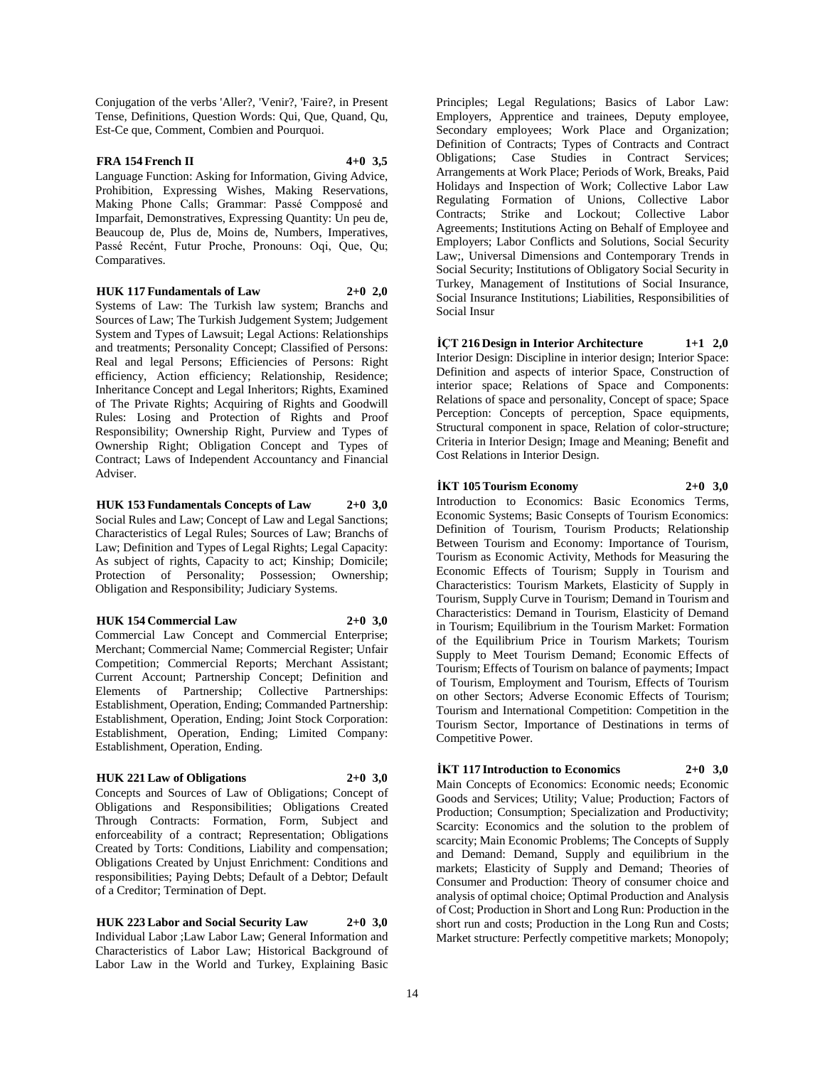Conjugation of the verbs 'Aller?, 'Venir?, 'Faire?, in Present Tense, Definitions, Question Words: Qui, Que, Quand, Qu, Est-Ce que, Comment, Combien and Pourquoi.

**FRA 154 French II 4+0 3,5**

Language Function: Asking for Information, Giving Advice, Prohibition, Expressing Wishes, Making Reservations, Making Phone Calls; Grammar: Passé Compposé and Imparfait, Demonstratives, Expressing Quantity: Un peu de, Beaucoup de, Plus de, Moins de, Numbers, Imperatives, Passé Recént, Futur Proche, Pronouns: Oqi, Que, Qu; Comparatives.

**HUK 117 Fundamentals of Law 2+0 2,0**

Systems of Law: The Turkish law system; Branchs and Sources of Law; The Turkish Judgement System; Judgement System and Types of Lawsuit; Legal Actions: Relationships and treatments; Personality Concept; Classified of Persons: Real and legal Persons; Efficiencies of Persons: Right efficiency, Action efficiency; Relationship, Residence; Inheritance Concept and Legal Inheritors; Rights, Examined of The Private Rights; Acquiring of Rights and Goodwill Rules: Losing and Protection of Rights and Proof Responsibility; Ownership Right, Purview and Types of Ownership Right; Obligation Concept and Types of Contract; Laws of Independent Accountancy and Financial Adviser.

**HUK 153 Fundamentals Concepts of Law 2+0 3,0**

Social Rules and Law; Concept of Law and Legal Sanctions; Characteristics of Legal Rules; Sources of Law; Branchs of Law; Definition and Types of Legal Rights; Legal Capacity: As subject of rights, Capacity to act; Kinship; Domicile; Protection of Personality; Possession; Ownership; Obligation and Responsibility; Judiciary Systems.

**HUK 154 Commercial Law 2+0 3,0**

Commercial Law Concept and Commercial Enterprise; Merchant; Commercial Name; Commercial Register; Unfair Competition; Commercial Reports; Merchant Assistant; Current Account; Partnership Concept; Definition and Elements of Partnership; Collective Partnerships: Establishment, Operation, Ending; Commanded Partnership: Establishment, Operation, Ending; Joint Stock Corporation: Establishment, Operation, Ending; Limited Company: Establishment, Operation, Ending.

**HUK 221 Law of Obligations 2+0 3,0**

Concepts and Sources of Law of Obligations; Concept of Obligations and Responsibilities; Obligations Created Through Contracts: Formation, Form, Subject and enforceability of a contract; Representation; Obligations Created by Torts: Conditions, Liability and compensation; Obligations Created by Unjust Enrichment: Conditions and responsibilities; Paying Debts; Default of a Debtor; Default of a Creditor; Termination of Dept.

**HUK 223 Labor and Social Security Law 2+0 3,0**

Individual Labor ;Law Labor Law; General Information and Characteristics of Labor Law; Historical Background of Labor Law in the World and Turkey, Explaining Basic Principles; Legal Regulations; Basics of Labor Law: Employers, Apprentice and trainees, Deputy employee, Secondary employees; Work Place and Organization; Definition of Contracts; Types of Contracts and Contract Obligations; Case Studies in Contract Services; Arrangements at Work Place; Periods of Work, Breaks, Paid Holidays and Inspection of Work; Collective Labor Law Regulating Formation of Unions, Collective Labor Contracts; Strike and Lockout; Collective Labor Agreements; Institutions Acting on Behalf of Employee and Employers; Labor Conflicts and Solutions, Social Security Law;, Universal Dimensions and Contemporary Trends in Social Security; Institutions of Obligatory Social Security in Turkey, Management of Institutions of Social Insurance, Social Insurance Institutions; Liabilities, Responsibilities of Social Insur

**İÇT 216 Design in Interior Architecture 1+1 2,0**

Interior Design: Discipline in interior design; Interior Space: Definition and aspects of interior Space, Construction of interior space; Relations of Space and Components: Relations of space and personality, Concept of space; Space Perception: Concepts of perception, Space equipments, Structural component in space, Relation of color-structure; Criteria in Interior Design; Image and Meaning; Benefit and Cost Relations in Interior Design.

**İKT 105 Tourism Economy 2+0 3,0**

Introduction to Economics: Basic Economics Terms, Economic Systems; Basic Consepts of Tourism Economics: Definition of Tourism, Tourism Products; Relationship Between Tourism and Economy: Importance of Tourism, Tourism as Economic Activity, Methods for Measuring the Economic Effects of Tourism; Supply in Tourism and Characteristics: Tourism Markets, Elasticity of Supply in Tourism, Supply Curve in Tourism; Demand in Tourism and Characteristics: Demand in Tourism, Elasticity of Demand in Tourism; Equilibrium in the Tourism Market: Formation of the Equilibrium Price in Tourism Markets; Tourism Supply to Meet Tourism Demand; Economic Effects of Tourism; Effects of Tourism on balance of payments; Impact of Tourism, Employment and Tourism, Effects of Tourism on other Sectors; Adverse Economic Effects of Tourism; Tourism and International Competition: Competition in the Tourism Sector, Importance of Destinations in terms of Competitive Power.

**İKT 117 Introduction to Economics 2+0 3,0**

Main Concepts of Economics: Economic needs; Economic Goods and Services; Utility; Value; Production; Factors of Production; Consumption; Specialization and Productivity; Scarcity: Economics and the solution to the problem of scarcity; Main Economic Problems; The Concepts of Supply and Demand: Demand, Supply and equilibrium in the markets; Elasticity of Supply and Demand; Theories of Consumer and Production: Theory of consumer choice and analysis of optimal choice; Optimal Production and Analysis of Cost; Production in Short and Long Run: Production in the short run and costs; Production in the Long Run and Costs; Market structure: Perfectly competitive markets; Monopoly;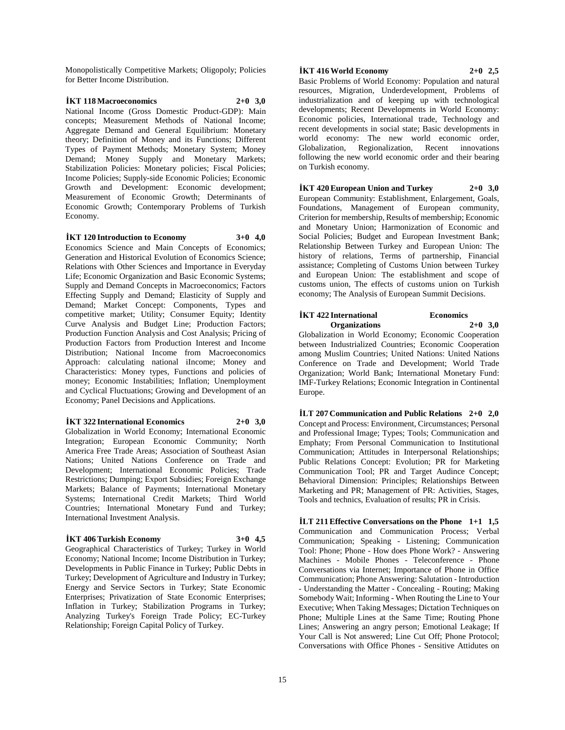Monopolistically Competitive Markets; Oligopoly; Policies for Better Income Distribution.

**İKT 118 Macroeconomics 2+0 3,0**

National Income (Gross Domestic Product-GDP): Main concepts; Measurement Methods of National Income; Aggregate Demand and General Equilibrium: Monetary theory; Definition of Money and its Functions; Different Types of Payment Methods; Monetary System; Money Demand; Money Supply and Monetary Markets; Stabilization Policies: Monetary policies; Fiscal Policies; Income Policies; Supply-side Economic Policies; Economic Growth and Development: Economic development; Measurement of Economic Growth; Determinants of Economic Growth; Contemporary Problems of Turkish Economy.

**İKT 120 Introduction to Economy 3+0 4,0**

Economics Science and Main Concepts of Economics; Generation and Historical Evolution of Economics Science; Relations with Other Sciences and Importance in Everyday Life; Economic Organization and Basic Economic Systems; Supply and Demand Concepts in Macroeconomics; Factors Effecting Supply and Demand; Elasticity of Supply and Demand; Market Concept: Components, Types and competitive market; Utility; Consumer Equity; Identity Curve Analysis and Budget Line; Production Factors; Production Function Analysis and Cost Analysis; Pricing of Production Factors from Production Interest and Income Distribution; National Income from Macroeconomics Approach: calculating national iIncome; Money and Characteristics: Money types, Functions and policies of money; Economic Instabilities; Inflation; Unemployment and Cyclical Fluctuations; Growing and Development of an Economy; Panel Decisions and Applications.

**İKT 322 International Economics 2+0 3,0**

Globalization in World Economy; International Economic Integration; European Economic Community; North America Free Trade Areas; Association of Southeast Asian Nations; United Nations Conference on Trade and Development; International Economic Policies; Trade Restrictions; Dumping; Export Subsidies; Foreign Exchange Markets; Balance of Payments; International Monetary Systems; International Credit Markets; Third World Countries; International Monetary Fund and Turkey; International Investment Analysis.

**İKT 406 Turkish Economy 3+0 4,5**

Geographical Characteristics of Turkey; Turkey in World Economy; National Income; Income Distribution in Turkey; Developments in Public Finance in Turkey; Public Debts in Turkey; Development of Agriculture and Industry in Turkey; Energy and Service Sectors in Turkey; State Economic Enterprises; Privatization of State Economic Enterprises; Inflation in Turkey; Stabilization Programs in Turkey; Analyzing Turkey's Foreign Trade Policy; EC-Turkey Relationship; Foreign Capital Policy of Turkey.

**İKT 416 World Economy 2+0 2,5**

Basic Problems of World Economy: Population and natural resources, Migration, Underdevelopment, Problems of industrialization and of keeping up with technological developments; Recent Developments in World Economy: Economic policies, International trade, Technology and recent developments in social state; Basic developments in world economy: The new world economic order, Globalization, Regionalization, Recent innovations following the new world economic order and their bearing on Turkish economy.

**İKT 420 European Union and Turkey 2+0 3,0**

European Community: Establishment, Enlargement, Goals, Foundations, Management of European community, Criterion for membership, Results of membership; Economic and Monetary Union; Harmonization of Economic and Social Policies; Budget and European Investment Bank; Relationship Between Turkey and European Union: The history of relations, Terms of partnership, Financial assistance; Completing of Customs Union between Turkey and European Union: The establishment and scope of customs union, The effects of customs union on Turkish economy; The Analysis of European Summit Decisions.

**İKT 422 International Economics Organizations 2+0 3,0**

Globalization in World Economy; Economic Cooperation between Industrialized Countries; Economic Cooperation among Muslim Countries; United Nations: United Nations Conference on Trade and Development; World Trade Organization; World Bank; International Monetary Fund: IMF-Turkey Relations; Economic Integration in Continental Europe.

**İLT 207 Communication and Public Relations 2+0 2,0**

Concept and Process: Environment, Circumstances; Personal and Professional Image; Types; Tools; Communication and Emphaty; From Personal Communication to Institutional Communication; Attitudes in Interpersonal Relationships; Public Relations Concept: Evolution; PR for Marketing Communication Tool; PR and Target Audince Concept; Behavioral Dimension: Principles; Relationships Between Marketing and PR; Management of PR: Activities, Stages, Tools and technics, Evaluation of results; PR in Crisis.

**İLT 211 Effective Conversations on the Phone 1+1 1,5**

Communication and Communication Process; Verbal Communication; Speaking - Listening; Communication Tool: Phone; Phone - How does Phone Work? - Answering Machines - Mobile Phones - Teleconference - Phone Conversations via Internet; Importance of Phone in Office Communication; Phone Answering: Salutation - Introduction - Understanding the Matter - Concealing - Routing; Making Somebody Wait; Informing - When Routing the Line to Your Executive; When Taking Messages; Dictation Techniques on Phone; Multiple Lines at the Same Time; Routing Phone Lines; Answering an angry person; Emotional Leakage; If Your Call is Not answered; Line Cut Off; Phone Protocol; Conversations with Office Phones - Sensitive Attidutes on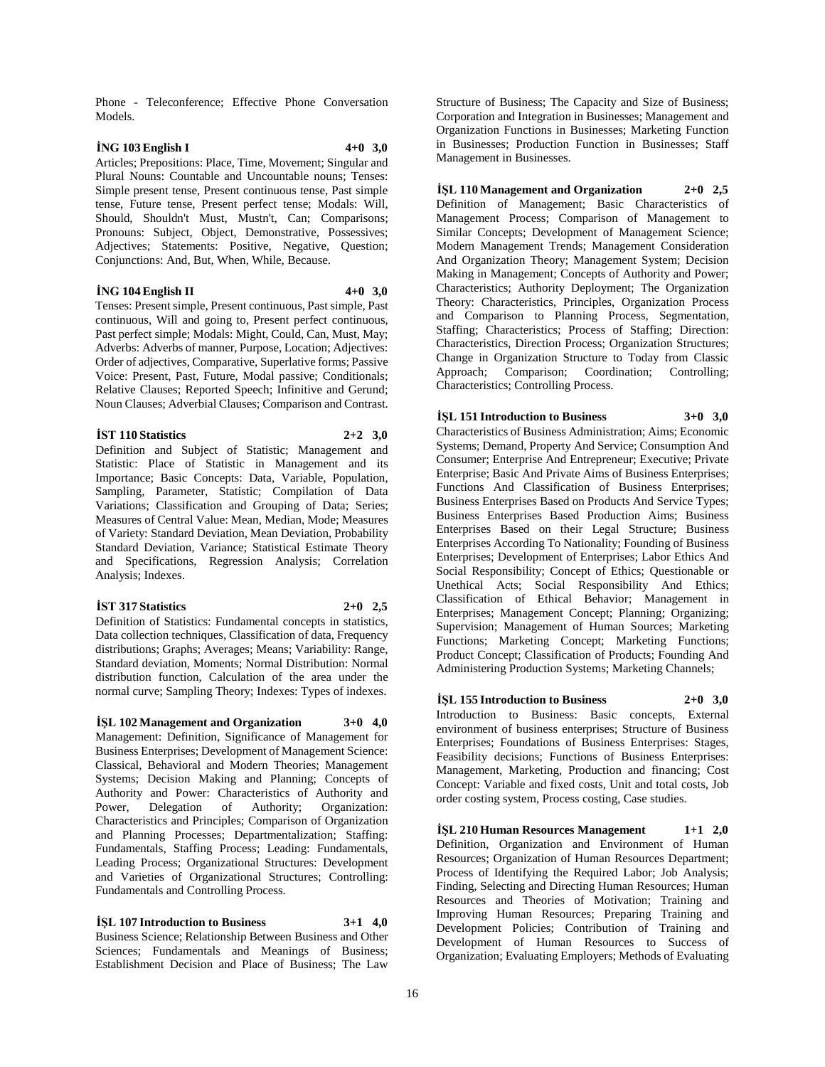Phone - Teleconference; Effective Phone Conversation Models.

**İNG 103 English I 4+0 3,0**

Articles; Prepositions: Place, Time, Movement; Singular and Plural Nouns: Countable and Uncountable nouns; Tenses: Simple present tense, Present continuous tense, Past simple tense, Future tense, Present perfect tense; Modals: Will, Should, Shouldn't Must, Mustn't, Can; Comparisons; Pronouns: Subject, Object, Demonstrative, Possessives; Adjectives; Statements: Positive, Negative, Question; Conjunctions: And, But, When, While, Because.

**İNG 104 English II 4+0 3,0**

Tenses: Present simple, Present continuous, Past simple, Past continuous, Will and going to, Present perfect continuous, Past perfect simple; Modals: Might, Could, Can, Must, May; Adverbs: Adverbs of manner, Purpose, Location; Adjectives: Order of adjectives, Comparative, Superlative forms; Passive Voice: Present, Past, Future, Modal passive; Conditionals; Relative Clauses; Reported Speech; Infinitive and Gerund; Noun Clauses; Adverbial Clauses; Comparison and Contrast.

**İST 110 Statistics 2+2 3,0**

Definition and Subject of Statistic; Management and Statistic: Place of Statistic in Management and its Importance; Basic Concepts: Data, Variable, Population, Sampling, Parameter, Statistic; Compilation of Data Variations; Classification and Grouping of Data; Series; Measures of Central Value: Mean, Median, Mode; Measures of Variety: Standard Deviation, Mean Deviation, Probability Standard Deviation, Variance; Statistical Estimate Theory and Specifications, Regression Analysis; Correlation Analysis; Indexes.

**İST 317 Statistics 2+0 2,5**

Definition of Statistics: Fundamental concepts in statistics, Data collection techniques, Classification of data, Frequency distributions; Graphs; Averages; Means; Variability: Range, Standard deviation, Moments; Normal Distribution: Normal distribution function, Calculation of the area under the normal curve; Sampling Theory; Indexes: Types of indexes.

**İŞL 102 Management and Organization 3+0 4,0**

Management: Definition, Significance of Management for Business Enterprises; Development of Management Science: Classical, Behavioral and Modern Theories; Management Systems; Decision Making and Planning; Concepts of Authority and Power: Characteristics of Authority and Power, Delegation of Authority; Organization: Characteristics and Principles; Comparison of Organization and Planning Processes; Departmentalization; Staffing: Fundamentals, Staffing Process; Leading: Fundamentals, Leading Process; Organizational Structures: Development and Varieties of Organizational Structures; Controlling: Fundamentals and Controlling Process.

**İŞL 107 Introduction to Business 3+1 4,0**

Business Science; Relationship Between Business and Other Sciences; Fundamentals and Meanings of Business; Establishment Decision and Place of Business; The Law Structure of Business; The Capacity and Size of Business; Corporation and Integration in Businesses; Management and Organization Functions in Businesses; Marketing Function in Businesses; Production Function in Businesses; Staff Management in Businesses.

**İŞL 110 Management and Organization 2+0 2,5**

Definition of Management; Basic Characteristics of Management Process; Comparison of Management to Similar Concepts; Development of Management Science; Modern Management Trends; Management Consideration And Organization Theory; Management System; Decision Making in Management; Concepts of Authority and Power; Characteristics; Authority Deployment; The Organization Theory: Characteristics, Principles, Organization Process and Comparison to Planning Process, Segmentation, Staffing; Characteristics; Process of Staffing; Direction: Characteristics, Direction Process; Organization Structures; Change in Organization Structure to Today from Classic Approach; Comparison; Coordination; Controlling; Characteristics; Controlling Process.

**İŞL 151 Introduction to Business 3+0 3,0**

Characteristics of Business Administration; Aims; Economic Systems; Demand, Property And Service; Consumption And Consumer; Enterprise And Entrepreneur; Executive; Private Enterprise; Basic And Private Aims of Business Enterprises; Functions And Classification of Business Enterprises; Business Enterprises Based on Products And Service Types; Business Enterprises Based Production Aims; Business Enterprises Based on their Legal Structure; Business Enterprises According To Nationality; Founding of Business Enterprises; Development of Enterprises; Labor Ethics And Social Responsibility; Concept of Ethics; Questionable or Unethical Acts; Social Responsibility And Ethics; Classification of Ethical Behavior; Management in Enterprises; Management Concept; Planning; Organizing; Supervision; Management of Human Sources; Marketing Functions; Marketing Concept; Marketing Functions; Product Concept; Classification of Products; Founding And Administering Production Systems; Marketing Channels;

**İŞL 155 Introduction to Business 2+0 3,0**

Introduction to Business: Basic concepts, External environment of business enterprises; Structure of Business Enterprises; Foundations of Business Enterprises: Stages, Feasibility decisions; Functions of Business Enterprises: Management, Marketing, Production and financing; Cost Concept: Variable and fixed costs, Unit and total costs, Job order costing system, Process costing, Case studies.

**İŞL 210 Human Resources Management 1+1 2,0**

Definition, Organization and Environment of Human Resources; Organization of Human Resources Department; Process of Identifying the Required Labor; Job Analysis; Finding, Selecting and Directing Human Resources; Human Resources and Theories of Motivation; Training and Improving Human Resources; Preparing Training and Development Policies; Contribution of Training and Development of Human Resources to Success of Organization; Evaluating Employers; Methods of Evaluating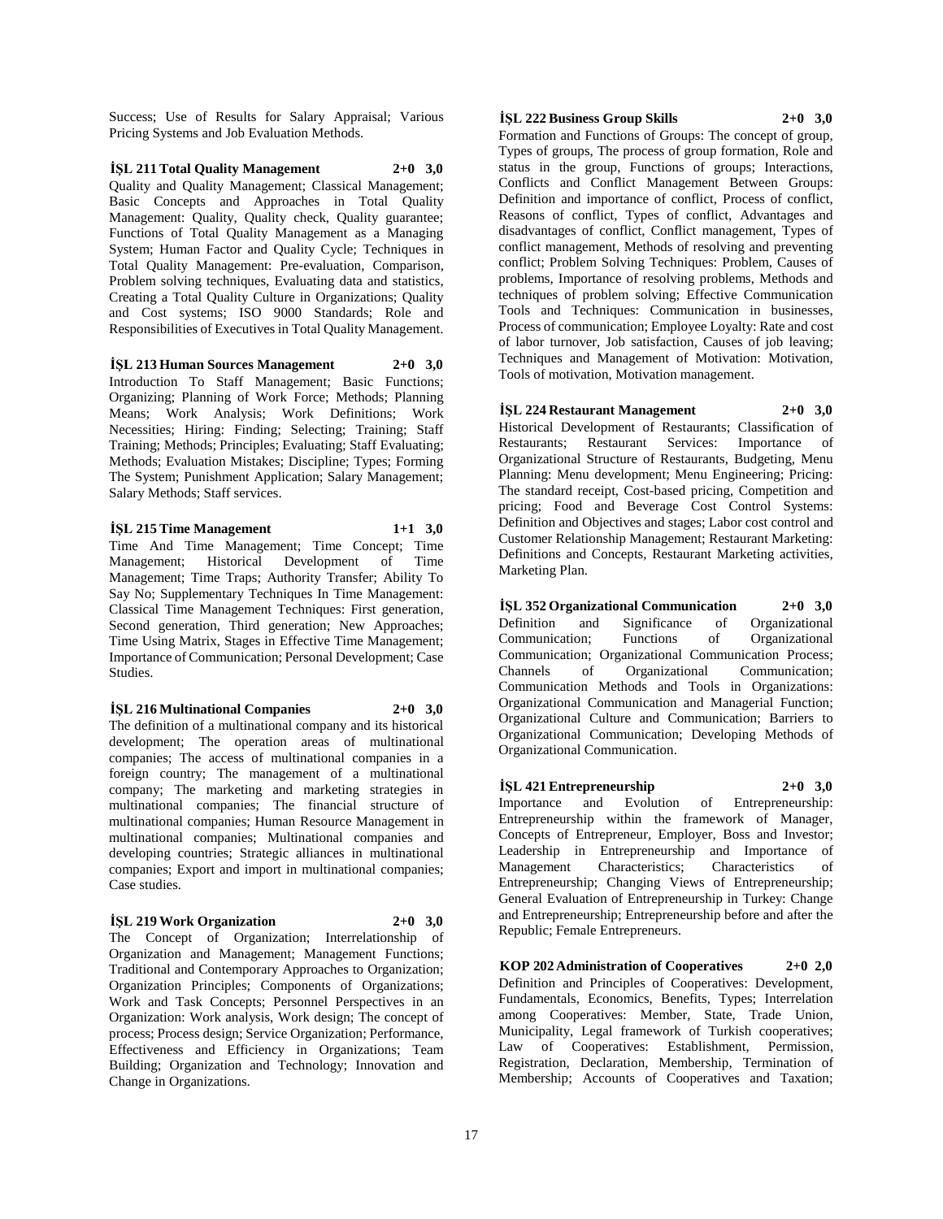Success; Use of Results for Salary Appraisal; Various Pricing Systems and Job Evaluation Methods.

**İŞL 211 Total Quality Management 2+0 3,0**
Quality and Quality Management; Classical Management; Basic Concepts and Approaches in Total Quality Management: Quality, Quality check, Quality guarantee; Functions of Total Quality Management as a Managing System; Human Factor and Quality Cycle; Techniques in Total Quality Management: Pre-evaluation, Comparison, Problem solving techniques, Evaluating data and statistics, Creating a Total Quality Culture in Organizations; Quality and Cost systems; ISO 9000 Standards; Role and Responsibilities of Executives in Total Quality Management.

**İŞL 213 Human Sources Management 2+0 3,0**
Introduction To Staff Management; Basic Functions; Organizing; Planning of Work Force; Methods; Planning Means; Work Analysis; Work Definitions; Work Necessities; Hiring: Finding; Selecting; Training; Staff Training; Methods; Principles; Evaluating; Staff Evaluating; Methods; Evaluation Mistakes; Discipline; Types; Forming The System; Punishment Application; Salary Management; Salary Methods; Staff services.

**İŞL 215 Time Management 1+1 3,0**
Time And Time Management; Time Concept; Time Management; Historical Development of Time Management; Time Traps; Authority Transfer; Ability To Say No; Supplementary Techniques In Time Management: Classical Time Management Techniques: First generation, Second generation, Third generation; New Approaches; Time Using Matrix, Stages in Effective Time Management; Importance of Communication; Personal Development; Case Studies.

**İŞL 216 Multinational Companies 2+0 3,0**
The definition of a multinational company and its historical development; The operation areas of multinational companies; The access of multinational companies in a foreign country; The management of a multinational company; The marketing and marketing strategies in multinational companies; The financial structure of multinational companies; Human Resource Management in multinational companies; Multinational companies and developing countries; Strategic alliances in multinational companies; Export and import in multinational companies; Case studies.

**İŞL 219 Work Organization 2+0 3,0**
The Concept of Organization; Interrelationship of Organization and Management; Management Functions; Traditional and Contemporary Approaches to Organization; Organization Principles; Components of Organizations; Work and Task Concepts; Personnel Perspectives in an Organization: Work analysis, Work design; The concept of process; Process design; Service Organization; Performance, Effectiveness and Efficiency in Organizations; Team Building; Organization and Technology; Innovation and Change in Organizations.

**İŞL 222 Business Group Skills 2+0 3,0**
Formation and Functions of Groups: The concept of group, Types of groups, The process of group formation, Role and status in the group, Functions of groups; Interactions, Conflicts and Conflict Management Between Groups: Definition and importance of conflict, Process of conflict, Reasons of conflict, Types of conflict, Advantages and disadvantages of conflict, Conflict management, Types of conflict management, Methods of resolving and preventing conflict; Problem Solving Techniques: Problem, Causes of problems, Importance of resolving problems, Methods and techniques of problem solving; Effective Communication Tools and Techniques: Communication in businesses, Process of communication; Employee Loyalty: Rate and cost of labor turnover, Job satisfaction, Causes of job leaving; Techniques and Management of Motivation: Motivation, Tools of motivation, Motivation management.

**İŞL 224 Restaurant Management 2+0 3,0**
Historical Development of Restaurants; Classification of Restaurants; Restaurant Services: Importance of Organizational Structure of Restaurants, Budgeting, Menu Planning: Menu development; Menu Engineering; Pricing: The standard receipt, Cost-based pricing, Competition and pricing; Food and Beverage Cost Control Systems: Definition and Objectives and stages; Labor cost control and Customer Relationship Management; Restaurant Marketing: Definitions and Concepts, Restaurant Marketing activities, Marketing Plan.

**İŞL 352 Organizational Communication 2+0 3,0**
Definition and Significance of Organizational Communication; Functions of Organizational Communication; Organizational Communication Process; Channels of Organizational Communication; Communication Methods and Tools in Organizations: Organizational Communication and Managerial Function; Organizational Culture and Communication; Barriers to Organizational Communication; Developing Methods of Organizational Communication.

**İŞL 421 Entrepreneurship 2+0 3,0**
Importance and Evolution of Entrepreneurship: Entrepreneurship within the framework of Manager, Concepts of Entrepreneur, Employer, Boss and Investor; Leadership in Entrepreneurship and Importance of Management Characteristics; Characteristics of Entrepreneurship; Changing Views of Entrepreneurship; General Evaluation of Entrepreneurship in Turkey: Change and Entrepreneurship; Entrepreneurship before and after the Republic; Female Entrepreneurs.

**KOP 202 Administration of Cooperatives 2+0 2,0**
Definition and Principles of Cooperatives: Development, Fundamentals, Economics, Benefits, Types; Interrelation among Cooperatives: Member, State, Trade Union, Municipality, Legal framework of Turkish cooperatives; Law of Cooperatives: Establishment, Permission, Registration, Declaration, Membership, Termination of Membership; Accounts of Cooperatives and Taxation;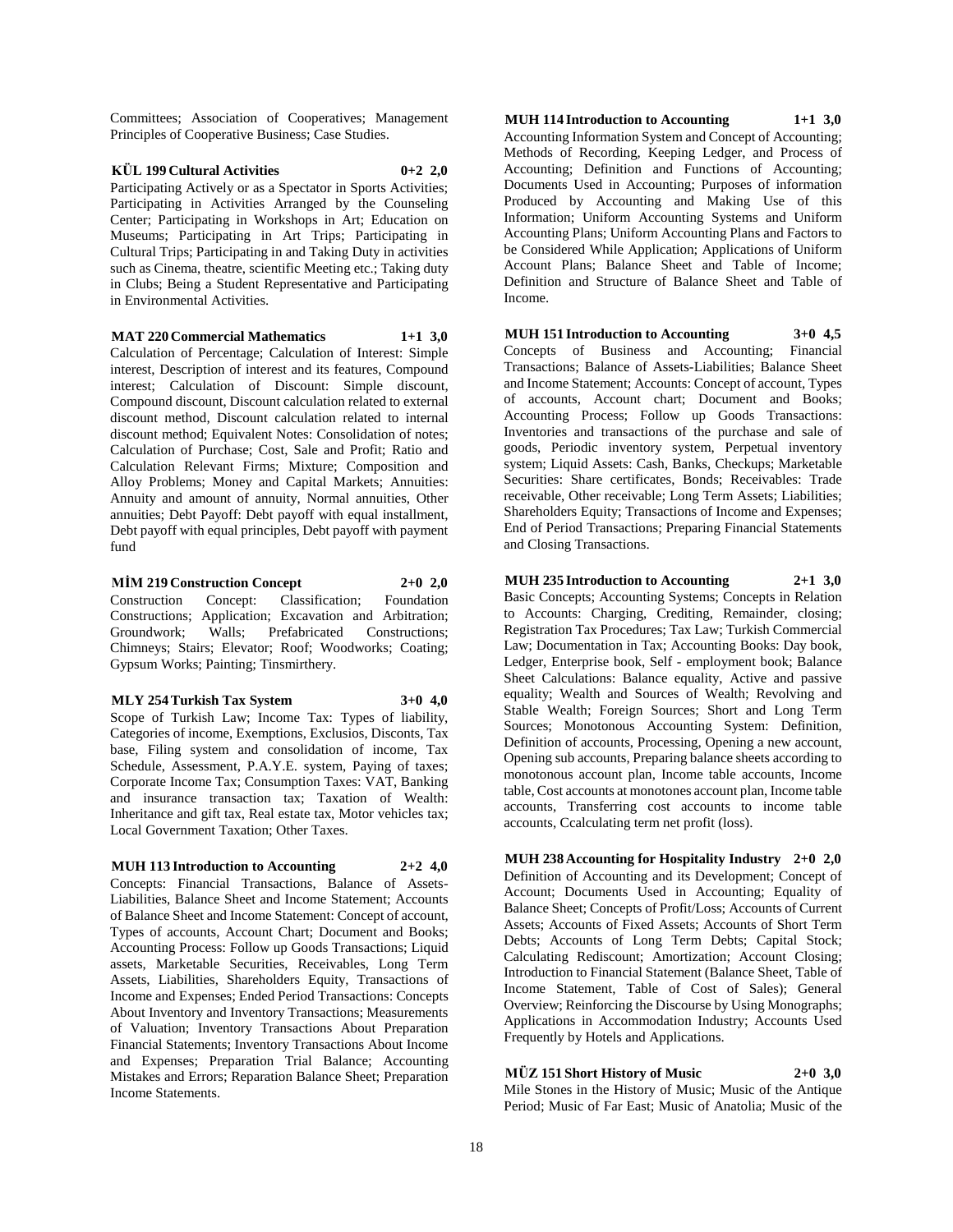Committees; Association of Cooperatives; Management Principles of Cooperative Business; Case Studies.

**KÜL 199 Cultural Activities 0+2 2,0**

Participating Actively or as a Spectator in Sports Activities; Participating in Activities Arranged by the Counseling Center; Participating in Workshops in Art; Education on Museums; Participating in Art Trips; Participating in Cultural Trips; Participating in and Taking Duty in activities such as Cinema, theatre, scientific Meeting etc.; Taking duty in Clubs; Being a Student Representative and Participating in Environmental Activities.

**MAT 220 Commercial Mathematics 1+1 3,0**

Calculation of Percentage; Calculation of Interest: Simple interest, Description of interest and its features, Compound interest; Calculation of Discount: Simple discount, Compound discount, Discount calculation related to external discount method, Discount calculation related to internal discount method; Equivalent Notes: Consolidation of notes; Calculation of Purchase; Cost, Sale and Profit; Ratio and Calculation Relevant Firms; Mixture; Composition and Alloy Problems; Money and Capital Markets; Annuities: Annuity and amount of annuity, Normal annuities, Other annuities; Debt Payoff: Debt payoff with equal installment, Debt payoff with equal principles, Debt payoff with payment fund

**MİM 219 Construction Concept 2+0 2,0**

Construction Concept: Classification; Foundation Constructions; Application; Excavation and Arbitration; Groundwork; Walls; Prefabricated Constructions; Chimneys; Stairs; Elevator; Roof; Woodworks; Coating; Gypsum Works; Painting; Tinsmirthery.

**MLY 254 Turkish Tax System 3+0 4,0**

Scope of Turkish Law; Income Tax: Types of liability, Categories of income, Exemptions, Exclusios, Disconts, Tax base, Filing system and consolidation of income, Tax Schedule, Assessment, P.A.Y.E. system, Paying of taxes; Corporate Income Tax; Consumption Taxes: VAT, Banking and insurance transaction tax; Taxation of Wealth: Inheritance and gift tax, Real estate tax, Motor vehicles tax; Local Government Taxation; Other Taxes.

**MUH 113 Introduction to Accounting 2+2 4,0**

Concepts: Financial Transactions, Balance of Assets-Liabilities, Balance Sheet and Income Statement; Accounts of Balance Sheet and Income Statement: Concept of account, Types of accounts, Account Chart; Document and Books; Accounting Process: Follow up Goods Transactions; Liquid assets, Marketable Securities, Receivables, Long Term Assets, Liabilities, Shareholders Equity, Transactions of Income and Expenses; Ended Period Transactions: Concepts About Inventory and Inventory Transactions; Measurements of Valuation; Inventory Transactions About Preparation Financial Statements; Inventory Transactions About Income and Expenses; Preparation Trial Balance; Accounting Mistakes and Errors; Reparation Balance Sheet; Preparation Income Statements.

**MUH 114 Introduction to Accounting 1+1 3,0**

Accounting Information System and Concept of Accounting; Methods of Recording, Keeping Ledger, and Process of Accounting; Definition and Functions of Accounting; Documents Used in Accounting; Purposes of information Produced by Accounting and Making Use of this Information; Uniform Accounting Systems and Uniform Accounting Plans; Uniform Accounting Plans and Factors to be Considered While Application; Applications of Uniform Account Plans; Balance Sheet and Table of Income; Definition and Structure of Balance Sheet and Table of Income.

**MUH 151 Introduction to Accounting 3+0 4,5**

Concepts of Business and Accounting; Financial Transactions; Balance of Assets-Liabilities; Balance Sheet and Income Statement; Accounts: Concept of account, Types of accounts, Account chart; Document and Books; Accounting Process; Follow up Goods Transactions: Inventories and transactions of the purchase and sale of goods, Periodic inventory system, Perpetual inventory system; Liquid Assets: Cash, Banks, Checkups; Marketable Securities: Share certificates, Bonds; Receivables: Trade receivable, Other receivable; Long Term Assets; Liabilities; Shareholders Equity; Transactions of Income and Expenses; End of Period Transactions; Preparing Financial Statements and Closing Transactions.

**MUH 235 Introduction to Accounting 2+1 3,0**

Basic Concepts; Accounting Systems; Concepts in Relation to Accounts: Charging, Crediting, Remainder, closing; Registration Tax Procedures; Tax Law; Turkish Commercial Law; Documentation in Tax; Accounting Books: Day book, Ledger, Enterprise book, Self - employment book; Balance Sheet Calculations: Balance equality, Active and passive equality; Wealth and Sources of Wealth; Revolving and Stable Wealth; Foreign Sources; Short and Long Term Sources; Monotonous Accounting System: Definition, Definition of accounts, Processing, Opening a new account, Opening sub accounts, Preparing balance sheets according to monotonous account plan, Income table accounts, Income table, Cost accounts at monotones account plan, Income table accounts, Transferring cost accounts to income table accounts, Ccalculating term net profit (loss).

**MUH 238 Accounting for Hospitality Industry 2+0 2,0**

Definition of Accounting and its Development; Concept of Account; Documents Used in Accounting; Equality of Balance Sheet; Concepts of Profit/Loss; Accounts of Current Assets; Accounts of Fixed Assets; Accounts of Short Term Debts; Accounts of Long Term Debts; Capital Stock; Calculating Rediscount; Amortization; Account Closing; Introduction to Financial Statement (Balance Sheet, Table of Income Statement, Table of Cost of Sales); General Overview; Reinforcing the Discourse by Using Monographs; Applications in Accommodation Industry; Accounts Used Frequently by Hotels and Applications.

**MÜZ 151 Short History of Music 2+0 3,0**

Mile Stones in the History of Music; Music of the Antique Period; Music of Far East; Music of Anatolia; Music of the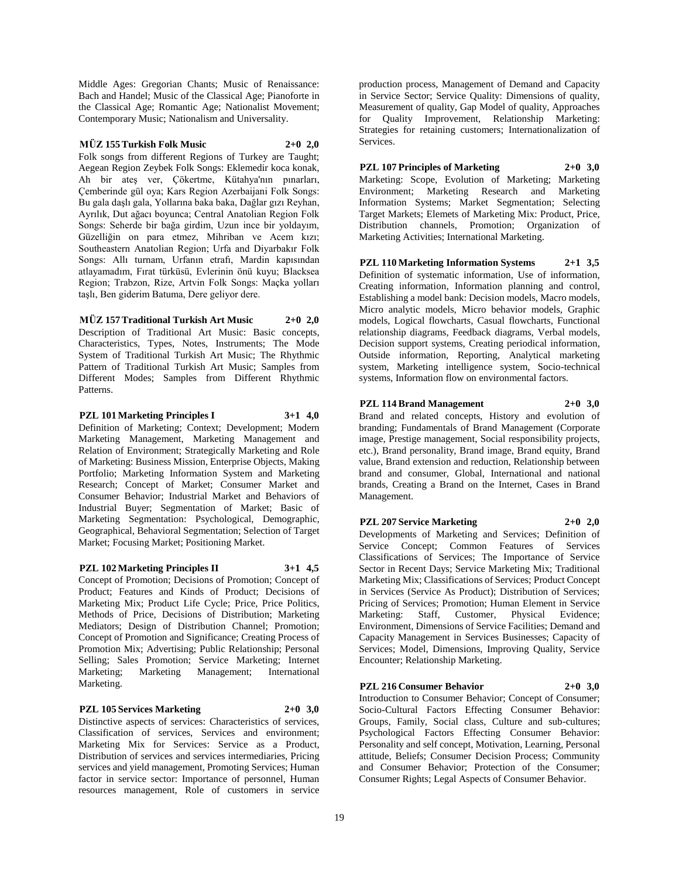Middle Ages: Gregorian Chants; Music of Renaissance: Bach and Handel; Music of the Classical Age; Pianoforte in the Classical Age; Romantic Age; Nationalist Movement; Contemporary Music; Nationalism and Universality.

**MÜZ 155 Turkish Folk Music 2+0 2,0**

Folk songs from different Regions of Turkey are Taught; Aegean Region Zeybek Folk Songs: Eklemedir koca konak, Ah bir ateş ver, Çökertme, Kütahya'nın pınarları, Çemberinde gül oya; Kars Region Azerbaijani Folk Songs: Bu gala daşlı gala, Yollarına baka baka, Dağlar gızı Reyhan, Ayrılık, Dut ağacı boyunca; Central Anatolian Region Folk Songs: Seherde bir bağa girdim, Uzun ince bir yoldayım, Güzelliğin on para etmez, Mihriban ve Acem kızı; Southeastern Anatolian Region; Urfa and Diyarbakır Folk Songs: Allı turnam, Urfanın etrafı, Mardin kapısından atlayamadım, Fırat türküsü, Evlerinin önü kuyu; Blacksea Region; Trabzon, Rize, Artvin Folk Songs: Maçka yolları taşlı, Ben giderim Batuma, Dere geliyor dere.

**MÜZ 157 Traditional Turkish Art Music 2+0 2,0**

Description of Traditional Art Music: Basic concepts, Characteristics, Types, Notes, Instruments; The Mode System of Traditional Turkish Art Music; The Rhythmic Pattern of Traditional Turkish Art Music; Samples from Different Modes; Samples from Different Rhythmic Patterns.

**PZL 101 Marketing Principles I 3+1 4,0**

Definition of Marketing; Context; Development; Modern Marketing Management, Marketing Management and Relation of Environment; Strategically Marketing and Role of Marketing: Business Mission, Enterprise Objects, Making Portfolio; Marketing Information System and Marketing Research; Concept of Market; Consumer Market and Consumer Behavior; Industrial Market and Behaviors of Industrial Buyer; Segmentation of Market; Basic of Marketing Segmentation: Psychological, Demographic, Geographical, Behavioral Segmentation; Selection of Target Market; Focusing Market; Positioning Market.

**PZL 102 Marketing Principles II 3+1 4,5**

Concept of Promotion; Decisions of Promotion; Concept of Product; Features and Kinds of Product; Decisions of Marketing Mix; Product Life Cycle; Price, Price Politics, Methods of Price, Decisions of Distribution; Marketing Mediators; Design of Distribution Channel; Promotion; Concept of Promotion and Significance; Creating Process of Promotion Mix; Advertising; Public Relationship; Personal Selling; Sales Promotion; Service Marketing; Internet Marketing; Marketing Management; International Marketing.

**PZL 105 Services Marketing 2+0 3,0**

Distinctive aspects of services: Characteristics of services, Classification of services, Services and environment; Marketing Mix for Services: Service as a Product, Distribution of services and services intermediaries, Pricing services and yield management, Promoting Services; Human factor in service sector: Importance of personnel, Human resources management, Role of customers in service production process, Management of Demand and Capacity in Service Sector; Service Quality: Dimensions of quality, Measurement of quality, Gap Model of quality, Approaches for Quality Improvement, Relationship Marketing: Strategies for retaining customers; Internationalization of Services.

**PZL 107 Principles of Marketing 2+0 3,0**

Marketing: Scope, Evolution of Marketing; Marketing Environment; Marketing Research and Marketing Information Systems; Market Segmentation; Selecting Target Markets; Elemets of Marketing Mix: Product, Price, Distribution channels, Promotion; Organization of Marketing Activities; International Marketing.

**PZL 110 Marketing Information Systems 2+1 3,5**

Definition of systematic information, Use of information, Creating information, Information planning and control, Establishing a model bank: Decision models, Macro models, Micro analytic models, Micro behavior models, Graphic models, Logical flowcharts, Casual flowcharts, Functional relationship diagrams, Feedback diagrams, Verbal models, Decision support systems, Creating periodical information, Outside information, Reporting, Analytical marketing system, Marketing intelligence system, Socio-technical systems, Information flow on environmental factors.

**PZL 114 Brand Management 2+0 3,0**

Brand and related concepts, History and evolution of branding; Fundamentals of Brand Management (Corporate image, Prestige management, Social responsibility projects, etc.), Brand personality, Brand image, Brand equity, Brand value, Brand extension and reduction, Relationship between brand and consumer, Global, International and national brands, Creating a Brand on the Internet, Cases in Brand Management.

**PZL 207 Service Marketing 2+0 2,0**

Developments of Marketing and Services; Definition of Service Concept; Common Features of Services Classifications of Services; The Importance of Service Sector in Recent Days; Service Marketing Mix; Traditional Marketing Mix; Classifications of Services; Product Concept in Services (Service As Product); Distribution of Services; Pricing of Services; Promotion; Human Element in Service Marketing: Staff, Customer, Physical Evidence; Environment, Dimensions of Service Facilities; Demand and Capacity Management in Services Businesses; Capacity of Services; Model, Dimensions, Improving Quality, Service Encounter; Relationship Marketing.

**PZL 216 Consumer Behavior 2+0 3,0**

Introduction to Consumer Behavior; Concept of Consumer; Socio-Cultural Factors Effecting Consumer Behavior: Groups, Family, Social class, Culture and sub-cultures; Psychological Factors Effecting Consumer Behavior: Personality and self concept, Motivation, Learning, Personal attitude, Beliefs; Consumer Decision Process; Community and Consumer Behavior; Protection of the Consumer; Consumer Rights; Legal Aspects of Consumer Behavior.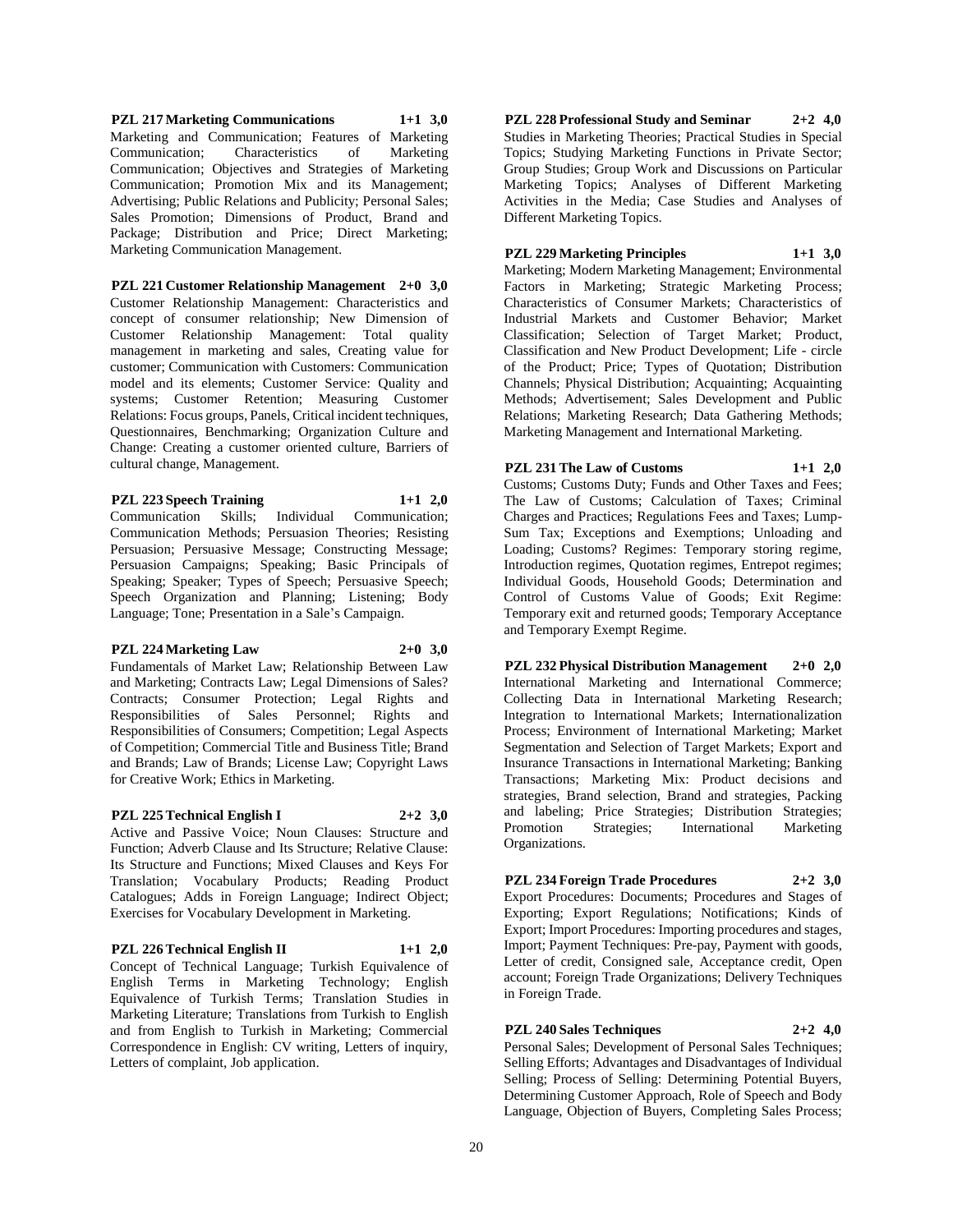**PZL 217 Marketing Communications 1+1 3,0**
Marketing and Communication; Features of Marketing Communication; Characteristics of Marketing Communication; Objectives and Strategies of Marketing Communication; Promotion Mix and its Management; Advertising; Public Relations and Publicity; Personal Sales; Sales Promotion; Dimensions of Product, Brand and Package; Distribution and Price; Direct Marketing; Marketing Communication Management.

**PZL 221 Customer Relationship Management 2+0 3,0**
Customer Relationship Management: Characteristics and concept of consumer relationship; New Dimension of Customer Relationship Management: Total quality management in marketing and sales, Creating value for customer; Communication with Customers: Communication model and its elements; Customer Service: Quality and systems; Customer Retention; Measuring Customer Relations: Focus groups, Panels, Critical incident techniques, Questionnaires, Benchmarking; Organization Culture and Change: Creating a customer oriented culture, Barriers of cultural change, Management.

**PZL 223 Speech Training 1+1 2,0**
Communication Skills; Individual Communication; Communication Methods; Persuasion Theories; Resisting Persuasion; Persuasive Message; Constructing Message; Persuasion Campaigns; Speaking; Basic Principals of Speaking; Speaker; Types of Speech; Persuasive Speech; Speech Organization and Planning; Listening; Body Language; Tone; Presentation in a Sale's Campaign.

**PZL 224 Marketing Law 2+0 3,0**
Fundamentals of Market Law; Relationship Between Law and Marketing; Contracts Law; Legal Dimensions of Sales? Contracts; Consumer Protection; Legal Rights and Responsibilities of Sales Personnel; Rights and Responsibilities of Consumers; Competition; Legal Aspects of Competition; Commercial Title and Business Title; Brand and Brands; Law of Brands; License Law; Copyright Laws for Creative Work; Ethics in Marketing.

**PZL 225 Technical English I 2+2 3,0**
Active and Passive Voice; Noun Clauses: Structure and Function; Adverb Clause and Its Structure; Relative Clause: Its Structure and Functions; Mixed Clauses and Keys For Translation; Vocabulary Products; Reading Product Catalogues; Adds in Foreign Language; Indirect Object; Exercises for Vocabulary Development in Marketing.

**PZL 226 Technical English II 1+1 2,0**
Concept of Technical Language; Turkish Equivalence of English Terms in Marketing Technology; English Equivalence of Turkish Terms; Translation Studies in Marketing Literature; Translations from Turkish to English and from English to Turkish in Marketing; Commercial Correspondence in English: CV writing, Letters of inquiry, Letters of complaint, Job application.

**PZL 228 Professional Study and Seminar 2+2 4,0**
Studies in Marketing Theories; Practical Studies in Special Topics; Studying Marketing Functions in Private Sector; Group Studies; Group Work and Discussions on Particular Marketing Topics; Analyses of Different Marketing Activities in the Media; Case Studies and Analyses of Different Marketing Topics.

**PZL 229 Marketing Principles 1+1 3,0**
Marketing; Modern Marketing Management; Environmental Factors in Marketing; Strategic Marketing Process; Characteristics of Consumer Markets; Characteristics of Industrial Markets and Customer Behavior; Market Classification; Selection of Target Market; Product, Classification and New Product Development; Life - circle of the Product; Price; Types of Quotation; Distribution Channels; Physical Distribution; Acquainting; Acquainting Methods; Advertisement; Sales Development and Public Relations; Marketing Research; Data Gathering Methods; Marketing Management and International Marketing.

**PZL 231 The Law of Customs 1+1 2,0**
Customs; Customs Duty; Funds and Other Taxes and Fees; The Law of Customs; Calculation of Taxes; Criminal Charges and Practices; Regulations Fees and Taxes; Lump-Sum Tax; Exceptions and Exemptions; Unloading and Loading; Customs? Regimes: Temporary storing regime, Introduction regimes, Quotation regimes, Entrepot regimes; Individual Goods, Household Goods; Determination and Control of Customs Value of Goods; Exit Regime: Temporary exit and returned goods; Temporary Acceptance and Temporary Exempt Regime.

**PZL 232 Physical Distribution Management 2+0 2,0**
International Marketing and International Commerce; Collecting Data in International Marketing Research; Integration to International Markets; Internationalization Process; Environment of International Marketing; Market Segmentation and Selection of Target Markets; Export and Insurance Transactions in International Marketing; Banking Transactions; Marketing Mix: Product decisions and strategies, Brand selection, Brand and strategies, Packing and labeling; Price Strategies; Distribution Strategies; Promotion Strategies; International Marketing Organizations.

**PZL 234 Foreign Trade Procedures 2+2 3,0**
Export Procedures: Documents; Procedures and Stages of Exporting; Export Regulations; Notifications; Kinds of Export; Import Procedures: Importing procedures and stages, Import; Payment Techniques: Pre-pay, Payment with goods, Letter of credit, Consigned sale, Acceptance credit, Open account; Foreign Trade Organizations; Delivery Techniques in Foreign Trade.

**PZL 240 Sales Techniques 2+2 4,0**
Personal Sales; Development of Personal Sales Techniques; Selling Efforts; Advantages and Disadvantages of Individual Selling; Process of Selling: Determining Potential Buyers, Determining Customer Approach, Role of Speech and Body Language, Objection of Buyers, Completing Sales Process;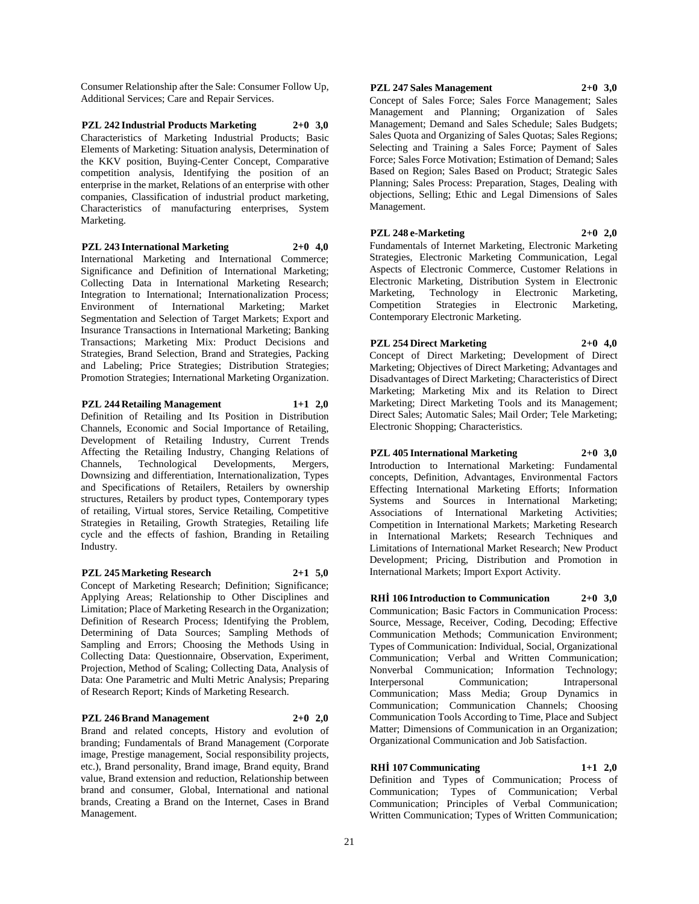Consumer Relationship after the Sale: Consumer Follow Up, Additional Services; Care and Repair Services.

**PZL 242 Industrial Products Marketing 2+0 3,0**

Characteristics of Marketing Industrial Products; Basic Elements of Marketing: Situation analysis, Determination of the KKV position, Buying-Center Concept, Comparative competition analysis, Identifying the position of an enterprise in the market, Relations of an enterprise with other companies, Classification of industrial product marketing, Characteristics of manufacturing enterprises, System Marketing.

**PZL 243 International Marketing 2+0 4,0**

International Marketing and International Commerce; Significance and Definition of International Marketing; Collecting Data in International Marketing Research; Integration to International; Internationalization Process; Environment of International Marketing; Market Segmentation and Selection of Target Markets; Export and Insurance Transactions in International Marketing; Banking Transactions; Marketing Mix: Product Decisions and Strategies, Brand Selection, Brand and Strategies, Packing and Labeling; Price Strategies; Distribution Strategies; Promotion Strategies; International Marketing Organization.

**PZL 244 Retailing Management 1+1 2,0**

Definition of Retailing and Its Position in Distribution Channels, Economic and Social Importance of Retailing, Development of Retailing Industry, Current Trends Affecting the Retailing Industry, Changing Relations of Channels, Technological Developments, Mergers, Downsizing and differentiation, Internationalization, Types and Specifications of Retailers, Retailers by ownership structures, Retailers by product types, Contemporary types of retailing, Virtual stores, Service Retailing, Competitive Strategies in Retailing, Growth Strategies, Retailing life cycle and the effects of fashion, Branding in Retailing Industry.

**PZL 245 Marketing Research 2+1 5,0**

Concept of Marketing Research; Definition; Significance; Applying Areas; Relationship to Other Disciplines and Limitation; Place of Marketing Research in the Organization; Definition of Research Process; Identifying the Problem, Determining of Data Sources; Sampling Methods of Sampling and Errors; Choosing the Methods Using in Collecting Data: Questionnaire, Observation, Experiment, Projection, Method of Scaling; Collecting Data, Analysis of Data: One Parametric and Multi Metric Analysis; Preparing of Research Report; Kinds of Marketing Research.

**PZL 246 Brand Management 2+0 2,0**

Brand and related concepts, History and evolution of branding; Fundamentals of Brand Management (Corporate image, Prestige management, Social responsibility projects, etc.), Brand personality, Brand image, Brand equity, Brand value, Brand extension and reduction, Relationship between brand and consumer, Global, International and national brands, Creating a Brand on the Internet, Cases in Brand Management.

**PZL 247 Sales Management 2+0 3,0**

Concept of Sales Force; Sales Force Management; Sales Management and Planning; Organization of Sales Management; Demand and Sales Schedule; Sales Budgets; Sales Quota and Organizing of Sales Quotas; Sales Regions; Selecting and Training a Sales Force; Payment of Sales Force; Sales Force Motivation; Estimation of Demand; Sales Based on Region; Sales Based on Product; Strategic Sales Planning; Sales Process: Preparation, Stages, Dealing with objections, Selling; Ethic and Legal Dimensions of Sales Management.

**PZL 248 e-Marketing 2+0 2,0**

Fundamentals of Internet Marketing, Electronic Marketing Strategies, Electronic Marketing Communication, Legal Aspects of Electronic Commerce, Customer Relations in Electronic Marketing, Distribution System in Electronic Marketing, Technology in Electronic Marketing, Competition Strategies in Electronic Marketing, Contemporary Electronic Marketing.

**PZL 254 Direct Marketing 2+0 4,0**

Concept of Direct Marketing; Development of Direct Marketing; Objectives of Direct Marketing; Advantages and Disadvantages of Direct Marketing; Characteristics of Direct Marketing; Marketing Mix and its Relation to Direct Marketing; Direct Marketing Tools and its Management; Direct Sales; Automatic Sales; Mail Order; Tele Marketing; Electronic Shopping; Characteristics.

**PZL 405 International Marketing 2+0 3,0**

Introduction to International Marketing: Fundamental concepts, Definition, Advantages, Environmental Factors Effecting International Marketing Efforts; Information Systems and Sources in International Marketing; Associations of International Marketing Activities; Competition in International Markets; Marketing Research in International Markets; Research Techniques and Limitations of International Market Research; New Product Development; Pricing, Distribution and Promotion in International Markets; Import Export Activity.

**RHİ 106 Introduction to Communication 2+0 3,0**

Communication; Basic Factors in Communication Process: Source, Message, Receiver, Coding, Decoding; Effective Communication Methods; Communication Environment; Types of Communication: Individual, Social, Organizational Communication; Verbal and Written Communication; Nonverbal Communication; Information Technology; Interpersonal Communication; Intrapersonal Communication; Mass Media; Group Dynamics in Communication; Communication Channels; Choosing Communication Tools According to Time, Place and Subject Matter; Dimensions of Communication in an Organization; Organizational Communication and Job Satisfaction.

**RHİ 107 Communicating 1+1 2,0**

Definition and Types of Communication; Process of Communication; Types of Communication; Verbal Communication; Principles of Verbal Communication; Written Communication; Types of Written Communication;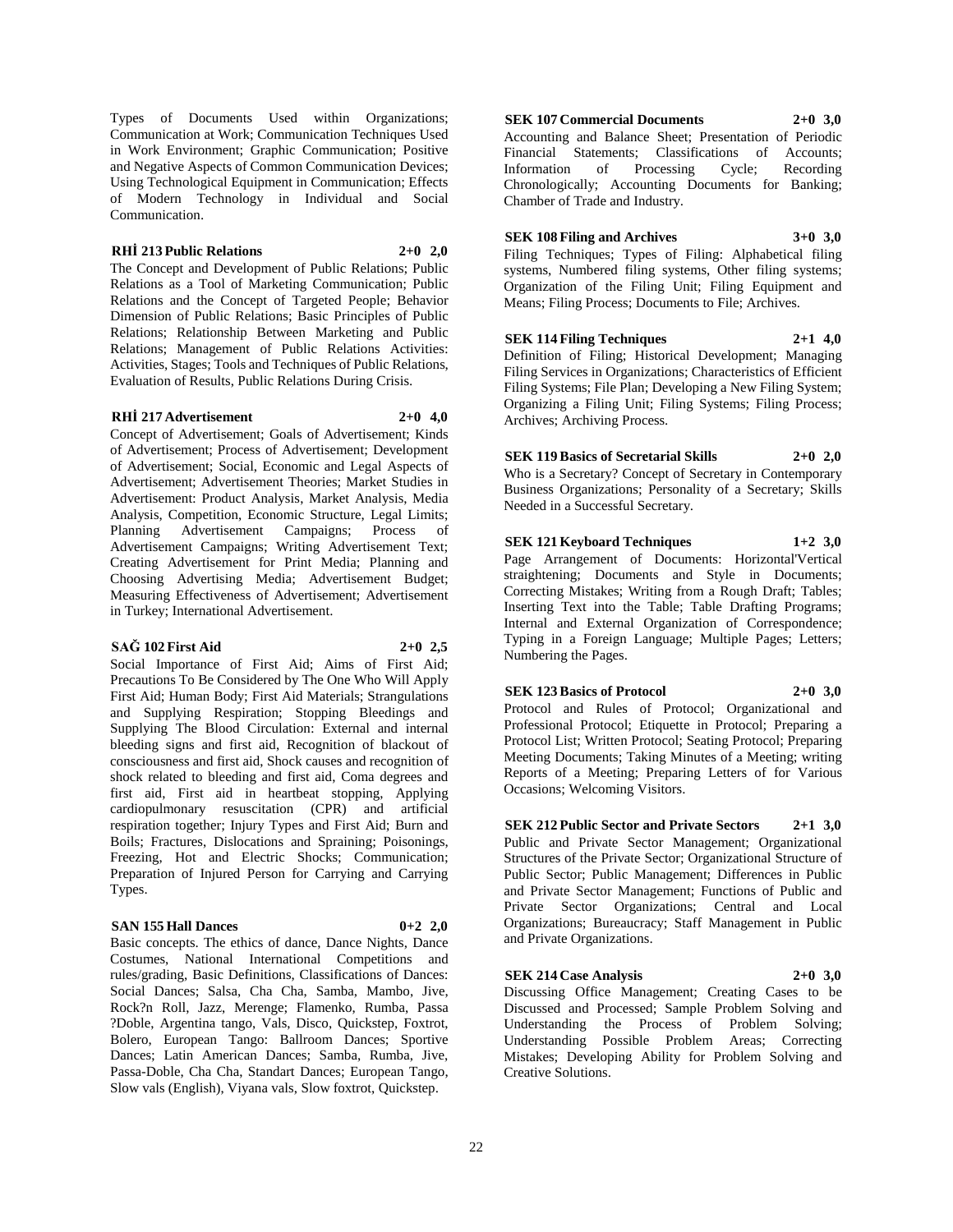Types of Documents Used within Organizations; Communication at Work; Communication Techniques Used in Work Environment; Graphic Communication; Positive and Negative Aspects of Common Communication Devices; Using Technological Equipment in Communication; Effects of Modern Technology in Individual and Social Communication.

**RHİ 213 Public Relations 2+0 2,0**

The Concept and Development of Public Relations; Public Relations as a Tool of Marketing Communication; Public Relations and the Concept of Targeted People; Behavior Dimension of Public Relations; Basic Principles of Public Relations; Relationship Between Marketing and Public Relations; Management of Public Relations Activities: Activities, Stages; Tools and Techniques of Public Relations, Evaluation of Results, Public Relations During Crisis.

**RHİ 217 Advertisement 2+0 4,0**

Concept of Advertisement; Goals of Advertisement; Kinds of Advertisement; Process of Advertisement; Development of Advertisement; Social, Economic and Legal Aspects of Advertisement; Advertisement Theories; Market Studies in Advertisement: Product Analysis, Market Analysis, Media Analysis, Competition, Economic Structure, Legal Limits; Planning Advertisement Campaigns; Process of Advertisement Campaigns; Writing Advertisement Text; Creating Advertisement for Print Media; Planning and Choosing Advertising Media; Advertisement Budget; Measuring Effectiveness of Advertisement; Advertisement in Turkey; International Advertisement.

**SAĞ 102 First Aid 2+0 2,5**

Social Importance of First Aid; Aims of First Aid; Precautions To Be Considered by The One Who Will Apply First Aid; Human Body; First Aid Materials; Strangulations and Supplying Respiration; Stopping Bleedings and Supplying The Blood Circulation: External and internal bleeding signs and first aid, Recognition of blackout of consciousness and first aid, Shock causes and recognition of shock related to bleeding and first aid, Coma degrees and first aid, First aid in heartbeat stopping, Applying cardiopulmonary resuscitation (CPR) and artificial respiration together; Injury Types and First Aid; Burn and Boils; Fractures, Dislocations and Spraining; Poisonings, Freezing, Hot and Electric Shocks; Communication; Preparation of Injured Person for Carrying and Carrying Types.

**SAN 155 Hall Dances 0+2 2,0**

Basic concepts. The ethics of dance, Dance Nights, Dance Costumes, National International Competitions and rules/grading, Basic Definitions, Classifications of Dances: Social Dances; Salsa, Cha Cha, Samba, Mambo, Jive, Rock?n Roll, Jazz, Merenge; Flamenko, Rumba, Passa ?Doble, Argentina tango, Vals, Disco, Quickstep, Foxtrot, Bolero, European Tango: Ballroom Dances; Sportive Dances; Latin American Dances; Samba, Rumba, Jive, Passa-Doble, Cha Cha, Standart Dances; European Tango, Slow vals (English), Viyana vals, Slow foxtrot, Quickstep.

**SEK 107 Commercial Documents 2+0 3,0**

Accounting and Balance Sheet; Presentation of Periodic Financial Statements; Classifications of Accounts; Information of Processing Cycle; Recording Chronologically; Accounting Documents for Banking; Chamber of Trade and Industry.

**SEK 108 Filing and Archives 3+0 3,0**

Filing Techniques; Types of Filing: Alphabetical filing systems, Numbered filing systems, Other filing systems; Organization of the Filing Unit; Filing Equipment and Means; Filing Process; Documents to File; Archives.

**SEK 114 Filing Techniques 2+1 4,0**

Definition of Filing; Historical Development; Managing Filing Services in Organizations; Characteristics of Efficient Filing Systems; File Plan; Developing a New Filing System; Organizing a Filing Unit; Filing Systems; Filing Process; Archives; Archiving Process.

**SEK 119 Basics of Secretarial Skills 2+0 2,0**

Who is a Secretary? Concept of Secretary in Contemporary Business Organizations; Personality of a Secretary; Skills Needed in a Successful Secretary.

**SEK 121 Keyboard Techniques 1+2 3,0**

Page Arrangement of Documents: Horizontal'Vertical straightening; Documents and Style in Documents; Correcting Mistakes; Writing from a Rough Draft; Tables; Inserting Text into the Table; Table Drafting Programs; Internal and External Organization of Correspondence; Typing in a Foreign Language; Multiple Pages; Letters; Numbering the Pages.

**SEK 123 Basics of Protocol 2+0 3,0**

Protocol and Rules of Protocol; Organizational and Professional Protocol; Etiquette in Protocol; Preparing a Protocol List; Written Protocol; Seating Protocol; Preparing Meeting Documents; Taking Minutes of a Meeting; writing Reports of a Meeting; Preparing Letters of for Various Occasions; Welcoming Visitors.

**SEK 212 Public Sector and Private Sectors 2+1 3,0**

Public and Private Sector Management; Organizational Structures of the Private Sector; Organizational Structure of Public Sector; Public Management; Differences in Public and Private Sector Management; Functions of Public and Private Sector Organizations; Central and Local Organizations; Bureaucracy; Staff Management in Public and Private Organizations.

**SEK 214 Case Analysis 2+0 3,0**

Discussing Office Management; Creating Cases to be Discussed and Processed; Sample Problem Solving and Understanding the Process of Problem Solving; Understanding Possible Problem Areas; Correcting Mistakes; Developing Ability for Problem Solving and Creative Solutions.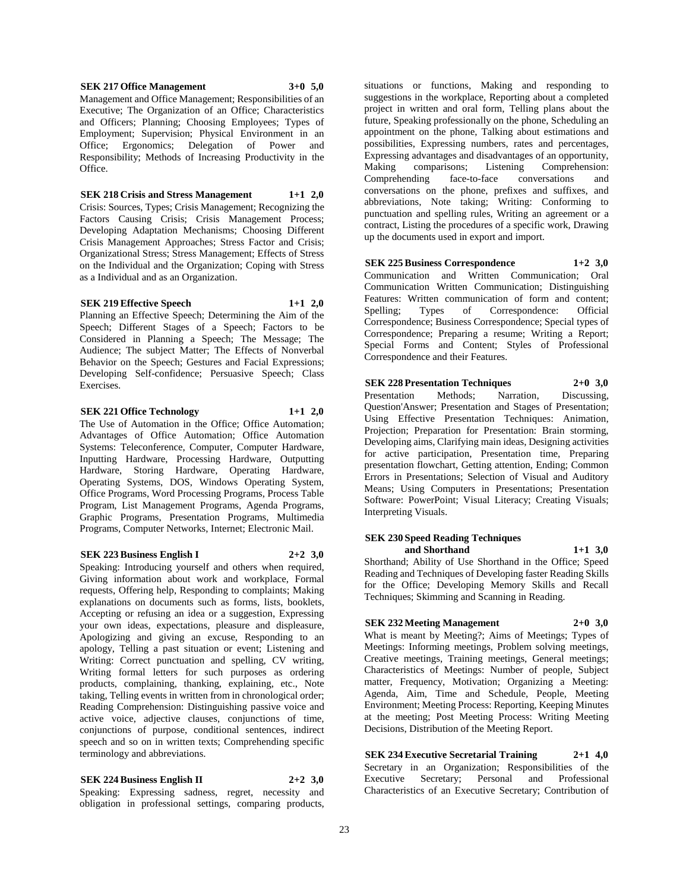**SEK 217 Office Management 3+0 5,0**

Management and Office Management; Responsibilities of an Executive; The Organization of an Office; Characteristics and Officers; Planning; Choosing Employees; Types of Employment; Supervision; Physical Environment in an Office; Ergonomics; Delegation of Power and Responsibility; Methods of Increasing Productivity in the Office.

**SEK 218 Crisis and Stress Management 1+1 2,0**

Crisis: Sources, Types; Crisis Management; Recognizing the Factors Causing Crisis; Crisis Management Process; Developing Adaptation Mechanisms; Choosing Different Crisis Management Approaches; Stress Factor and Crisis; Organizational Stress; Stress Management; Effects of Stress on the Individual and the Organization; Coping with Stress as a Individual and as an Organization.

**SEK 219 Effective Speech 1+1 2,0**

Planning an Effective Speech; Determining the Aim of the Speech; Different Stages of a Speech; Factors to be Considered in Planning a Speech; The Message; The Audience; The subject Matter; The Effects of Nonverbal Behavior on the Speech; Gestures and Facial Expressions; Developing Self-confidence; Persuasive Speech; Class Exercises.

**SEK 221 Office Technology 1+1 2,0**

The Use of Automation in the Office; Office Automation; Advantages of Office Automation; Office Automation Systems: Teleconference, Computer, Computer Hardware, Inputting Hardware, Processing Hardware, Outputting Hardware, Storing Hardware, Operating Hardware, Operating Systems, DOS, Windows Operating System, Office Programs, Word Processing Programs, Process Table Program, List Management Programs, Agenda Programs, Graphic Programs, Presentation Programs, Multimedia Programs, Computer Networks, Internet; Electronic Mail.

**SEK 223 Business English I 2+2 3,0**

Speaking: Introducing yourself and others when required, Giving information about work and workplace, Formal requests, Offering help, Responding to complaints; Making explanations on documents such as forms, lists, booklets, Accepting or refusing an idea or a suggestion, Expressing your own ideas, expectations, pleasure and displeasure, Apologizing and giving an excuse, Responding to an apology, Telling a past situation or event; Listening and Writing: Correct punctuation and spelling, CV writing, Writing formal letters for such purposes as ordering products, complaining, thanking, explaining, etc., Note taking, Telling events in written from in chronological order; Reading Comprehension: Distinguishing passive voice and active voice, adjective clauses, conjunctions of time, conjunctions of purpose, conditional sentences, indirect speech and so on in written texts; Comprehending specific terminology and abbreviations.

**SEK 224 Business English II 2+2 3,0**

Speaking: Expressing sadness, regret, necessity and obligation in professional settings, comparing products, situations or functions, Making and responding to suggestions in the workplace, Reporting about a completed project in written and oral form, Telling plans about the future, Speaking professionally on the phone, Scheduling an appointment on the phone, Talking about estimations and possibilities, Expressing numbers, rates and percentages, Expressing advantages and disadvantages of an opportunity, Making comparisons; Listening Comprehension: Comprehending face-to-face conversations and conversations on the phone, prefixes and suffixes, and abbreviations, Note taking; Writing: Conforming to punctuation and spelling rules, Writing an agreement or a contract, Listing the procedures of a specific work, Drawing up the documents used in export and import.

**SEK 225 Business Correspondence 1+2 3,0**

Communication and Written Communication; Oral Communication Written Communication; Distinguishing Features: Written communication of form and content; Spelling; Types of Correspondence: Official Correspondence; Business Correspondence; Special types of Correspondence; Preparing a resume; Writing a Report; Special Forms and Content; Styles of Professional Correspondence and their Features.

**SEK 228 Presentation Techniques 2+0 3,0**

Presentation Methods; Narration, Discussing, Question'Answer; Presentation and Stages of Presentation; Using Effective Presentation Techniques: Animation, Projection; Preparation for Presentation: Brain storming, Developing aims, Clarifying main ideas, Designing activities for active participation, Presentation time, Preparing presentation flowchart, Getting attention, Ending; Common Errors in Presentations; Selection of Visual and Auditory Means; Using Computers in Presentations; Presentation Software: PowerPoint; Visual Literacy; Creating Visuals; Interpreting Visuals.

**SEK 230 Speed Reading Techniques and Shorthand 1+1 3,0**

Shorthand; Ability of Use Shorthand in the Office; Speed Reading and Techniques of Developing faster Reading Skills for the Office; Developing Memory Skills and Recall Techniques; Skimming and Scanning in Reading.

**SEK 232 Meeting Management 2+0 3,0**

What is meant by Meeting?; Aims of Meetings; Types of Meetings: Informing meetings, Problem solving meetings, Creative meetings, Training meetings, General meetings; Characteristics of Meetings: Number of people, Subject matter, Frequency, Motivation; Organizing a Meeting: Agenda, Aim, Time and Schedule, People, Meeting Environment; Meeting Process: Reporting, Keeping Minutes at the meeting; Post Meeting Process: Writing Meeting Decisions, Distribution of the Meeting Report.

**SEK 234 Executive Secretarial Training 2+1 4,0**

Secretary in an Organization; Responsibilities of the Executive Secretary; Personal and Professional Characteristics of an Executive Secretary; Contribution of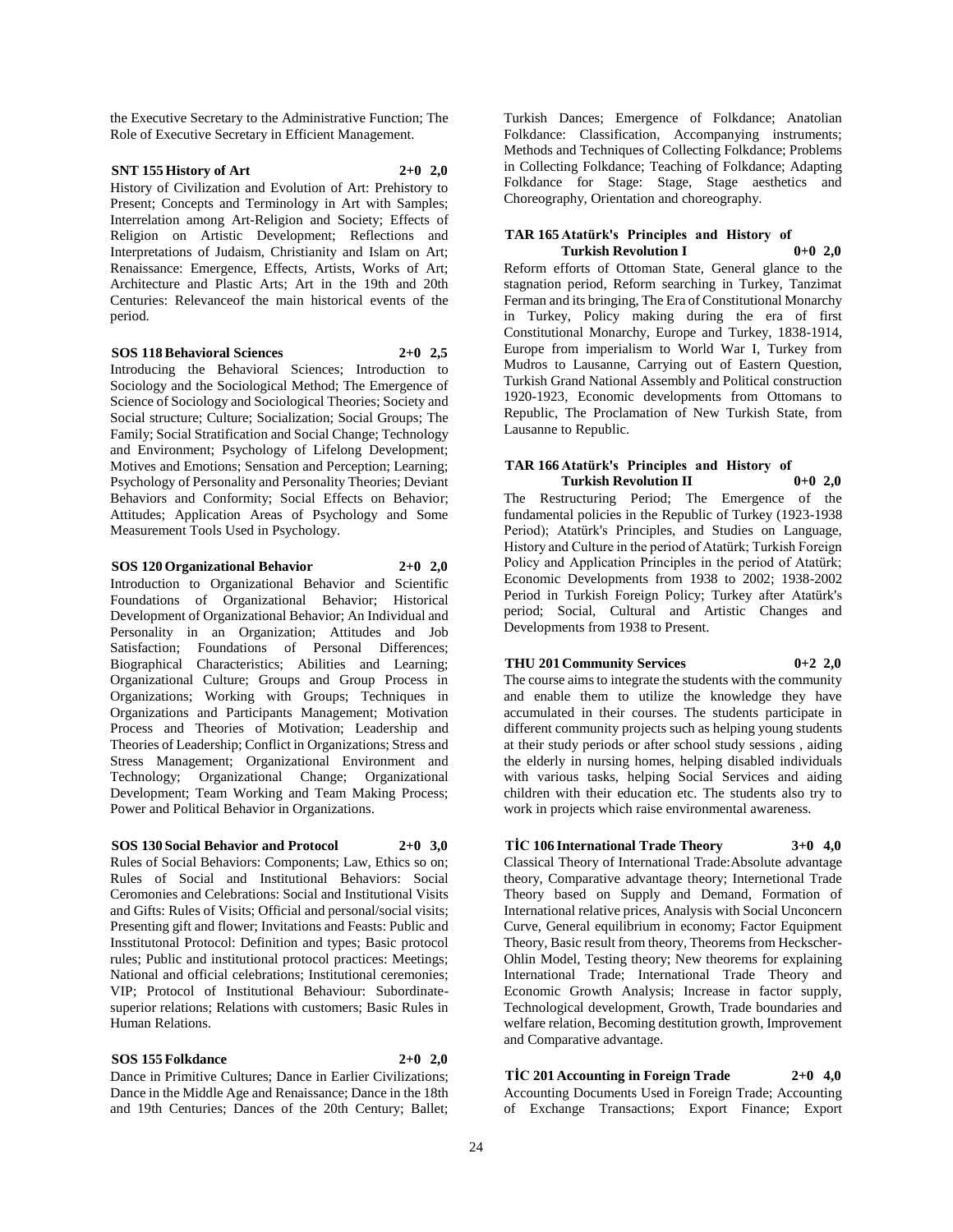the Executive Secretary to the Administrative Function; The Role of Executive Secretary in Efficient Management.

**SNT 155 History of Art 2+0 2,0**

History of Civilization and Evolution of Art: Prehistory to Present; Concepts and Terminology in Art with Samples; Interrelation among Art-Religion and Society; Effects of Religion on Artistic Development; Reflections and Interpretations of Judaism, Christianity and Islam on Art; Renaissance: Emergence, Effects, Artists, Works of Art; Architecture and Plastic Arts; Art in the 19th and 20th Centuries: Relevanceof the main historical events of the period.

**SOS 118 Behavioral Sciences 2+0 2,5**

Introducing the Behavioral Sciences; Introduction to Sociology and the Sociological Method; The Emergence of Science of Sociology and Sociological Theories; Society and Social structure; Culture; Socialization; Social Groups; The Family; Social Stratification and Social Change; Technology and Environment; Psychology of Lifelong Development; Motives and Emotions; Sensation and Perception; Learning; Psychology of Personality and Personality Theories; Deviant Behaviors and Conformity; Social Effects on Behavior; Attitudes; Application Areas of Psychology and Some Measurement Tools Used in Psychology.

**SOS 120 Organizational Behavior 2+0 2,0**

Introduction to Organizational Behavior and Scientific Foundations of Organizational Behavior; Historical Development of Organizational Behavior; An Individual and Personality in an Organization; Attitudes and Job Satisfaction; Foundations of Personal Differences; Biographical Characteristics; Abilities and Learning; Organizational Culture; Groups and Group Process in Organizations; Working with Groups; Techniques in Organizations and Participants Management; Motivation Process and Theories of Motivation; Leadership and Theories of Leadership; Conflict in Organizations; Stress and Stress Management; Organizational Environment and Technology; Organizational Change; Organizational Development; Team Working and Team Making Process; Power and Political Behavior in Organizations.

**SOS 130 Social Behavior and Protocol 2+0 3,0**

Rules of Social Behaviors: Components; Law, Ethics so on; Rules of Social and Institutional Behaviors: Social Ceremonies and Celebrations: Social and Institutional Visits and Gifts: Rules of Visits; Official and personal/social visits; Presenting gift and flower; Invitations and Feasts: Public and Insstitutonal Protocol: Definition and types; Basic protocol rules; Public and institutional protocol practices: Meetings; National and official celebrations; Institutional ceremonies; VIP; Protocol of Institutional Behaviour: Subordinate-superior relations; Relations with customers; Basic Rules in Human Relations.

**SOS 155 Folkdance 2+0 2,0**

Dance in Primitive Cultures; Dance in Earlier Civilizations; Dance in the Middle Age and Renaissance; Dance in the 18th and 19th Centuries; Dances of the 20th Century; Ballet; Turkish Dances; Emergence of Folkdance; Anatolian Folkdance: Classification, Accompanying instruments; Methods and Techniques of Collecting Folkdance; Problems in Collecting Folkdance; Teaching of Folkdance; Adapting Folkdance for Stage: Stage, Stage aesthetics and Choreography, Orientation and choreography.

**TAR 165 Atatürk's Principles and History of Turkish Revolution I 0+0 2,0**

Reform efforts of Ottoman State, General glance to the stagnation period, Reform searching in Turkey, Tanzimat Ferman and its bringing, The Era of Constitutional Monarchy in Turkey, Policy making during the era of first Constitutional Monarchy, Europe and Turkey, 1838-1914, Europe from imperialism to World War I, Turkey from Mudros to Lausanne, Carrying out of Eastern Question, Turkish Grand National Assembly and Political construction 1920-1923, Economic developments from Ottomans to Republic, The Proclamation of New Turkish State, from Lausanne to Republic.

**TAR 166 Atatürk's Principles and History of Turkish Revolution II 0+0 2,0**

The Restructuring Period; The Emergence of the fundamental policies in the Republic of Turkey (1923-1938 Period); Atatürk's Principles, and Studies on Language, History and Culture in the period of Atatürk; Turkish Foreign Policy and Application Principles in the period of Atatürk; Economic Developments from 1938 to 2002; 1938-2002 Period in Turkish Foreign Policy; Turkey after Atatürk's period; Social, Cultural and Artistic Changes and Developments from 1938 to Present.

**THU 201 Community Services 0+2 2,0**

The course aims to integrate the students with the community and enable them to utilize the knowledge they have accumulated in their courses. The students participate in different community projects such as helping young students at their study periods or after school study sessions , aiding the elderly in nursing homes, helping disabled individuals with various tasks, helping Social Services and aiding children with their education etc. The students also try to work in projects which raise environmental awareness.

**TİC 106 International Trade Theory 3+0 4,0**

Classical Theory of International Trade:Absolute advantage theory, Comparative advantage theory; Internetional Trade Theory based on Supply and Demand, Formation of International relative prices, Analysis with Social Unconcern Curve, General equilibrium in economy; Factor Equipment Theory, Basic result from theory, Theorems from Heckscher-Ohlin Model, Testing theory; New theorems for explaining International Trade; International Trade Theory and Economic Growth Analysis; Increase in factor supply, Technological development, Growth, Trade boundaries and welfare relation, Becoming destitution growth, Improvement and Comparative advantage.

**TİC 201 Accounting in Foreign Trade 2+0 4,0**

Accounting Documents Used in Foreign Trade; Accounting of Exchange Transactions; Export Finance; Export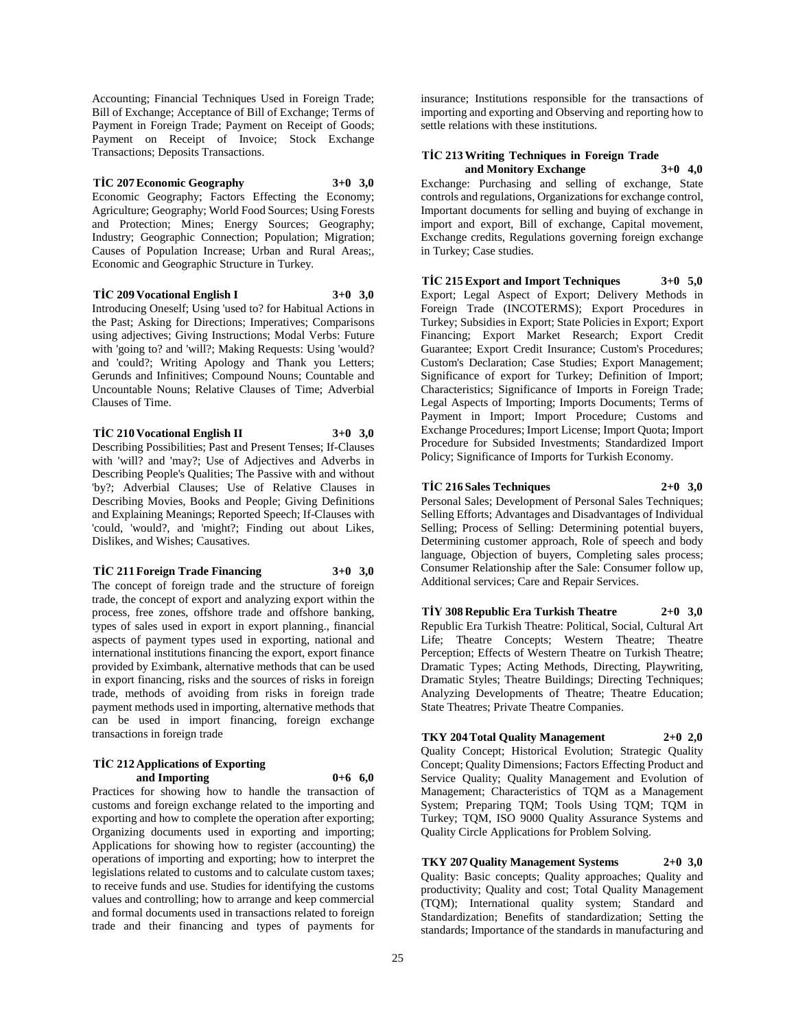Accounting; Financial Techniques Used in Foreign Trade; Bill of Exchange; Acceptance of Bill of Exchange; Terms of Payment in Foreign Trade; Payment on Receipt of Goods; Payment on Receipt of Invoice; Stock Exchange Transactions; Deposits Transactions.

**TİC 207 Economic Geography 3+0 3,0**

Economic Geography; Factors Effecting the Economy; Agriculture; Geography; World Food Sources; Using Forests and Protection; Mines; Energy Sources; Geography; Industry; Geographic Connection; Population; Migration; Causes of Population Increase; Urban and Rural Areas;, Economic and Geographic Structure in Turkey.

**TİC 209 Vocational English I 3+0 3,0**

Introducing Oneself; Using 'used to? for Habitual Actions in the Past; Asking for Directions; Imperatives; Comparisons using adjectives; Giving Instructions; Modal Verbs: Future with 'going to? and 'will?; Making Requests: Using 'would? and 'could?; Writing Apology and Thank you Letters; Gerunds and Infinitives; Compound Nouns; Countable and Uncountable Nouns; Relative Clauses of Time; Adverbial Clauses of Time.

**TİC 210 Vocational English II 3+0 3,0**

Describing Possibilities; Past and Present Tenses; If-Clauses with 'will? and 'may?; Use of Adjectives and Adverbs in Describing People's Qualities; The Passive with and without 'by?; Adverbial Clauses; Use of Relative Clauses in Describing Movies, Books and People; Giving Definitions and Explaining Meanings; Reported Speech; If-Clauses with 'could, 'would?, and 'might?; Finding out about Likes, Dislikes, and Wishes; Causatives.

**TİC 211 Foreign Trade Financing 3+0 3,0**

The concept of foreign trade and the structure of foreign trade, the concept of export and analyzing export within the process, free zones, offshore trade and offshore banking, types of sales used in export in export planning., financial aspects of payment types used in exporting, national and international institutions financing the export, export finance provided by Eximbank, alternative methods that can be used in export financing, risks and the sources of risks in foreign trade, methods of avoiding from risks in foreign trade payment methods used in importing, alternative methods that can be used in import financing, foreign exchange transactions in foreign trade

**TİC 212 Applications of Exporting and Importing 0+6 6,0**

Practices for showing how to handle the transaction of customs and foreign exchange related to the importing and exporting and how to complete the operation after exporting; Organizing documents used in exporting and importing; Applications for showing how to register (accounting) the operations of importing and exporting; how to interpret the legislations related to customs and to calculate custom taxes; to receive funds and use. Studies for identifying the customs values and controlling; how to arrange and keep commercial and formal documents used in transactions related to foreign trade and their financing and types of payments for insurance; Institutions responsible for the transactions of importing and exporting and Observing and reporting how to settle relations with these institutions.

**TİC 213 Writing Techniques in Foreign Trade and Monitory Exchange 3+0 4,0**

Exchange: Purchasing and selling of exchange, State controls and regulations, Organizations for exchange control, Important documents for selling and buying of exchange in import and export, Bill of exchange, Capital movement, Exchange credits, Regulations governing foreign exchange in Turkey; Case studies.

**TİC 215 Export and Import Techniques 3+0 5,0**

Export; Legal Aspect of Export; Delivery Methods in Foreign Trade (INCOTERMS); Export Procedures in Turkey; Subsidies in Export; State Policies in Export; Export Financing; Export Market Research; Export Credit Guarantee; Export Credit Insurance; Custom's Procedures; Custom's Declaration; Case Studies; Export Management; Significance of export for Turkey; Definition of Import; Characteristics; Significance of Imports in Foreign Trade; Legal Aspects of Importing; Imports Documents; Terms of Payment in Import; Import Procedure; Customs and Exchange Procedures; Import License; Import Quota; Import Procedure for Subsided Investments; Standardized Import Policy; Significance of Imports for Turkish Economy.

**TİC 216 Sales Techniques 2+0 3,0**

Personal Sales; Development of Personal Sales Techniques; Selling Efforts; Advantages and Disadvantages of Individual Selling; Process of Selling: Determining potential buyers, Determining customer approach, Role of speech and body language, Objection of buyers, Completing sales process; Consumer Relationship after the Sale: Consumer follow up, Additional services; Care and Repair Services.

**TİY 308 Republic Era Turkish Theatre 2+0 3,0**

Republic Era Turkish Theatre: Political, Social, Cultural Art Life; Theatre Concepts; Western Theatre; Theatre Perception; Effects of Western Theatre on Turkish Theatre; Dramatic Types; Acting Methods, Directing, Playwriting, Dramatic Styles; Theatre Buildings; Directing Techniques; Analyzing Developments of Theatre; Theatre Education; State Theatres; Private Theatre Companies.

**TKY 204 Total Quality Management 2+0 2,0**

Quality Concept; Historical Evolution; Strategic Quality Concept; Quality Dimensions; Factors Effecting Product and Service Quality; Quality Management and Evolution of Management; Characteristics of TQM as a Management System; Preparing TQM; Tools Using TQM; TQM in Turkey; TQM, ISO 9000 Quality Assurance Systems and Quality Circle Applications for Problem Solving.

**TKY 207 Quality Management Systems 2+0 3,0**

Quality: Basic concepts; Quality approaches; Quality and productivity; Quality and cost; Total Quality Management (TQM); International quality system; Standard and Standardization; Benefits of standardization; Setting the standards; Importance of the standards in manufacturing and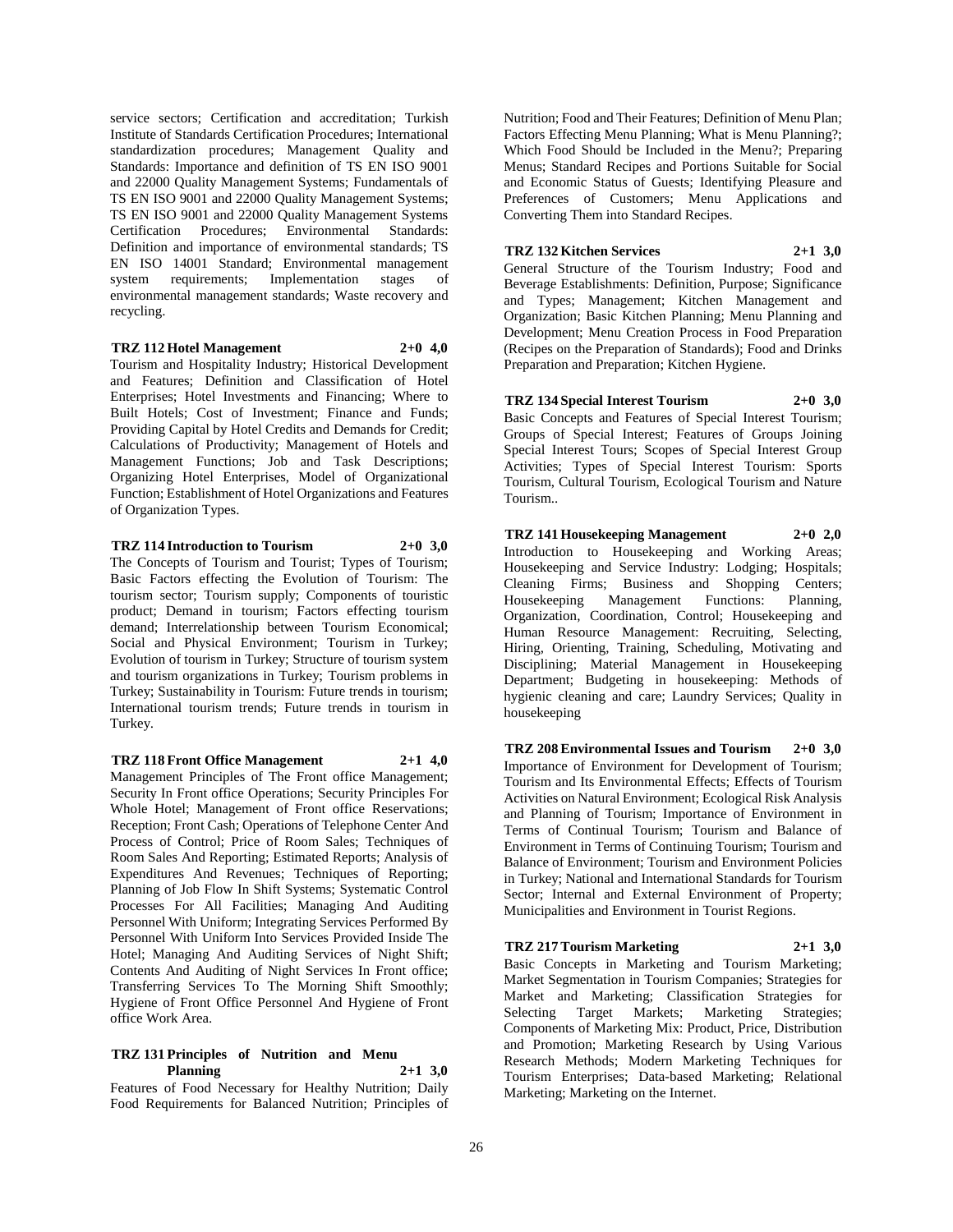service sectors; Certification and accreditation; Turkish Institute of Standards Certification Procedures; International standardization procedures; Management Quality and Standards: Importance and definition of TS EN ISO 9001 and 22000 Quality Management Systems; Fundamentals of TS EN ISO 9001 and 22000 Quality Management Systems; TS EN ISO 9001 and 22000 Quality Management Systems Certification Procedures; Environmental Standards: Definition and importance of environmental standards; TS EN ISO 14001 Standard; Environmental management system requirements; Implementation stages of environmental management standards; Waste recovery and recycling.

**TRZ 112 Hotel Management 2+0 4,0**

Tourism and Hospitality Industry; Historical Development and Features; Definition and Classification of Hotel Enterprises; Hotel Investments and Financing; Where to Built Hotels; Cost of Investment; Finance and Funds; Providing Capital by Hotel Credits and Demands for Credit; Calculations of Productivity; Management of Hotels and Management Functions; Job and Task Descriptions; Organizing Hotel Enterprises, Model of Organizational Function; Establishment of Hotel Organizations and Features of Organization Types.

**TRZ 114 Introduction to Tourism 2+0 3,0**

The Concepts of Tourism and Tourist; Types of Tourism; Basic Factors effecting the Evolution of Tourism: The tourism sector; Tourism supply; Components of touristic product; Demand in tourism; Factors effecting tourism demand; Interrelationship between Tourism Economical; Social and Physical Environment; Tourism in Turkey; Evolution of tourism in Turkey; Structure of tourism system and tourism organizations in Turkey; Tourism problems in Turkey; Sustainability in Tourism: Future trends in tourism; International tourism trends; Future trends in tourism in Turkey.

**TRZ 118 Front Office Management 2+1 4,0**

Management Principles of The Front office Management; Security In Front office Operations; Security Principles For Whole Hotel; Management of Front office Reservations; Reception; Front Cash; Operations of Telephone Center And Process of Control; Price of Room Sales; Techniques of Room Sales And Reporting; Estimated Reports; Analysis of Expenditures And Revenues; Techniques of Reporting; Planning of Job Flow In Shift Systems; Systematic Control Processes For All Facilities; Managing And Auditing Personnel With Uniform; Integrating Services Performed By Personnel With Uniform Into Services Provided Inside The Hotel; Managing And Auditing Services of Night Shift; Contents And Auditing of Night Services In Front office; Transferring Services To The Morning Shift Smoothly; Hygiene of Front Office Personnel And Hygiene of Front office Work Area.

**TRZ 131 Principles of Nutrition and Menu Planning 2+1 3,0**

Features of Food Necessary for Healthy Nutrition; Daily Food Requirements for Balanced Nutrition; Principles of Nutrition; Food and Their Features; Definition of Menu Plan; Factors Effecting Menu Planning; What is Menu Planning?; Which Food Should be Included in the Menu?; Preparing Menus; Standard Recipes and Portions Suitable for Social and Economic Status of Guests; Identifying Pleasure and Preferences of Customers; Menu Applications and Converting Them into Standard Recipes.

**TRZ 132 Kitchen Services 2+1 3,0**

General Structure of the Tourism Industry; Food and Beverage Establishments: Definition, Purpose; Significance and Types; Management; Kitchen Management and Organization; Basic Kitchen Planning; Menu Planning and Development; Menu Creation Process in Food Preparation (Recipes on the Preparation of Standards); Food and Drinks Preparation and Preparation; Kitchen Hygiene.

**TRZ 134 Special Interest Tourism 2+0 3,0**

Basic Concepts and Features of Special Interest Tourism; Groups of Special Interest; Features of Groups Joining Special Interest Tours; Scopes of Special Interest Group Activities; Types of Special Interest Tourism: Sports Tourism, Cultural Tourism, Ecological Tourism and Nature Tourism..

**TRZ 141 Housekeeping Management 2+0 2,0**

Introduction to Housekeeping and Working Areas; Housekeeping and Service Industry: Lodging; Hospitals; Cleaning Firms; Business and Shopping Centers; Housekeeping Management Functions: Planning, Organization, Coordination, Control; Housekeeping and Human Resource Management: Recruiting, Selecting, Hiring, Orienting, Training, Scheduling, Motivating and Disciplining; Material Management in Housekeeping Department; Budgeting in housekeeping: Methods of hygienic cleaning and care; Laundry Services; Quality in housekeeping

**TRZ 208 Environmental Issues and Tourism 2+0 3,0**

Importance of Environment for Development of Tourism; Tourism and Its Environmental Effects; Effects of Tourism Activities on Natural Environment; Ecological Risk Analysis and Planning of Tourism; Importance of Environment in Terms of Continual Tourism; Tourism and Balance of Environment in Terms of Continuing Tourism; Tourism and Balance of Environment; Tourism and Environment Policies in Turkey; National and International Standards for Tourism Sector; Internal and External Environment of Property; Municipalities and Environment in Tourist Regions.

**TRZ 217 Tourism Marketing 2+1 3,0**

Basic Concepts in Marketing and Tourism Marketing; Market Segmentation in Tourism Companies; Strategies for Market and Marketing; Classification Strategies for Selecting Target Markets; Marketing Strategies; Components of Marketing Mix: Product, Price, Distribution and Promotion; Marketing Research by Using Various Research Methods; Modern Marketing Techniques for Tourism Enterprises; Data-based Marketing; Relational Marketing; Marketing on the Internet.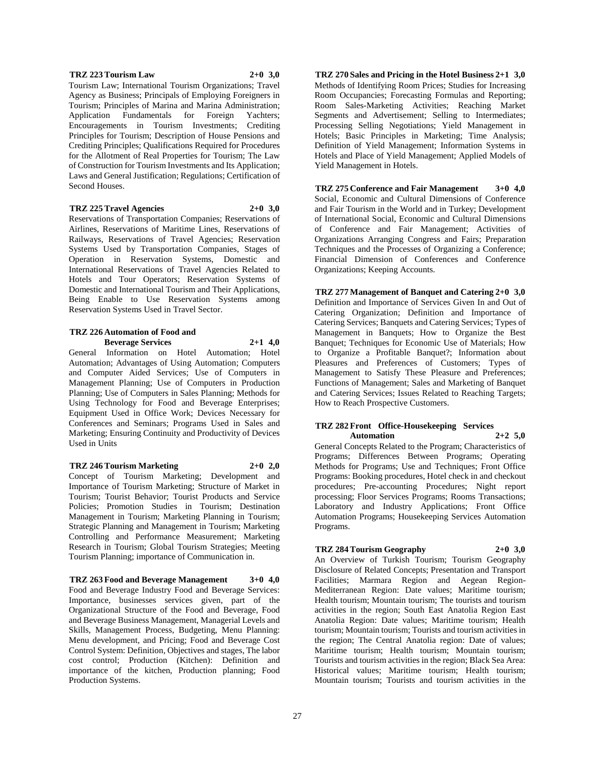**TRZ 223 Tourism Law 2+0 3,0**

Tourism Law; International Tourism Organizations; Travel Agency as Business; Principals of Employing Foreigners in Tourism; Principles of Marina and Marina Administration; Application Fundamentals for Foreign Yachters; Encouragements in Tourism Investments; Crediting Principles for Tourism; Description of House Pensions and Crediting Principles; Qualifications Required for Procedures for the Allotment of Real Properties for Tourism; The Law of Construction for Tourism Investments and Its Application; Laws and General Justification; Regulations; Certification of Second Houses.

**TRZ 225 Travel Agencies 2+0 3,0**

Reservations of Transportation Companies; Reservations of Airlines, Reservations of Maritime Lines, Reservations of Railways, Reservations of Travel Agencies; Reservation Systems Used by Transportation Companies, Stages of Operation in Reservation Systems, Domestic and International Reservations of Travel Agencies Related to Hotels and Tour Operators; Reservation Systems of Domestic and International Tourism and Their Applications, Being Enable to Use Reservation Systems among Reservation Systems Used in Travel Sector.

**TRZ 226 Automation of Food and Beverage Services 2+1 4,0**

General Information on Hotel Automation; Hotel Automation; Advantages of Using Automation; Computers and Computer Aided Services; Use of Computers in Management Planning; Use of Computers in Production Planning; Use of Computers in Sales Planning; Methods for Using Technology for Food and Beverage Enterprises; Equipment Used in Office Work; Devices Necessary for Conferences and Seminars; Programs Used in Sales and Marketing; Ensuring Continuity and Productivity of Devices Used in Units

**TRZ 246 Tourism Marketing 2+0 2,0**

Concept of Tourism Marketing; Development and Importance of Tourism Marketing; Structure of Market in Tourism; Tourist Behavior; Tourist Products and Service Policies; Promotion Studies in Tourism; Destination Management in Tourism; Marketing Planning in Tourism; Strategic Planning and Management in Tourism; Marketing Controlling and Performance Measurement; Marketing Research in Tourism; Global Tourism Strategies; Meeting Tourism Planning; importance of Communication in.

**TRZ 263 Food and Beverage Management 3+0 4,0**

Food and Beverage Industry Food and Beverage Services: Importance, businesses services given, part of the Organizational Structure of the Food and Beverage, Food and Beverage Business Management, Managerial Levels and Skills, Management Process, Budgeting, Menu Planning: Menu development, and Pricing; Food and Beverage Cost Control System: Definition, Objectives and stages, The labor cost control; Production (Kitchen): Definition and importance of the kitchen, Production planning; Food Production Systems.

**TRZ 270 Sales and Pricing in the Hotel Business 2+1 3,0**

Methods of Identifying Room Prices; Studies for Increasing Room Occupancies; Forecasting Formulas and Reporting; Room Sales-Marketing Activities; Reaching Market Segments and Advertisement; Selling to Intermediates; Processing Selling Negotiations; Yield Management in Hotels; Basic Principles in Marketing; Time Analysis; Definition of Yield Management; Information Systems in Hotels and Place of Yield Management; Applied Models of Yield Management in Hotels.

**TRZ 275 Conference and Fair Management 3+0 4,0**

Social, Economic and Cultural Dimensions of Conference and Fair Tourism in the World and in Turkey; Development of International Social, Economic and Cultural Dimensions of Conference and Fair Management; Activities of Organizations Arranging Congress and Fairs; Preparation Techniques and the Processes of Organizing a Conference; Financial Dimension of Conferences and Conference Organizations; Keeping Accounts.

**TRZ 277 Management of Banquet and Catering 2+0 3,0**

Definition and Importance of Services Given In and Out of Catering Organization; Definition and Importance of Catering Services; Banquets and Catering Services; Types of Management in Banquets; How to Organize the Best Banquet; Techniques for Economic Use of Materials; How to Organize a Profitable Banquet?; Information about Pleasures and Preferences of Customers; Types of Management to Satisfy These Pleasure and Preferences; Functions of Management; Sales and Marketing of Banquet and Catering Services; Issues Related to Reaching Targets; How to Reach Prospective Customers.

**TRZ 282 Front Office-Housekeeping Services Automation 2+2 5,0**

General Concepts Related to the Program; Characteristics of Programs; Differences Between Programs; Operating Methods for Programs; Use and Techniques; Front Office Programs: Booking procedures, Hotel check in and checkout procedures; Pre-accounting Procedures; Night report processing; Floor Services Programs; Rooms Transactions; Laboratory and Industry Applications; Front Office Automation Programs; Housekeeping Services Automation Programs.

**TRZ 284 Tourism Geography 2+0 3,0**

An Overview of Turkish Tourism; Tourism Geography Disclosure of Related Concepts; Presentation and Transport Facilities; Marmara Region and Aegean Region-Mediterranean Region: Date values; Maritime tourism; Health tourism; Mountain tourism; The tourists and tourism activities in the region; South East Anatolia Region East Anatolia Region: Date values; Maritime tourism; Health tourism; Mountain tourism; Tourists and tourism activities in the region; The Central Anatolia region: Date of values; Maritime tourism; Health tourism; Mountain tourism; Tourists and tourism activities in the region; Black Sea Area: Historical values; Maritime tourism; Health tourism; Mountain tourism; Tourists and tourism activities in the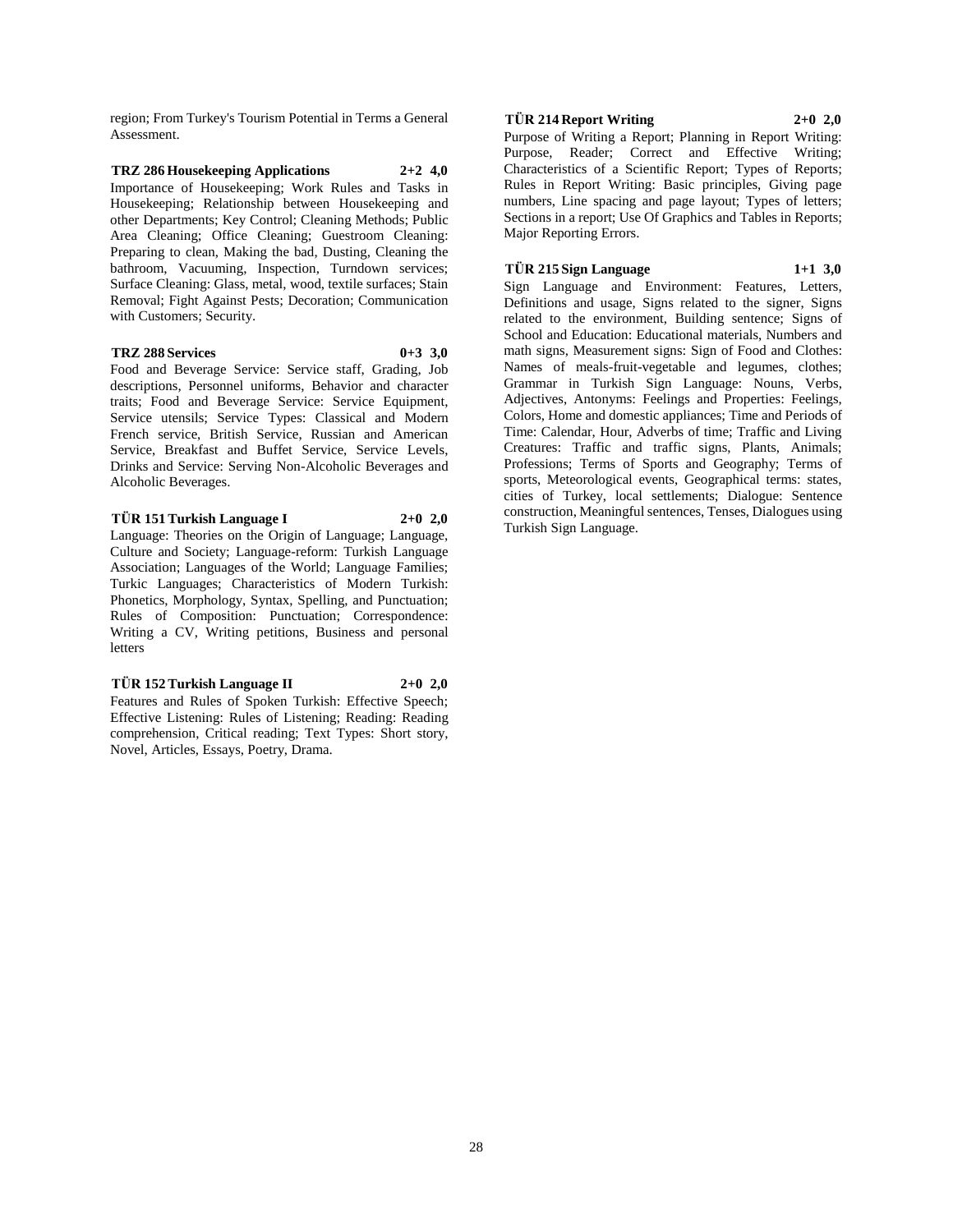region; From Turkey's Tourism Potential in Terms a General Assessment.

**TRZ 286 Housekeeping Applications 2+2 4,0**

Importance of Housekeeping; Work Rules and Tasks in Housekeeping; Relationship between Housekeeping and other Departments; Key Control; Cleaning Methods; Public Area Cleaning; Office Cleaning; Guestroom Cleaning: Preparing to clean, Making the bad, Dusting, Cleaning the bathroom, Vacuuming, Inspection, Turndown services; Surface Cleaning: Glass, metal, wood, textile surfaces; Stain Removal; Fight Against Pests; Decoration; Communication with Customers; Security.

**TRZ 288 Services 0+3 3,0**

Food and Beverage Service: Service staff, Grading, Job descriptions, Personnel uniforms, Behavior and character traits; Food and Beverage Service: Service Equipment, Service utensils; Service Types: Classical and Modern French service, British Service, Russian and American Service, Breakfast and Buffet Service, Service Levels, Drinks and Service: Serving Non-Alcoholic Beverages and Alcoholic Beverages.

**TÜR 151 Turkish Language I 2+0 2,0**

Language: Theories on the Origin of Language; Language, Culture and Society; Language-reform: Turkish Language Association; Languages of the World; Language Families; Turkic Languages; Characteristics of Modern Turkish: Phonetics, Morphology, Syntax, Spelling, and Punctuation; Rules of Composition: Punctuation; Correspondence: Writing a CV, Writing petitions, Business and personal letters

**TÜR 152 Turkish Language II 2+0 2,0**

Features and Rules of Spoken Turkish: Effective Speech; Effective Listening: Rules of Listening; Reading: Reading comprehension, Critical reading; Text Types: Short story, Novel, Articles, Essays, Poetry, Drama.

**TÜR 214 Report Writing 2+0 2,0**

Purpose of Writing a Report; Planning in Report Writing: Purpose, Reader; Correct and Effective Writing; Characteristics of a Scientific Report; Types of Reports; Rules in Report Writing: Basic principles, Giving page numbers, Line spacing and page layout; Types of letters; Sections in a report; Use Of Graphics and Tables in Reports; Major Reporting Errors.

**TÜR 215 Sign Language 1+1 3,0**

Sign Language and Environment: Features, Letters, Definitions and usage, Signs related to the signer, Signs related to the environment, Building sentence; Signs of School and Education: Educational materials, Numbers and math signs, Measurement signs: Sign of Food and Clothes: Names of meals-fruit-vegetable and legumes, clothes; Grammar in Turkish Sign Language: Nouns, Verbs, Adjectives, Antonyms: Feelings and Properties: Feelings, Colors, Home and domestic appliances; Time and Periods of Time: Calendar, Hour, Adverbs of time; Traffic and Living Creatures: Traffic and traffic signs, Plants, Animals; Professions; Terms of Sports and Geography; Terms of sports, Meteorological events, Geographical terms: states, cities of Turkey, local settlements; Dialogue: Sentence construction, Meaningful sentences, Tenses, Dialogues using Turkish Sign Language.